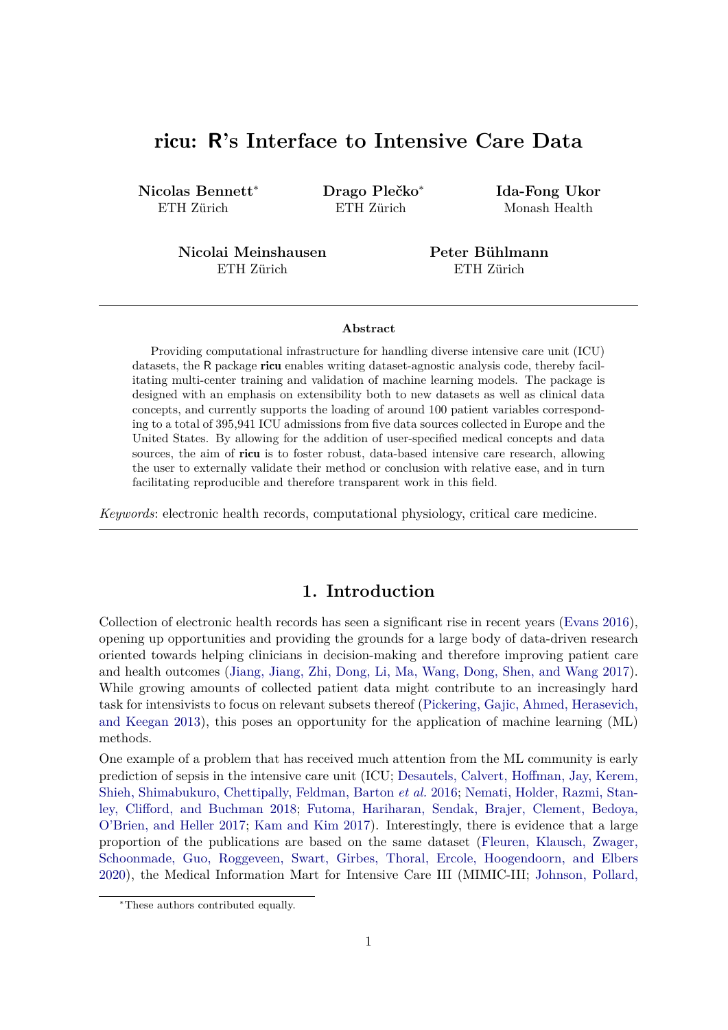# ricu: R's Interface to Intensive Care Data

**Nicolas Bennett**[*]
ETH Zürich

**Drago Plečko**[*]
ETH Zürich

**Ida-Fong Ukor**
Monash Health

**Nicolai Meinshausen**
ETH Zürich

**Peter Bühlmann**
ETH Zürich

---

**Abstract**

Providing computational infrastructure for handling diverse intensive care unit (ICU) datasets, the R package **ricu** enables writing dataset-agnostic analysis code, thereby facilitating multi-center training and validation of machine learning models. The package is designed with an emphasis on extensibility both to new datasets as well as clinical data concepts, and currently supports the loading of around 100 patient variables corresponding to a total of 395,941 ICU admissions from five data sources collected in Europe and the United States. By allowing for the addition of user-specified medical concepts and data sources, the aim of **ricu** is to foster robust, data-based intensive care research, allowing the user to externally validate their method or conclusion with relative ease, and in turn facilitating reproducible and therefore transparent work in this field.

*Keywords*: electronic health records, computational physiology, critical care medicine.

---

## 1. Introduction

Collection of electronic health records has seen a significant rise in recent years (Evans 2016), opening up opportunities and providing the grounds for a large body of data-driven research oriented towards helping clinicians in decision-making and therefore improving patient care and health outcomes (Jiang, Jiang, Zhi, Dong, Li, Ma, Wang, Dong, Shen, and Wang 2017). While growing amounts of collected patient data might contribute to an increasingly hard task for intensivists to focus on relevant subsets thereof (Pickering, Gajic, Ahmed, Herasevich, and Keegan 2013), this poses an opportunity for the application of machine learning (ML) methods.

One example of a problem that has received much attention from the ML community is early prediction of sepsis in the intensive care unit (ICU; Desautels, Calvert, Hoffman, Jay, Kerem, Shieh, Shimabukuro, Chettipally, Feldman, Barton *et al.* 2016; Nemati, Holder, Razmi, Stanley, Clifford, and Buchman 2018; Futoma, Hariharan, Sendak, Brajer, Clement, Bedoya, O'Brien, and Heller 2017; Kam and Kim 2017). Interestingly, there is evidence that a large proportion of the publications are based on the same dataset (Fleuren, Klausch, Zwager, Schoonmade, Guo, Roggeveen, Swart, Girbes, Thoral, Ercole, Hoogendoorn, and Elbers 2020), the Medical Information Mart for Intensive Care III (MIMIC-III; Johnson, Pollard,

[*]These authors contributed equally.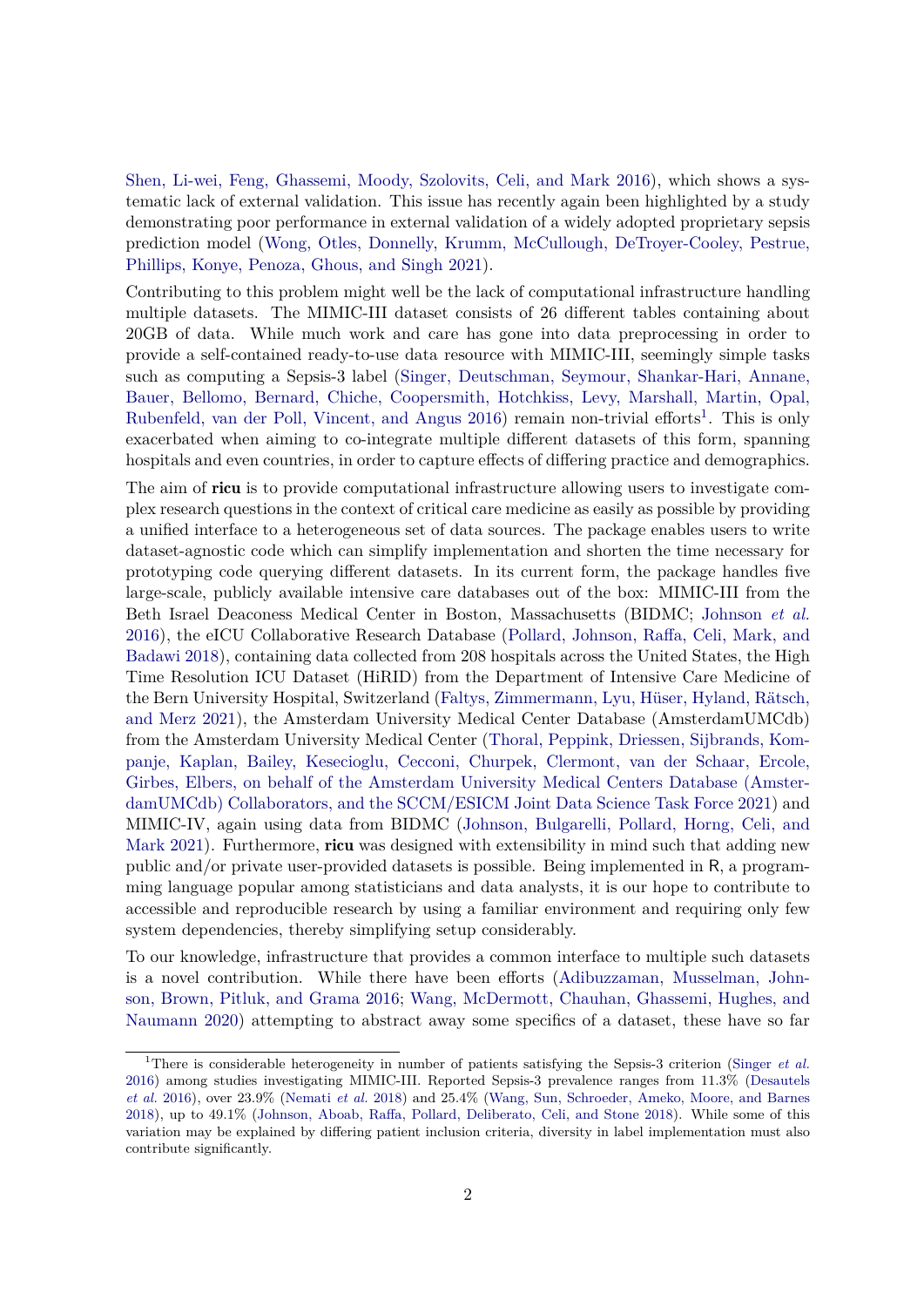Shen, Li-wei, Feng, Ghassemi, Moody, Szolovits, Celi, and Mark 2016), which shows a systematic lack of external validation. This issue has recently again been highlighted by a study demonstrating poor performance in external validation of a widely adopted proprietary sepsis prediction model (Wong, Otles, Donnelly, Krumm, McCullough, DeTroyer-Cooley, Pestrue, Phillips, Konye, Penoza, Ghous, and Singh 2021).

Contributing to this problem might well be the lack of computational infrastructure handling multiple datasets. The MIMIC-III dataset consists of 26 different tables containing about 20GB of data. While much work and care has gone into data preprocessing in order to provide a self-contained ready-to-use data resource with MIMIC-III, seemingly simple tasks such as computing a Sepsis-3 label (Singer, Deutschman, Seymour, Shankar-Hari, Annane, Bauer, Bellomo, Bernard, Chiche, Coopersmith, Hotchkiss, Levy, Marshall, Martin, Opal, Rubenfeld, van der Poll, Vincent, and Angus 2016) remain non-trivial efforts[1]. This is only exacerbated when aiming to co-integrate multiple different datasets of this form, spanning hospitals and even countries, in order to capture effects of differing practice and demographics.

The aim of **ricu** is to provide computational infrastructure allowing users to investigate complex research questions in the context of critical care medicine as easily as possible by providing a unified interface to a heterogeneous set of data sources. The package enables users to write dataset-agnostic code which can simplify implementation and shorten the time necessary for prototyping code querying different datasets. In its current form, the package handles five large-scale, publicly available intensive care databases out of the box: MIMIC-III from the Beth Israel Deaconess Medical Center in Boston, Massachusetts (BIDMC; Johnson *et al.* 2016), the eICU Collaborative Research Database (Pollard, Johnson, Raffa, Celi, Mark, and Badawi 2018), containing data collected from 208 hospitals across the United States, the High Time Resolution ICU Dataset (HiRID) from the Department of Intensive Care Medicine of the Bern University Hospital, Switzerland (Faltys, Zimmermann, Lyu, Hüser, Hyland, Rätsch, and Merz 2021), the Amsterdam University Medical Center Database (AmsterdamUMCdb) from the Amsterdam University Medical Center (Thoral, Peppink, Driessen, Sijbrands, Kompanje, Kaplan, Bailey, Kesecioglu, Cecconi, Churpek, Clermont, van der Schaar, Ercole, Girbes, Elbers, on behalf of the Amsterdam University Medical Centers Database (AmsterdamUMCdb) Collaborators, and the SCCM/ESICM Joint Data Science Task Force 2021) and MIMIC-IV, again using data from BIDMC (Johnson, Bulgarelli, Pollard, Horng, Celi, and Mark 2021). Furthermore, **ricu** was designed with extensibility in mind such that adding new public and/or private user-provided datasets is possible. Being implemented in R, a programming language popular among statisticians and data analysts, it is our hope to contribute to accessible and reproducible research by using a familiar environment and requiring only few system dependencies, thereby simplifying setup considerably.

To our knowledge, infrastructure that provides a common interface to multiple such datasets is a novel contribution. While there have been efforts (Adibuzzaman, Musselman, Johnson, Brown, Pitluk, and Grama 2016; Wang, McDermott, Chauhan, Ghassemi, Hughes, and Naumann 2020) attempting to abstract away some specifics of a dataset, these have so far

[1] There is considerable heterogeneity in number of patients satisfying the Sepsis-3 criterion (Singer *et al.* 2016) among studies investigating MIMIC-III. Reported Sepsis-3 prevalence ranges from 11.3% (Desautels *et al.* 2016), over 23.9% (Nemati *et al.* 2018) and 25.4% (Wang, Sun, Schroeder, Ameko, Moore, and Barnes 2018), up to 49.1% (Johnson, Aboab, Raffa, Pollard, Deliberato, Celi, and Stone 2018). While some of this variation may be explained by differing patient inclusion criteria, diversity in label implementation must also contribute significantly.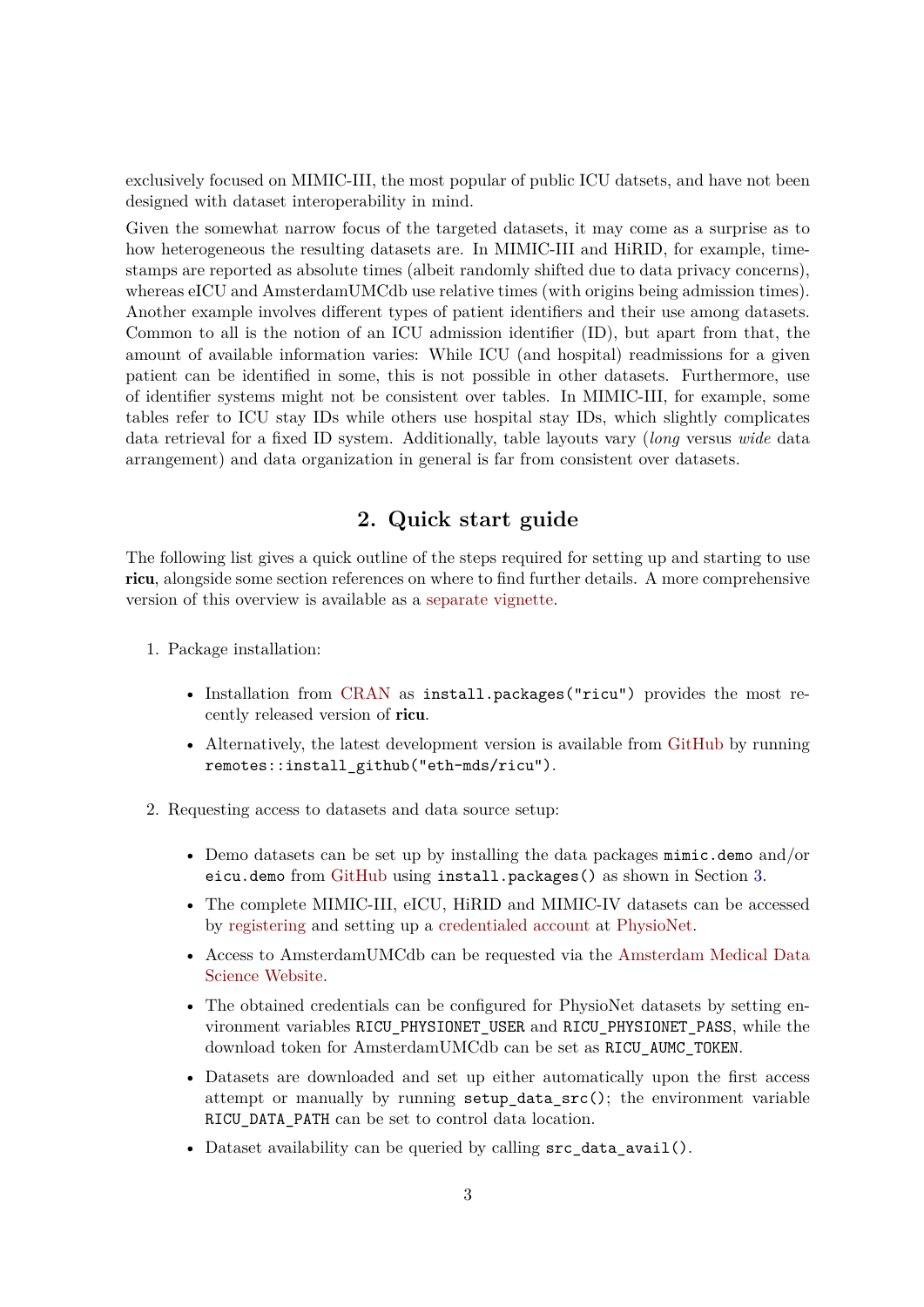exclusively focused on MIMIC-III, the most popular of public ICU datsets, and have not been designed with dataset interoperability in mind.

Given the somewhat narrow focus of the targeted datasets, it may come as a surprise as to how heterogeneous the resulting datasets are. In MIMIC-III and HiRID, for example, timestamps are reported as absolute times (albeit randomly shifted due to data privacy concerns), whereas eICU and AmsterdamUMCdb use relative times (with origins being admission times). Another example involves different types of patient identifiers and their use among datasets. Common to all is the notion of an ICU admission identifier (ID), but apart from that, the amount of available information varies: While ICU (and hospital) readmissions for a given patient can be identified in some, this is not possible in other datasets. Furthermore, use of identifier systems might not be consistent over tables. In MIMIC-III, for example, some tables refer to ICU stay IDs while others use hospital stay IDs, which slightly complicates data retrieval for a fixed ID system. Additionally, table layouts vary (*long* versus *wide* data arrangement) and data organization in general is far from consistent over datasets.

## 2. Quick start guide

The following list gives a quick outline of the steps required for setting up and starting to use **ricu**, alongside some section references on where to find further details. A more comprehensive version of this overview is available as a separate vignette.

1. Package installation:
   - Installation from CRAN as `install.packages("ricu")` provides the most recently released version of **ricu**.
   - Alternatively, the latest development version is available from GitHub by running `remotes::install_github("eth-mds/ricu")`.
2. Requesting access to datasets and data source setup:
   - Demo datasets can be set up by installing the data packages `mimic.demo` and/or `eicu.demo` from GitHub using `install.packages()` as shown in Section 3.
   - The complete MIMIC-III, eICU, HiRID and MIMIC-IV datasets can be accessed by registering and setting up a credentialed account at PhysioNet.
   - Access to AmsterdamUMCdb can be requested via the Amsterdam Medical Data Science Website.
   - The obtained credentials can be configured for PhysioNet datasets by setting environment variables `RICU_PHYSIONET_USER` and `RICU_PHYSIONET_PASS`, while the download token for AmsterdamUMCdb can be set as `RICU_AUMC_TOKEN`.
   - Datasets are downloaded and set up either automatically upon the first access attempt or manually by running `setup_data_src()`; the environment variable `RICU_DATA_PATH` can be set to control data location.
   - Dataset availability can be queried by calling `src_data_avail()`.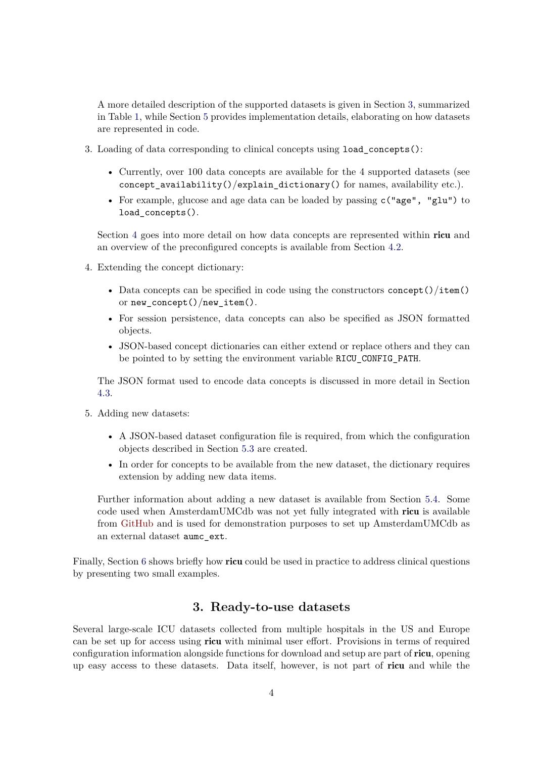A more detailed description of the supported datasets is given in Section 3, summarized in Table 1, while Section 5 provides implementation details, elaborating on how datasets are represented in code.

3. Loading of data corresponding to clinical concepts using `load_concepts()`:

   - Currently, over 100 data concepts are available for the 4 supported datasets (see `concept_availability()`/`explain_dictionary()` for names, availability etc.).
   - For example, glucose and age data can be loaded by passing `c("age", "glu")` to `load_concepts()`.

   Section 4 goes into more detail on how data concepts are represented within **ricu** and an overview of the preconfigured concepts is available from Section 4.2.

4. Extending the concept dictionary:

   - Data concepts can be specified in code using the constructors `concept()`/`item()` or `new_concept()`/`new_item()`.
   - For session persistence, data concepts can also be specified as JSON formatted objects.
   - JSON-based concept dictionaries can either extend or replace others and they can be pointed to by setting the environment variable `RICU_CONFIG_PATH`.

   The JSON format used to encode data concepts is discussed in more detail in Section 4.3.

5. Adding new datasets:

   - A JSON-based dataset configuration file is required, from which the configuration objects described in Section 5.3 are created.
   - In order for concepts to be available from the new dataset, the dictionary requires extension by adding new data items.

   Further information about adding a new dataset is available from Section 5.4. Some code used when AmsterdamUMCdb was not yet fully integrated with **ricu** is available from GitHub and is used for demonstration purposes to set up AmsterdamUMCdb as an external dataset `aumc_ext`.

Finally, Section 6 shows briefly how **ricu** could be used in practice to address clinical questions by presenting two small examples.

## 3. Ready-to-use datasets

Several large-scale ICU datasets collected from multiple hospitals in the US and Europe can be set up for access using **ricu** with minimal user effort. Provisions in terms of required configuration information alongside functions for download and setup are part of **ricu**, opening up easy access to these datasets. Data itself, however, is not part of **ricu** and while the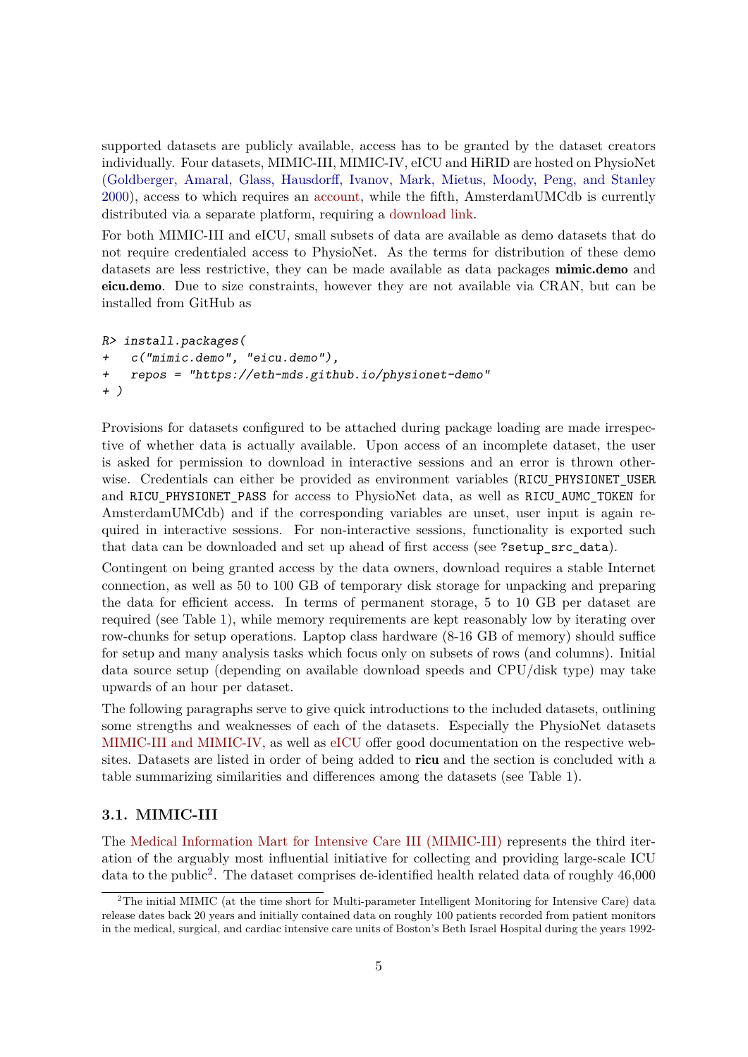supported datasets are publicly available, access has to be granted by the dataset creators individually. Four datasets, MIMIC-III, MIMIC-IV, eICU and HiRID are hosted on PhysioNet (Goldberger, Amaral, Glass, Hausdorff, Ivanov, Mark, Mietus, Moody, Peng, and Stanley 2000), access to which requires an account, while the fifth, AmsterdamUMCdb is currently distributed via a separate platform, requiring a download link.

For both MIMIC-III and eICU, small subsets of data are available as demo datasets that do not require credentialed access to PhysioNet. As the terms for distribution of these demo datasets are less restrictive, they can be made available as data packages **mimic.demo** and **eicu.demo**. Due to size constraints, however they are not available via CRAN, but can be installed from GitHub as

```
R> install.packages(
+   c("mimic.demo", "eicu.demo"),
+   repos = "https://eth-mds.github.io/physionet-demo"
+ )
```

Provisions for datasets configured to be attached during package loading are made irrespective of whether data is actually available. Upon access of an incomplete dataset, the user is asked for permission to download in interactive sessions and an error is thrown otherwise. Credentials can either be provided as environment variables (`RICU_PHYSIONET_USER` and `RICU_PHYSIONET_PASS` for access to PhysioNet data, as well as `RICU_AUMC_TOKEN` for AmsterdamUMCdb) and if the corresponding variables are unset, user input is again required in interactive sessions. For non-interactive sessions, functionality is exported such that data can be downloaded and set up ahead of first access (see `?setup_src_data`).

Contingent on being granted access by the data owners, download requires a stable Internet connection, as well as 50 to 100 GB of temporary disk storage for unpacking and preparing the data for efficient access. In terms of permanent storage, 5 to 10 GB per dataset are required (see Table 1), while memory requirements are kept reasonably low by iterating over row-chunks for setup operations. Laptop class hardware (8-16 GB of memory) should suffice for setup and many analysis tasks which focus only on subsets of rows (and columns). Initial data source setup (depending on available download speeds and CPU/disk type) may take upwards of an hour per dataset.

The following paragraphs serve to give quick introductions to the included datasets, outlining some strengths and weaknesses of each of the datasets. Especially the PhysioNet datasets MIMIC-III and MIMIC-IV, as well as eICU offer good documentation on the respective websites. Datasets are listed in order of being added to **ricu** and the section is concluded with a table summarizing similarities and differences among the datasets (see Table 1).

### 3.1. MIMIC-III

The Medical Information Mart for Intensive Care III (MIMIC-III) represents the third iteration of the arguably most influential initiative for collecting and providing large-scale ICU data to the public[2]. The dataset comprises de-identified health related data of roughly 46,000

[2] The initial MIMIC (at the time short for Multi-parameter Intelligent Monitoring for Intensive Care) data release dates back 20 years and initially contained data on roughly 100 patients recorded from patient monitors in the medical, surgical, and cardiac intensive care units of Boston's Beth Israel Hospital during the years 1992-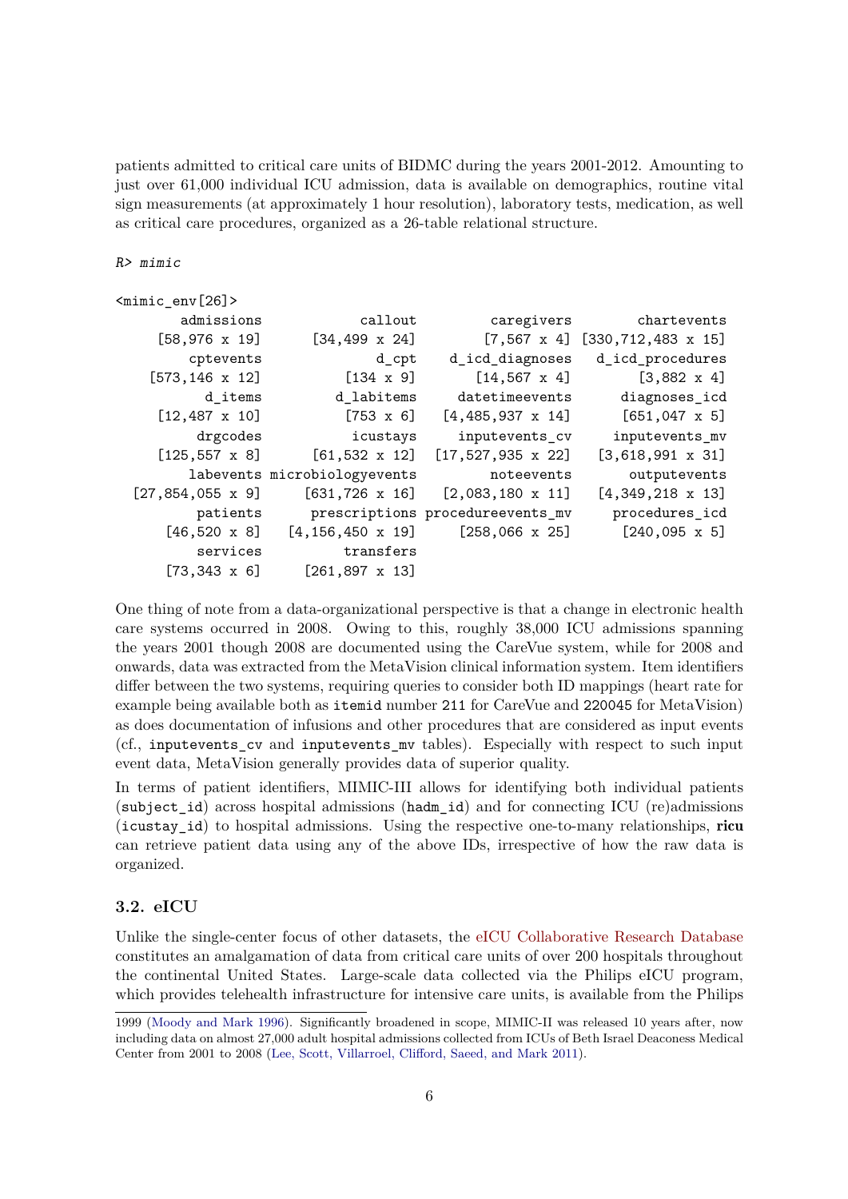patients admitted to critical care units of BIDMC during the years 2001-2012. Amounting to just over 61,000 individual ICU admission, data is available on demographics, routine vital sign measurements (at approximately 1 hour resolution), laboratory tests, medication, as well as critical care procedures, organized as a 26-table relational structure.

```
R> mimic

<mimic_env[26]>
        admissions             callout           caregivers         chartevents
      [58,976 x 19]       [34,499 x 24]          [7,567 x 4] [330,712,483 x 15]
         cptevents               d_cpt       d_icd_diagnoses   d_icd_procedures
     [573,146 x 12]           [134 x 9]         [14,567 x 4]        [3,882 x 4]
           d_items           d_labitems       datetimeevents       diagnoses_icd
      [12,487 x 10]           [753 x 6]     [4,485,937 x 14]      [651,047 x 5]
          drgcodes            icustays       inputevents_cv      inputevents_mv
      [125,557 x 8]       [61,532 x 12]    [17,527,935 x 22]   [3,618,991 x 31]
         labevents microbiologyevents           noteevents       outputevents
   [27,854,055 x 9]      [631,726 x 16]     [2,083,180 x 11]   [4,349,218 x 13]
          patients        prescriptions   procedureevents_mv      procedures_icd
        [46,520 x 8]    [4,156,450 x 19]      [258,066 x 25]      [240,095 x 5]
          services            transfers
        [73,343 x 6]      [261,897 x 13]
```

One thing of note from a data-organizational perspective is that a change in electronic health care systems occurred in 2008. Owing to this, roughly 38,000 ICU admissions spanning the years 2001 though 2008 are documented using the CareVue system, while for 2008 and onwards, data was extracted from the MetaVision clinical information system. Item identifiers differ between the two systems, requiring queries to consider both ID mappings (heart rate for example being available both as `itemid` number `211` for CareVue and `220045` for MetaVision) as does documentation of infusions and other procedures that are considered as input events (cf., `inputevents_cv` and `inputevents_mv` tables). Especially with respect to such input event data, MetaVision generally provides data of superior quality.

In terms of patient identifiers, MIMIC-III allows for identifying both individual patients (`subject_id`) across hospital admissions (`hadm_id`) and for connecting ICU (re)admissions (`icustay_id`) to hospital admissions. Using the respective one-to-many relationships, **ricu** can retrieve patient data using any of the above IDs, irrespective of how the raw data is organized.

### 3.2. eICU

Unlike the single-center focus of other datasets, the eICU Collaborative Research Database constitutes an amalgamation of data from critical care units of over 200 hospitals throughout the continental United States. Large-scale data collected via the Philips eICU program, which provides telehealth infrastructure for intensive care units, is available from the Philips

1999 (Moody and Mark 1996). Significantly broadened in scope, MIMIC-II was released 10 years after, now including data on almost 27,000 adult hospital admissions collected from ICUs of Beth Israel Deaconess Medical Center from 2001 to 2008 (Lee, Scott, Villarroel, Clifford, Saeed, and Mark 2011).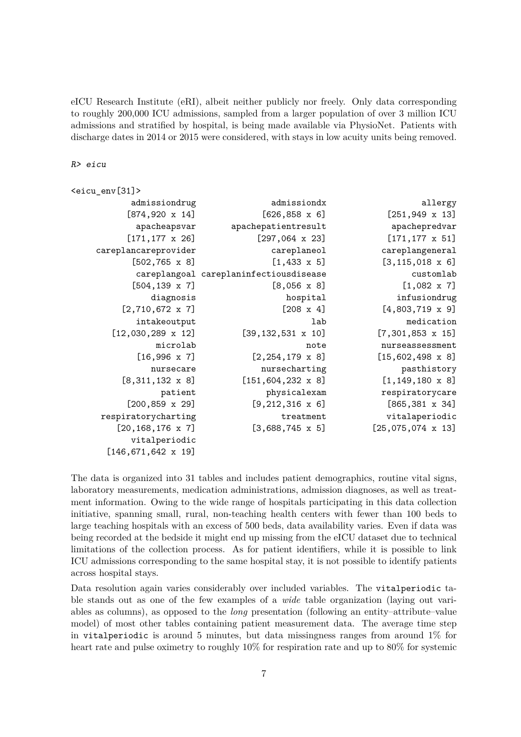eICU Research Institute (eRI), albeit neither publicly nor freely. Only data corresponding to roughly 200,000 ICU admissions, sampled from a larger population of over 3 million ICU admissions and stratified by hospital, is being made available via PhysioNet. Patients with discharge dates in 2014 or 2015 were considered, with stays in low acuity units being removed.

```
R> eicu
```

```
<eicu_env[31]>
          admissiondrug               admissiondx                 allergy
         [874,920 x 14]            [626,858 x 6]           [251,949 x 13]
          apacheapsvar       apachepatientresult            apachepredvar
         [171,177 x 26]           [297,064 x 23]           [171,177 x 51]
   careplancareprovider              careplaneol          careplangeneral
          [502,765 x 8]              [1,433 x 5]          [3,115,018 x 6]
          careplangoal careplaninfectiousdisease                customlab
          [504,139 x 7]              [8,056 x 8]              [1,082 x 7]
              diagnosis                 hospital             infusiondrug
        [2,710,672 x 7]                [208 x 4]          [4,803,719 x 9]
            intakeoutput                      lab               medication
      [12,030,289 x 12]       [39,132,531 x 10]        [7,301,853 x 15]
               microlab                     note          nurseassessment
           [16,996 x 7]          [2,254,179 x 8]         [15,602,498 x 8]
              nursecare            nursecharting              pasthistory
        [8,311,132 x 8]        [151,604,232 x 8]          [1,149,180 x 8]
                patient             physicalexam          respiratorycare
         [200,859 x 29]          [9,212,316 x 6]           [865,381 x 34]
    respiratorycharting                treatment            vitalaperiodic
       [20,168,176 x 7]          [3,688,745 x 5]        [25,075,074 x 13]
          vitalperiodic
     [146,671,642 x 19]
```

The data is organized into 31 tables and includes patient demographics, routine vital signs, laboratory measurements, medication administrations, admission diagnoses, as well as treatment information. Owing to the wide range of hospitals participating in this data collection initiative, spanning small, rural, non-teaching health centers with fewer than 100 beds to large teaching hospitals with an excess of 500 beds, data availability varies. Even if data was being recorded at the bedside it might end up missing from the eICU dataset due to technical limitations of the collection process. As for patient identifiers, while it is possible to link ICU admissions corresponding to the same hospital stay, it is not possible to identify patients across hospital stays.

Data resolution again varies considerably over included variables. The `vitalperiodic` table stands out as one of the few examples of a *wide* table organization (laying out variables as columns), as opposed to the *long* presentation (following an entity–attribute–value model) of most other tables containing patient measurement data. The average time step in `vitalperiodic` is around 5 minutes, but data missingness ranges from around 1% for heart rate and pulse oximetry to roughly 10% for respiration rate and up to 80% for systemic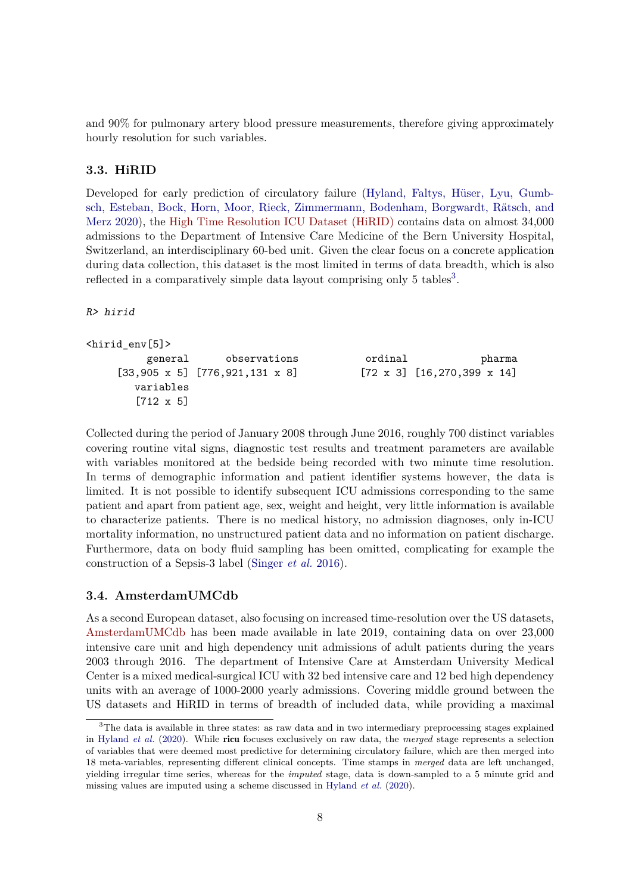and 90% for pulmonary artery blood pressure measurements, therefore giving approximately hourly resolution for such variables.

### 3.3. HiRID

Developed for early prediction of circulatory failure (Hyland, Faltys, Hüser, Lyu, Gumbsch, Esteban, Bock, Horn, Moor, Rieck, Zimmermann, Bodenham, Borgwardt, Rätsch, and Merz 2020), the High Time Resolution ICU Dataset (HiRID) contains data on almost 34,000 admissions to the Department of Intensive Care Medicine of the Bern University Hospital, Switzerland, an interdisciplinary 60-bed unit. Given the clear focus on a concrete application during data collection, this dataset is the most limited in terms of data breadth, which is also reflected in a comparatively simple data layout comprising only 5 tables[3].

```
R> hirid
```

```
<hirid_env[5]>
        general      observations            ordinal            pharma
     [33,905 x 5] [776,921,131 x 8]          [72 x 3] [16,270,399 x 14]
       variables
       [712 x 5]
```

Collected during the period of January 2008 through June 2016, roughly 700 distinct variables covering routine vital signs, diagnostic test results and treatment parameters are available with variables monitored at the bedside being recorded with two minute time resolution. In terms of demographic information and patient identifier systems however, the data is limited. It is not possible to identify subsequent ICU admissions corresponding to the same patient and apart from patient age, sex, weight and height, very little information is available to characterize patients. There is no medical history, no admission diagnoses, only in-ICU mortality information, no unstructured patient data and no information on patient discharge. Furthermore, data on body fluid sampling has been omitted, complicating for example the construction of a Sepsis-3 label (Singer *et al.* 2016).

### 3.4. AmsterdamUMCdb

As a second European dataset, also focusing on increased time-resolution over the US datasets, AmsterdamUMCdb has been made available in late 2019, containing data on over 23,000 intensive care unit and high dependency unit admissions of adult patients during the years 2003 through 2016. The department of Intensive Care at Amsterdam University Medical Center is a mixed medical-surgical ICU with 32 bed intensive care and 12 bed high dependency units with an average of 1000-2000 yearly admissions. Covering middle ground between the US datasets and HiRID in terms of breadth of included data, while providing a maximal

[3]The data is available in three states: as raw data and in two intermediary preprocessing stages explained in Hyland *et al.* (2020). While **ricu** focuses exclusively on raw data, the *merged* stage represents a selection of variables that were deemed most predictive for determining circulatory failure, which are then merged into 18 meta-variables, representing different clinical concepts. Time stamps in *merged* data are left unchanged, yielding irregular time series, whereas for the *imputed* stage, data is down-sampled to a 5 minute grid and missing values are imputed using a scheme discussed in Hyland *et al.* (2020).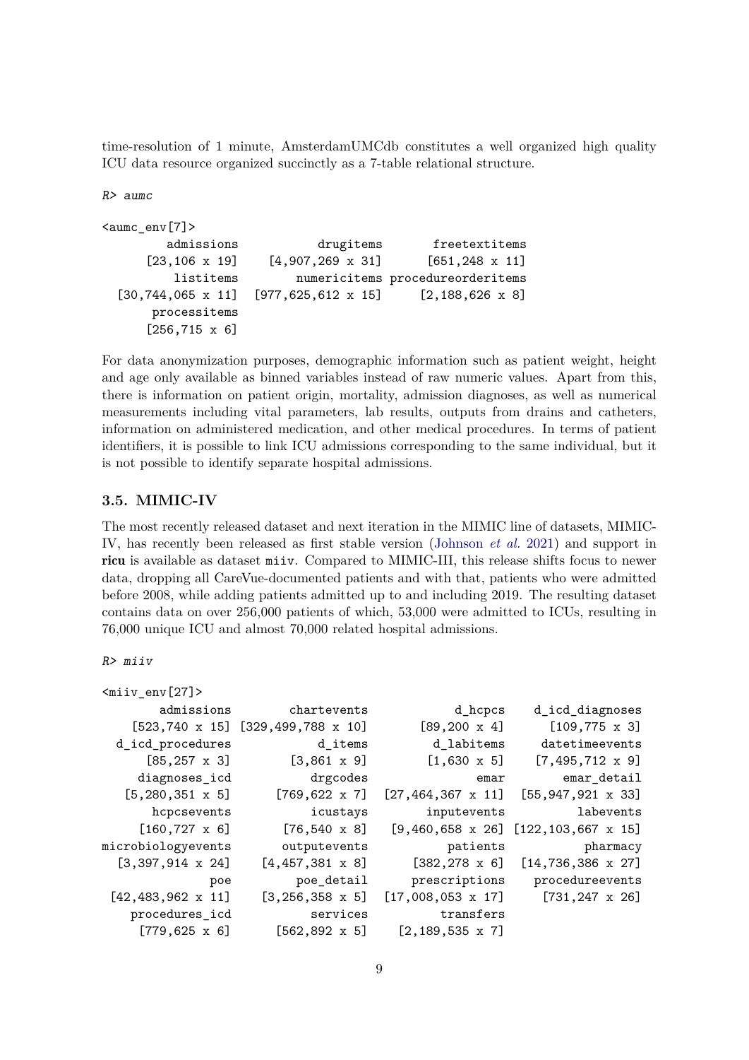time-resolution of 1 minute, AmsterdamUMCdb constitutes a well organized high quality ICU data resource organized succinctly as a 7-table relational structure.

```
R> aumc

<aumc_env[7]>
        admissions           drugitems       freetextitems
      [23,106 x 19]    [4,907,269 x 31]      [651,248 x 11]
         listitems        numericitems procedureorderitems
  [30,744,065 x 11] [977,625,612 x 15]     [2,188,626 x 8]
      processitems
      [256,715 x 6]
```

For data anonymization purposes, demographic information such as patient weight, height and age only available as binned variables instead of raw numeric values. Apart from this, there is information on patient origin, mortality, admission diagnoses, as well as numerical measurements including vital parameters, lab results, outputs from drains and catheters, information on administered medication, and other medical procedures. In terms of patient identifiers, it is possible to link ICU admissions corresponding to the same individual, but it is not possible to identify separate hospital admissions.

### 3.5. MIMIC-IV

The most recently released dataset and next iteration in the MIMIC line of datasets, MIMIC-IV, has recently been released as first stable version (Johnson *et al.* 2021) and support in **ricu** is available as dataset `miiv`. Compared to MIMIC-III, this release shifts focus to newer data, dropping all CareVue-documented patients and with that, patients who were admitted before 2008, while adding patients admitted up to and including 2019. The resulting dataset contains data on over 256,000 patients of which, 53,000 were admitted to ICUs, resulting in 76,000 unique ICU and almost 70,000 related hospital admissions.

```
R> miiv

<miiv_env[27]>
        admissions         chartevents            d_hcpcs     d_icd_diagnoses
     [523,740 x 15] [329,499,788 x 10]       [89,200 x 4]       [109,775 x 3]
   d_icd_procedures             d_items         d_labitems      datetimeevents
       [85,257 x 3]         [3,861 x 9]        [1,630 x 5]     [7,495,712 x 9]
     diagnoses_icd            drgcodes               emar         emar_detail
    [5,280,351 x 5]        [769,622 x 7] [27,464,367 x 11] [55,947,921 x 33]
       hcpcsevents            icustays        inputevents           labevents
      [160,727 x 6]         [76,540 x 8]  [9,460,658 x 26] [122,103,667 x 15]
microbiologyevents        outputevents           patients            pharmacy
   [3,397,914 x 24]     [4,457,381 x 8]      [382,278 x 6]   [14,736,386 x 27]
               poe          poe_detail      prescriptions     procedureevents
  [42,483,962 x 11]     [3,256,358 x 5]  [17,008,053 x 17]      [731,247 x 26]
    procedures_icd            services          transfers
      [779,625 x 6]       [562,892 x 5]    [2,189,535 x 7]
```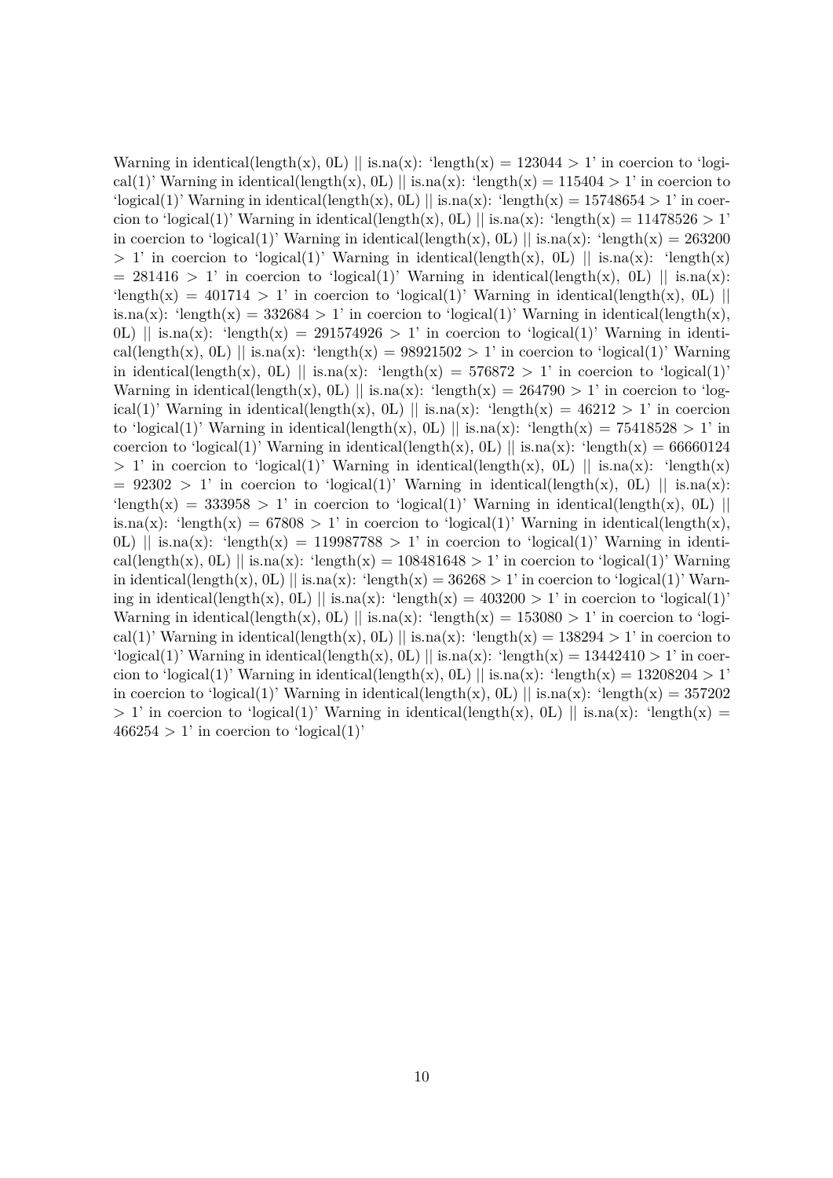Warning in identical(length(x), 0L) || is.na(x): 'length(x) = 123044 > 1' in coercion to 'logical(1)' Warning in identical(length(x), 0L) || is.na(x): 'length(x) = 115404 > 1' in coercion to 'logical(1)' Warning in identical(length(x), 0L) || is.na(x): 'length(x) = 15748654 > 1' in coercion to 'logical(1)' Warning in identical(length(x), 0L) || is.na(x): 'length(x) = 11478526 > 1' in coercion to 'logical(1)' Warning in identical(length(x), 0L) || is.na(x): 'length(x) = 263200 > 1' in coercion to 'logical(1)' Warning in identical(length(x), 0L) || is.na(x): 'length(x) = 281416 > 1' in coercion to 'logical(1)' Warning in identical(length(x), 0L) || is.na(x): 'length(x) = 401714 > 1' in coercion to 'logical(1)' Warning in identical(length(x), 0L) || is.na(x): 'length(x) = 332684 > 1' in coercion to 'logical(1)' Warning in identical(length(x), 0L) || is.na(x): 'length(x) = 291574926 > 1' in coercion to 'logical(1)' Warning in identical(length(x), 0L) || is.na(x): 'length(x) = 98921502 > 1' in coercion to 'logical(1)' Warning in identical(length(x), 0L) || is.na(x): 'length(x) = 576872 > 1' in coercion to 'logical(1)' Warning in identical(length(x), 0L) || is.na(x): 'length(x) = 264790 > 1' in coercion to 'logical(1)' Warning in identical(length(x), 0L) || is.na(x): 'length(x) = 46212 > 1' in coercion to 'logical(1)' Warning in identical(length(x), 0L) || is.na(x): 'length(x) = 75418528 > 1' in coercion to 'logical(1)' Warning in identical(length(x), 0L) || is.na(x): 'length(x) = 66660124 > 1' in coercion to 'logical(1)' Warning in identical(length(x), 0L) || is.na(x): 'length(x) = 92302 > 1' in coercion to 'logical(1)' Warning in identical(length(x), 0L) || is.na(x): 'length(x) = 333958 > 1' in coercion to 'logical(1)' Warning in identical(length(x), 0L) || is.na(x): 'length(x) = 67808 > 1' in coercion to 'logical(1)' Warning in identical(length(x), 0L) || is.na(x): 'length(x) = 119987788 > 1' in coercion to 'logical(1)' Warning in identical(length(x), 0L) || is.na(x): 'length(x) = 108481648 > 1' in coercion to 'logical(1)' Warning in identical(length(x), 0L) || is.na(x): 'length(x) = 36268 > 1' in coercion to 'logical(1)' Warning in identical(length(x), 0L) || is.na(x): 'length(x) = 403200 > 1' in coercion to 'logical(1)' Warning in identical(length(x), 0L) || is.na(x): 'length(x) = 153080 > 1' in coercion to 'logical(1)' Warning in identical(length(x), 0L) || is.na(x): 'length(x) = 138294 > 1' in coercion to 'logical(1)' Warning in identical(length(x), 0L) || is.na(x): 'length(x) = 13442410 > 1' in coercion to 'logical(1)' Warning in identical(length(x), 0L) || is.na(x): 'length(x) = 13208204 > 1' in coercion to 'logical(1)' Warning in identical(length(x), 0L) || is.na(x): 'length(x) = 357202 > 1' in coercion to 'logical(1)' Warning in identical(length(x), 0L) || is.na(x): 'length(x) = 466254 > 1' in coercion to 'logical(1)'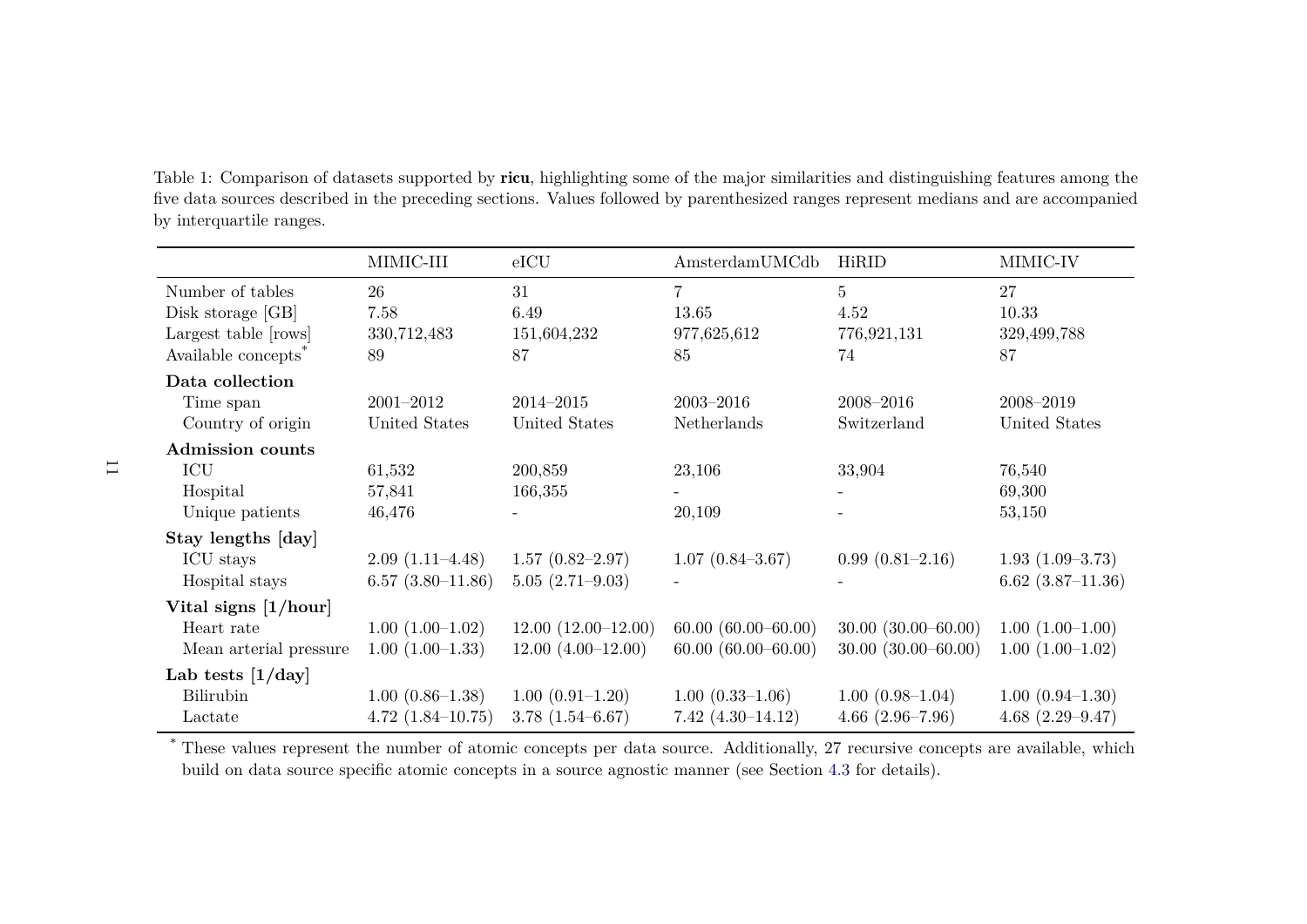Table 1: Comparison of datasets supported by **ricu**, highlighting some of the major similarities and distinguishing features among the five data sources described in the preceding sections. Values followed by parenthesized ranges represent medians and are accompanied by interquartile ranges.

| | MIMIC-III | eICU | AmsterdamUMCdb | HiRID | MIMIC-IV |
|---|---|---|---|---|---|
| Number of tables | 26 | 31 | 7 | 5 | 27 |
| Disk storage [GB] | 7.58 | 6.49 | 13.65 | 4.52 | 10.33 |
| Largest table [rows] | 330,712,483 | 151,604,232 | 977,625,612 | 776,921,131 | 329,499,788 |
| Available concepts* | 89 | 87 | 85 | 74 | 87 |
| **Data collection** | | | | | |
| Time span | 2001–2012 | 2014–2015 | 2003–2016 | 2008–2016 | 2008–2019 |
| Country of origin | United States | United States | Netherlands | Switzerland | United States |
| **Admission counts** | | | | | |
| ICU | 61,532 | 200,859 | 23,106 | 33,904 | 76,540 |
| Hospital | 57,841 | 166,355 | - | - | 69,300 |
| Unique patients | 46,476 | - | 20,109 | - | 53,150 |
| **Stay lengths [day]** | | | | | |
| ICU stays | 2.09 (1.11–4.48) | 1.57 (0.82–2.97) | 1.07 (0.84–3.67) | 0.99 (0.81–2.16) | 1.93 (1.09–3.73) |
| Hospital stays | 6.57 (3.80–11.86) | 5.05 (2.71–9.03) | - | - | 6.62 (3.87–11.36) |
| **Vital signs [1/hour]** | | | | | |
| Heart rate | 1.00 (1.00–1.02) | 12.00 (12.00–12.00) | 60.00 (60.00–60.00) | 30.00 (30.00–60.00) | 1.00 (1.00–1.00) |
| Mean arterial pressure | 1.00 (1.00–1.33) | 12.00 (4.00–12.00) | 60.00 (60.00–60.00) | 30.00 (30.00–60.00) | 1.00 (1.00–1.02) |
| **Lab tests [1/day]** | | | | | |
| Bilirubin | 1.00 (0.86–1.38) | 1.00 (0.91–1.20) | 1.00 (0.33–1.06) | 1.00 (0.98–1.04) | 1.00 (0.94–1.30) |
| Lactate | 4.72 (1.84–10.75) | 3.78 (1.54–6.67) | 7.42 (4.30–14.12) | 4.66 (2.96–7.96) | 4.68 (2.29–9.47) |

* These values represent the number of atomic concepts per data source. Additionally, 27 recursive concepts are available, which build on data source specific atomic concepts in a source agnostic manner (see Section 4.3 for details).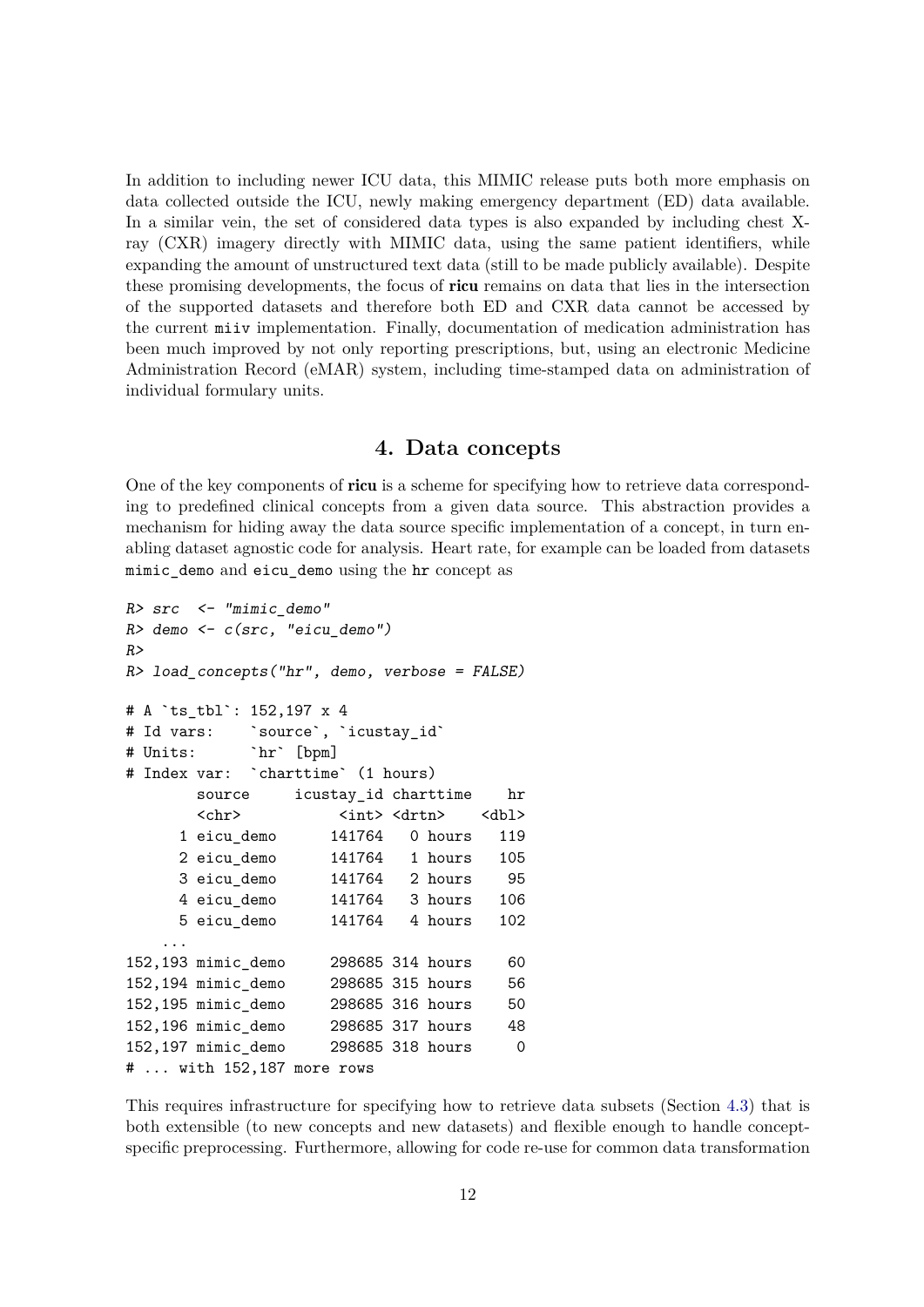In addition to including newer ICU data, this MIMIC release puts both more emphasis on data collected outside the ICU, newly making emergency department (ED) data available. In a similar vein, the set of considered data types is also expanded by including chest X-ray (CXR) imagery directly with MIMIC data, using the same patient identifiers, while expanding the amount of unstructured text data (still to be made publicly available). Despite these promising developments, the focus of **ricu** remains on data that lies in the intersection of the supported datasets and therefore both ED and CXR data cannot be accessed by the current `miiv` implementation. Finally, documentation of medication administration has been much improved by not only reporting prescriptions, but, using an electronic Medicine Administration Record (eMAR) system, including time-stamped data on administration of individual formulary units.

## 4. Data concepts

One of the key components of **ricu** is a scheme for specifying how to retrieve data corresponding to predefined clinical concepts from a given data source. This abstraction provides a mechanism for hiding away the data source specific implementation of a concept, in turn enabling dataset agnostic code for analysis. Heart rate, for example can be loaded from datasets `mimic_demo` and `eicu_demo` using the `hr` concept as

```
R> src  <- "mimic_demo"
R> demo <- c(src, "eicu_demo")
R>
R> load_concepts("hr", demo, verbose = FALSE)

# A `ts_tbl`: 152,197 x 4
# Id vars:    `source`, `icustay_id`
# Units:      `hr` [bpm]
# Index var:  `charttime` (1 hours)
        source     icustay_id charttime    hr
        <chr>           <int> <drtn>    <dbl>
      1 eicu_demo      141764   0 hours   119
      2 eicu_demo      141764   1 hours   105
      3 eicu_demo      141764   2 hours    95
      4 eicu_demo      141764   3 hours   106
      5 eicu_demo      141764   4 hours   102
    ...
152,193 mimic_demo     298685 314 hours    60
152,194 mimic_demo     298685 315 hours    56
152,195 mimic_demo     298685 316 hours    50
152,196 mimic_demo     298685 317 hours    48
152,197 mimic_demo     298685 318 hours     0
# ... with 152,187 more rows
```

This requires infrastructure for specifying how to retrieve data subsets (Section 4.3) that is both extensible (to new concepts and new datasets) and flexible enough to handle concept-specific preprocessing. Furthermore, allowing for code re-use for common data transformation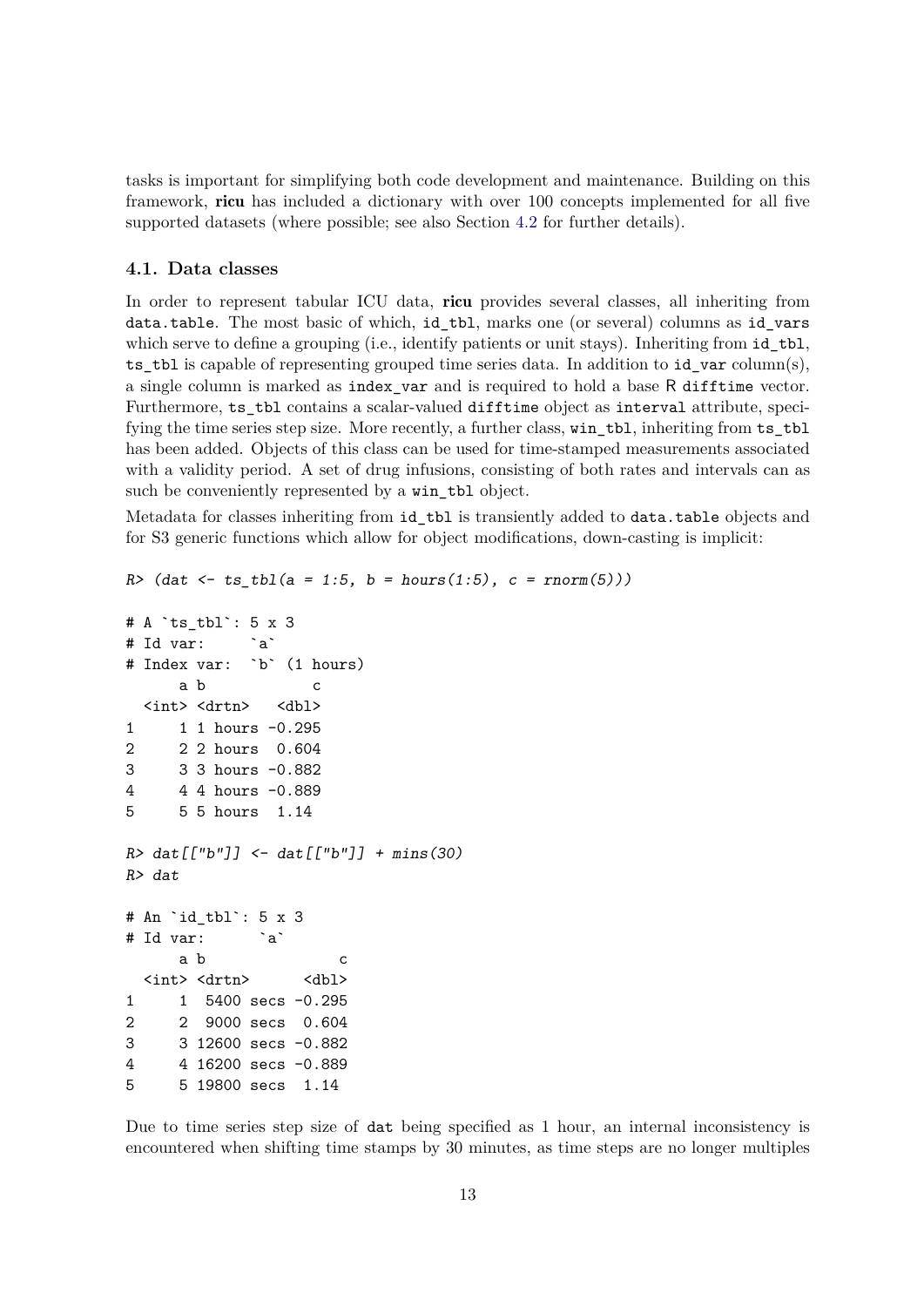tasks is important for simplifying both code development and maintenance. Building on this framework, **ricu** has included a dictionary with over 100 concepts implemented for all five supported datasets (where possible; see also Section 4.2 for further details).

### 4.1. Data classes

In order to represent tabular ICU data, **ricu** provides several classes, all inheriting from `data.table`. The most basic of which, `id_tbl`, marks one (or several) columns as `id_vars` which serve to define a grouping (i.e., identify patients or unit stays). Inheriting from `id_tbl`, `ts_tbl` is capable of representing grouped time series data. In addition to `id_var` column(s), a single column is marked as `index_var` and is required to hold a base R `difftime` vector. Furthermore, `ts_tbl` contains a scalar-valued `difftime` object as `interval` attribute, specifying the time series step size. More recently, a further class, `win_tbl`, inheriting from `ts_tbl` has been added. Objects of this class can be used for time-stamped measurements associated with a validity period. A set of drug infusions, consisting of both rates and intervals can as such be conveniently represented by a `win_tbl` object.

Metadata for classes inheriting from `id_tbl` is transiently added to `data.table` objects and for S3 generic functions which allow for object modifications, down-casting is implicit:

```
R> (dat <- ts_tbl(a = 1:5, b = hours(1:5), c = rnorm(5)))

# A `ts_tbl`: 5 x 3
# Id var:     `a`
# Index var:  `b` (1 hours)
      a b            c
  <int> <drtn>   <dbl>
1     1 1 hours -0.295
2     2 2 hours  0.604
3     3 3 hours -0.882
4     4 4 hours -0.889
5     5 5 hours  1.14

R> dat[["b"]] <- dat[["b"]] + mins(30)
R> dat

# An `id_tbl`: 5 x 3
# Id var:      `a`
      a b               c
  <int> <drtn>      <dbl>
1     1  5400 secs -0.295
2     2  9000 secs  0.604
3     3 12600 secs -0.882
4     4 16200 secs -0.889
5     5 19800 secs  1.14
```

Due to time series step size of `dat` being specified as 1 hour, an internal inconsistency is encountered when shifting time stamps by 30 minutes, as time steps are no longer multiples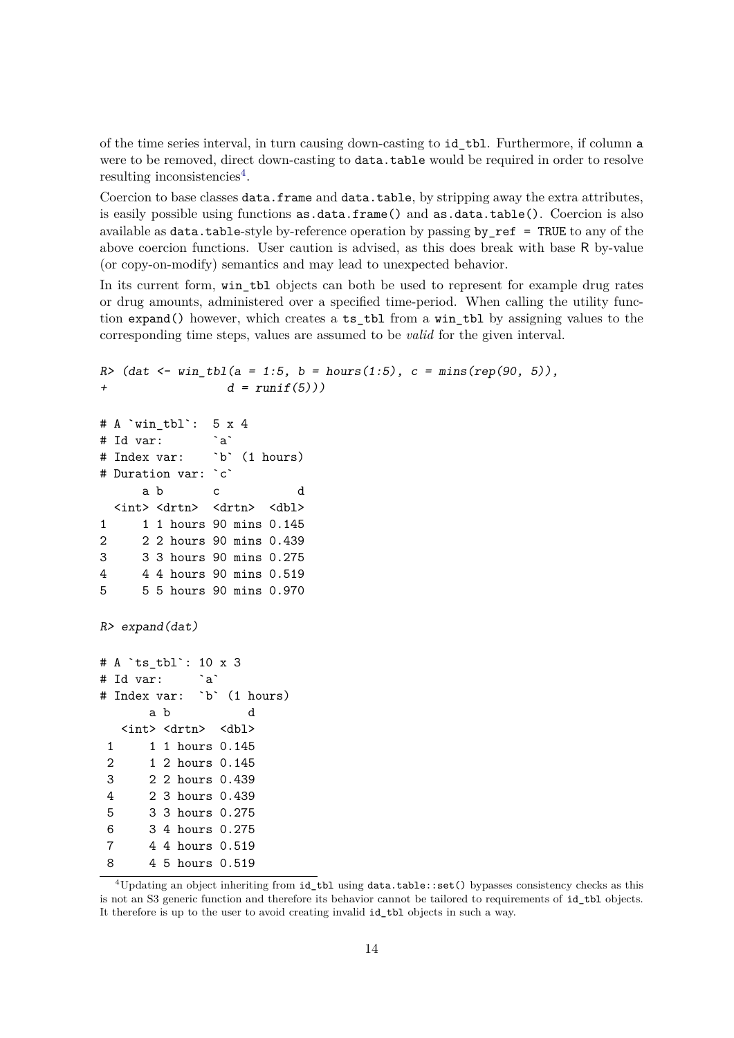of the time series interval, in turn causing down-casting to `id_tbl`. Furthermore, if column `a` were to be removed, direct down-casting to `data.table` would be required in order to resolve resulting inconsistencies[4].

Coercion to base classes `data.frame` and `data.table`, by stripping away the extra attributes, is easily possible using functions `as.data.frame()` and `as.data.table()`. Coercion is also available as `data.table`-style by-reference operation by passing `by_ref = TRUE` to any of the above coercion functions. User caution is advised, as this does break with base R by-value (or copy-on-modify) semantics and may lead to unexpected behavior.

In its current form, `win_tbl` objects can both be used to represent for example drug rates or drug amounts, administered over a specified time-period. When calling the utility function `expand()` however, which creates a `ts_tbl` from a `win_tbl` by assigning values to the corresponding time steps, values are assumed to be *valid* for the given interval.

```
R> (dat <- win_tbl(a = 1:5, b = hours(1:5), c = mins(rep(90, 5)),
+                  d = runif(5)))

# A `win_tbl`:  5 x 4
# Id var:        `a`
# Index var:     `b` (1 hours)
# Duration var: `c`
      a b       c           d
  <int> <drtn>  <drtn>  <dbl>
1     1 1 hours 90 mins 0.145
2     2 2 hours 90 mins 0.439
3     3 3 hours 90 mins 0.275
4     4 4 hours 90 mins 0.519
5     5 5 hours 90 mins 0.970

R> expand(dat)

# A `ts_tbl`: 10 x 3
# Id var:     `a`
# Index var:  `b` (1 hours)
       a b           d
   <int> <drtn>  <dbl>
 1     1 1 hours 0.145
 2     1 2 hours 0.145
 3     2 2 hours 0.439
 4     2 3 hours 0.439
 5     3 3 hours 0.275
 6     3 4 hours 0.275
 7     4 4 hours 0.519
 8     4 5 hours 0.519
```

[4]Updating an object inheriting from `id_tbl` using `data.table::set()` bypasses consistency checks as this is not an S3 generic function and therefore its behavior cannot be tailored to requirements of `id_tbl` objects. It therefore is up to the user to avoid creating invalid `id_tbl` objects in such a way.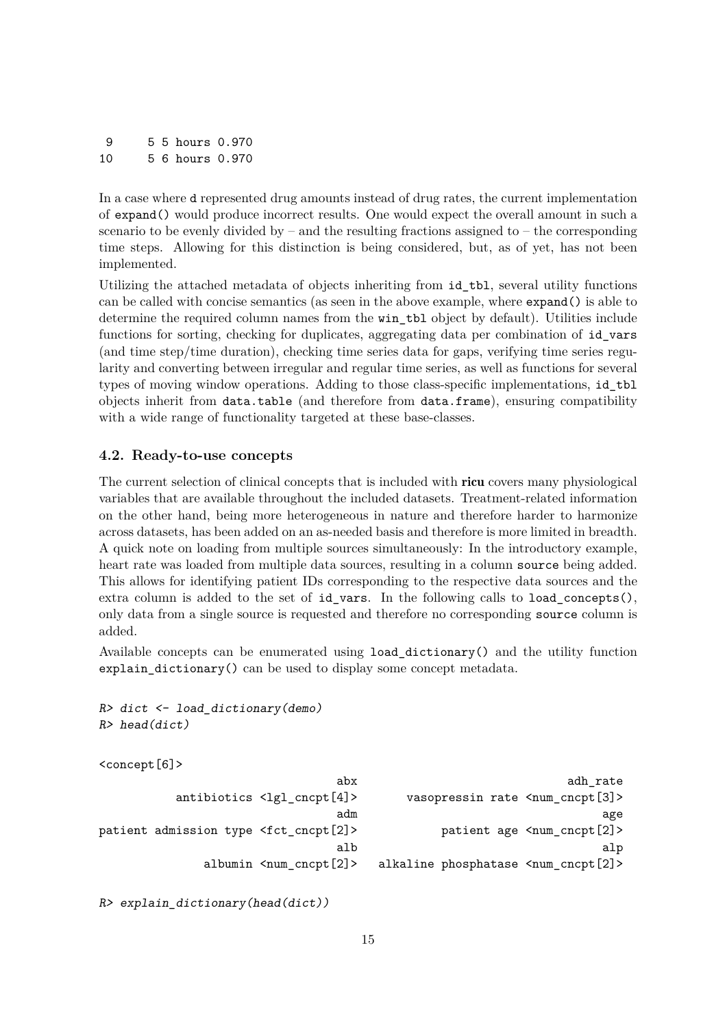```
 9      5 5 hours 0.970
10      5 6 hours 0.970
```

In a case where `d` represented drug amounts instead of drug rates, the current implementation of `expand()` would produce incorrect results. One would expect the overall amount in such a scenario to be evenly divided by – and the resulting fractions assigned to – the corresponding time steps. Allowing for this distinction is being considered, but, as of yet, has not been implemented.

Utilizing the attached metadata of objects inheriting from `id_tbl`, several utility functions can be called with concise semantics (as seen in the above example, where `expand()` is able to determine the required column names from the `win_tbl` object by default). Utilities include functions for sorting, checking for duplicates, aggregating data per combination of `id_vars` (and time step/time duration), checking time series data for gaps, verifying time series regularity and converting between irregular and regular time series, as well as functions for several types of moving window operations. Adding to those class-specific implementations, `id_tbl` objects inherit from `data.table` (and therefore from `data.frame`), ensuring compatibility with a wide range of functionality targeted at these base-classes.

### 4.2. Ready-to-use concepts

The current selection of clinical concepts that is included with **ricu** covers many physiological variables that are available throughout the included datasets. Treatment-related information on the other hand, being more heterogeneous in nature and therefore harder to harmonize across datasets, has been added on an as-needed basis and therefore is more limited in breadth. A quick note on loading from multiple sources simultaneously: In the introductory example, heart rate was loaded from multiple data sources, resulting in a column `source` being added. This allows for identifying patient IDs corresponding to the respective data sources and the extra column is added to the set of `id_vars`. In the following calls to `load_concepts()`, only data from a single source is requested and therefore no corresponding `source` column is added.

Available concepts can be enumerated using `load_dictionary()` and the utility function `explain_dictionary()` can be used to display some concept metadata.

```
R> dict <- load_dictionary(demo)
R> head(dict)

<concept[6]>
                             abx                                 adh_rate
          antibiotics <lgl_cncpt[4]>       vasopressin rate <num_cncpt[3]>
                             adm                                      age
patient admission type <fct_cncpt[2]>           patient age <num_cncpt[2]>
                             alb                                      alp
              albumin <num_cncpt[2]>   alkaline phosphatase <num_cncpt[2]>

R> explain_dictionary(head(dict))
```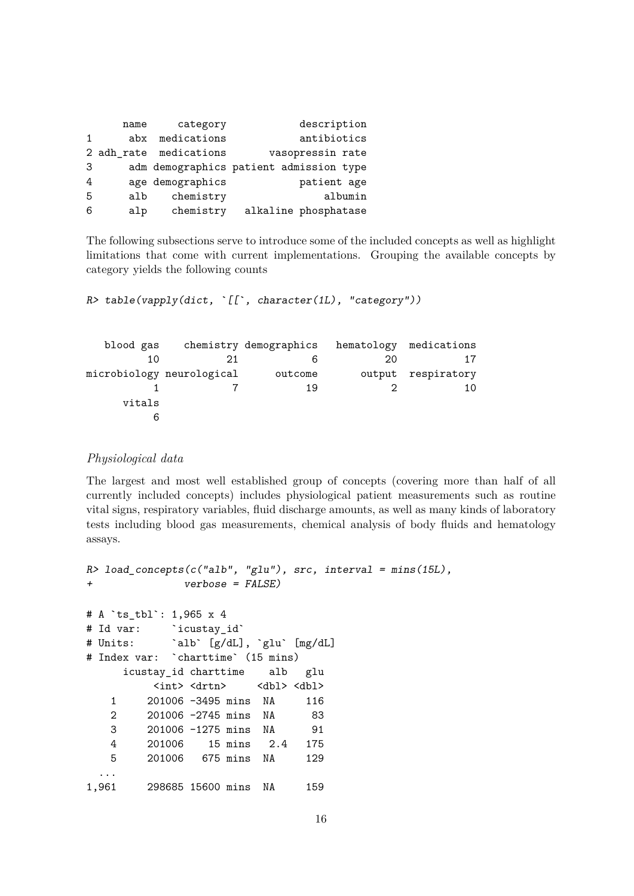```
      name     category            description
1      abx  medications            antibiotics
2 adh_rate  medications       vasopressin rate
3      adm demographics patient admission type
4      age demographics            patient age
5      alb    chemistry                albumin
6      alp    chemistry   alkaline phosphatase
```

The following subsections serve to introduce some of the included concepts as well as highlight limitations that come with current implementations. Grouping the available concepts by category yields the following counts

```
R> table(vapply(dict, `[[`, character(1L), "category"))
```

```
   blood gas     chemistry demographics   hematology  medications 
          10            21            6           20           17 
microbiology neurological      outcome       output  respiratory 
           1            7           19            2           10 
      vitals 
           6 
```

### *Physiological data*

The largest and most well established group of concepts (covering more than half of all currently included concepts) includes physiological patient measurements such as routine vital signs, respiratory variables, fluid discharge amounts, as well as many kinds of laboratory tests including blood gas measurements, chemical analysis of body fluids and hematology assays.

```
R> load_concepts(c("alb", "glu"), src, interval = mins(15L),
+               verbose = FALSE)

# A `ts_tbl`: 1,965 x 4
# Id var:     `icustay_id`
# Units:      `alb` [g/dL], `glu` [mg/dL]
# Index var:  `charttime` (15 mins)
      icustay_id charttime    alb   glu
           <int> <drtn>     <dbl> <dbl>
    1     201006 -3495 mins  NA     116
    2     201006 -2745 mins  NA      83
    3     201006 -1275 mins  NA      91
    4     201006    15 mins   2.4   175
    5     201006   675 mins  NA     129
  ...
1,961     298685 15600 mins  NA     159
```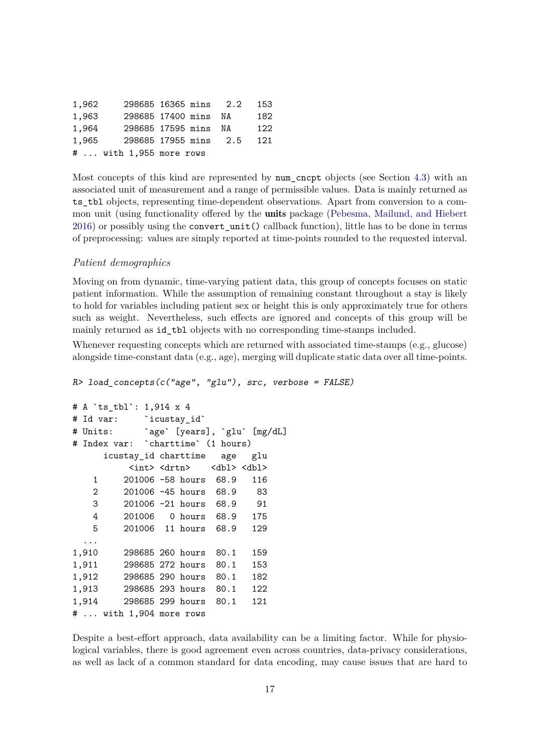```
1,962      298685 16365 mins   2.2   153
1,963      298685 17400 mins  NA     182
1,964      298685 17595 mins  NA     122
1,965      298685 17955 mins   2.5   121
# ... with 1,955 more rows
```

Most concepts of this kind are represented by `num_cncpt` objects (see Section 4.3) with an associated unit of measurement and a range of permissible values. Data is mainly returned as `ts_tbl` objects, representing time-dependent observations. Apart from conversion to a common unit (using functionality offered by the **units** package (Pebesma, Mailund, and Hiebert 2016) or possibly using the `convert_unit()` callback function), little has to be done in terms of preprocessing: values are simply reported at time-points rounded to the requested interval.

*Patient demographics*

Moving on from dynamic, time-varying patient data, this group of concepts focuses on static patient information. While the assumption of remaining constant throughout a stay is likely to hold for variables including patient sex or height this is only approximately true for others such as weight. Nevertheless, such effects are ignored and concepts of this group will be mainly returned as `id_tbl` objects with no corresponding time-stamps included.

Whenever requesting concepts which are returned with associated time-stamps (e.g., glucose) alongside time-constant data (e.g., age), merging will duplicate static data over all time-points.

```
R> load_concepts(c("age", "glu"), src, verbose = FALSE)

# A `ts_tbl`: 1,914 x 4
# Id var:     `icustay_id`
# Units:      `age` [years], `glu` [mg/dL]
# Index var:  `charttime` (1 hours)
      icustay_id charttime   age   glu
           <int> <drtn>    <dbl> <dbl>
    1     201006 -58 hours  68.9   116
    2     201006 -45 hours  68.9    83
    3     201006 -21 hours  68.9    91
    4     201006   0 hours  68.9   175
    5     201006  11 hours  68.9   129
  ...
1,910     298685 260 hours  80.1   159
1,911     298685 272 hours  80.1   153
1,912     298685 290 hours  80.1   182
1,913     298685 293 hours  80.1   122
1,914     298685 299 hours  80.1   121
# ... with 1,904 more rows
```

Despite a best-effort approach, data availability can be a limiting factor. While for physiological variables, there is good agreement even across countries, data-privacy considerations, as well as lack of a common standard for data encoding, may cause issues that are hard to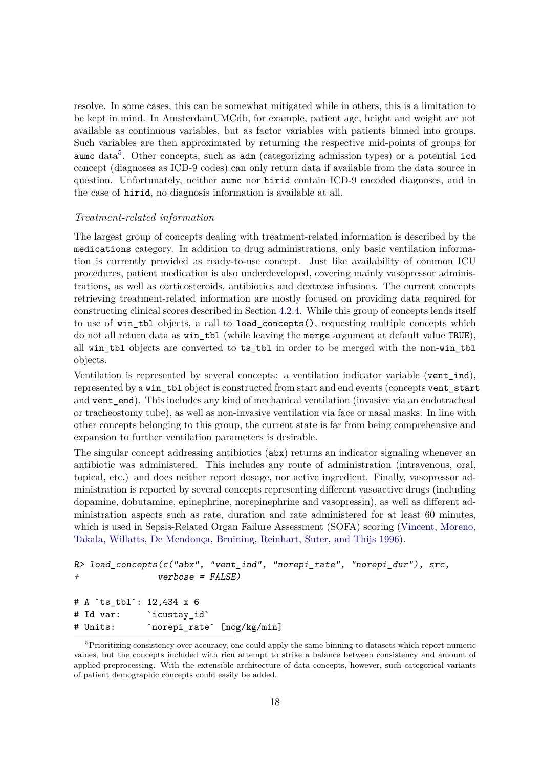resolve. In some cases, this can be somewhat mitigated while in others, this is a limitation to be kept in mind. In AmsterdamUMCdb, for example, patient age, height and weight are not available as continuous variables, but as factor variables with patients binned into groups. Such variables are then approximated by returning the respective mid-points of groups for `aumc` data[5]. Other concepts, such as `adm` (categorizing admission types) or a potential `icd` concept (diagnoses as ICD-9 codes) can only return data if available from the data source in question. Unfortunately, neither `aumc` nor `hirid` contain ICD-9 encoded diagnoses, and in the case of `hirid`, no diagnosis information is available at all.

*Treatment-related information*

The largest group of concepts dealing with treatment-related information is described by the `medications` category. In addition to drug administrations, only basic ventilation information is currently provided as ready-to-use concept. Just like availability of common ICU procedures, patient medication is also underdeveloped, covering mainly vasopressor administrations, as well as corticosteroids, antibiotics and dextrose infusions. The current concepts retrieving treatment-related information are mostly focused on providing data required for constructing clinical scores described in Section 4.2.4. While this group of concepts lends itself to use of `win_tbl` objects, a call to `load_concepts()`, requesting multiple concepts which do not all return data as `win_tbl` (while leaving the `merge` argument at default value `TRUE`), all `win_tbl` objects are converted to `ts_tbl` in order to be merged with the non-`win_tbl` objects.

Ventilation is represented by several concepts: a ventilation indicator variable (`vent_ind`), represented by a `win_tbl` object is constructed from start and end events (concepts `vent_start` and `vent_end`). This includes any kind of mechanical ventilation (invasive via an endotracheal or tracheostomy tube), as well as non-invasive ventilation via face or nasal masks. In line with other concepts belonging to this group, the current state is far from being comprehensive and expansion to further ventilation parameters is desirable.

The singular concept addressing antibiotics (`abx`) returns an indicator signaling whenever an antibiotic was administered. This includes any route of administration (intravenous, oral, topical, etc.) and does neither report dosage, nor active ingredient. Finally, vasopressor administration is reported by several concepts representing different vasoactive drugs (including dopamine, dobutamine, epinephrine, norepinephrine and vasopressin), as well as different administration aspects such as rate, duration and rate administered for at least 60 minutes, which is used in Sepsis-Related Organ Failure Assessment (SOFA) scoring (Vincent, Moreno, Takala, Willatts, De Mendonça, Bruining, Reinhart, Suter, and Thijs 1996).

```
R> load_concepts(c("abx", "vent_ind", "norepi_rate", "norepi_dur"), src,
+                verbose = FALSE)

# A `ts_tbl`: 12,434 x 6
# Id var:     `icustay_id`
# Units:      `norepi_rate` [mcg/kg/min]
```

[5] Prioritizing consistency over accuracy, one could apply the same binning to datasets which report numeric values, but the concepts included with **ricu** attempt to strike a balance between consistency and amount of applied preprocessing. With the extensible architecture of data concepts, however, such categorical variants of patient demographic concepts could easily be added.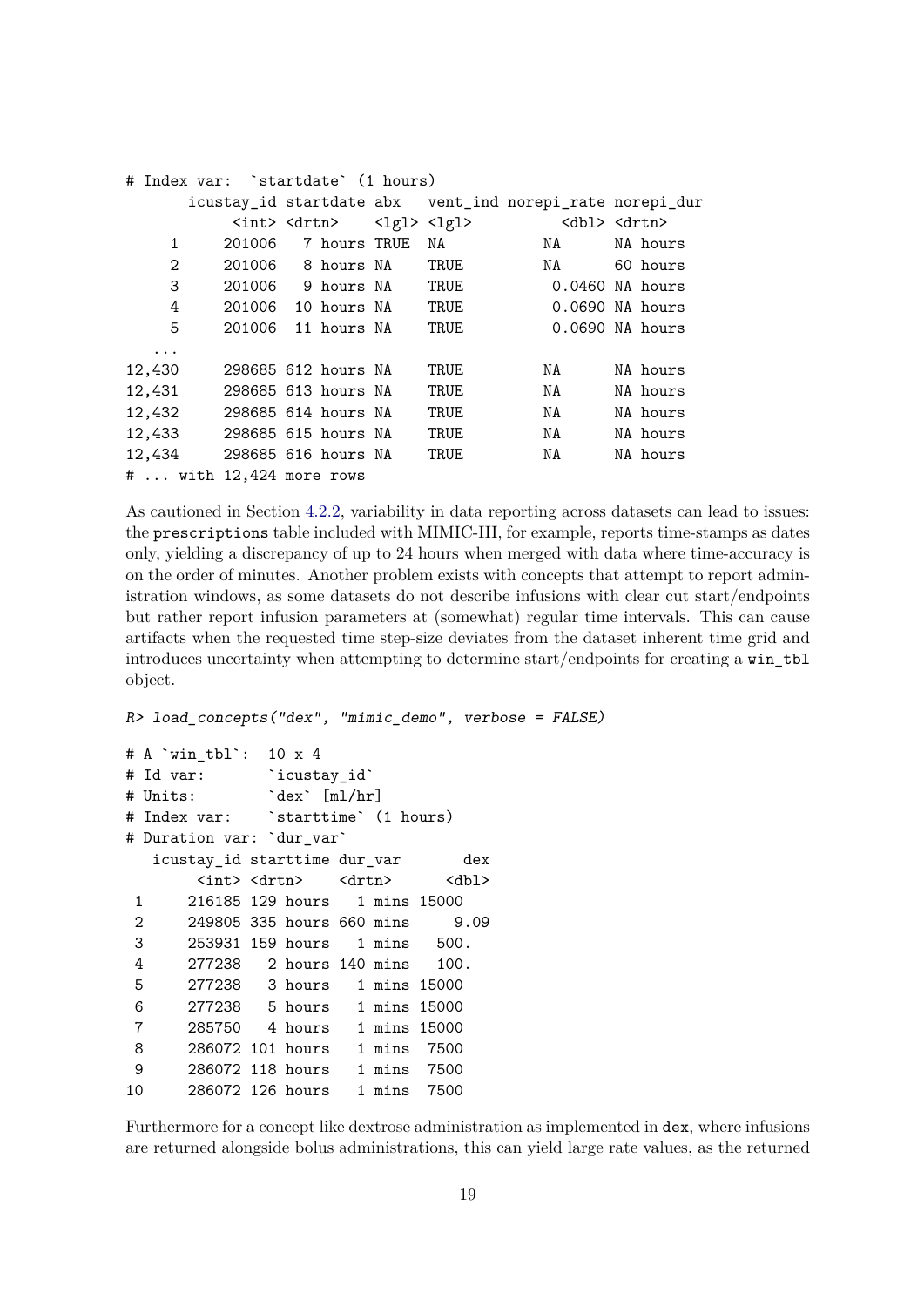```
# Index var:  `startdate` (1 hours)
       icustay_id startdate abx   vent_ind norepi_rate norepi_dur
            <int> <drtn>    <lgl> <lgl>          <dbl> <drtn>
     1     201006   7 hours TRUE  NA            NA      NA hours
     2     201006   8 hours NA    TRUE          NA      60 hours
     3     201006   9 hours NA    TRUE           0.0460 NA hours
     4     201006  10 hours NA    TRUE           0.0690 NA hours
     5     201006  11 hours NA    TRUE           0.0690 NA hours
   ...
12,430     298685 612 hours NA    TRUE          NA      NA hours
12,431     298685 613 hours NA    TRUE          NA      NA hours
12,432     298685 614 hours NA    TRUE          NA      NA hours
12,433     298685 615 hours NA    TRUE          NA      NA hours
12,434     298685 616 hours NA    TRUE          NA      NA hours
# ... with 12,424 more rows
```

As cautioned in Section 4.2.2, variability in data reporting across datasets can lead to issues: the `prescriptions` table included with MIMIC-III, for example, reports time-stamps as dates only, yielding a discrepancy of up to 24 hours when merged with data where time-accuracy is on the order of minutes. Another problem exists with concepts that attempt to report administration windows, as some datasets do not describe infusions with clear cut start/endpoints but rather report infusion parameters at (somewhat) regular time intervals. This can cause artifacts when the requested time step-size deviates from the dataset inherent time grid and introduces uncertainty when attempting to determine start/endpoints for creating a `win_tbl` object.

```
R> load_concepts("dex", "mimic_demo", verbose = FALSE)

# A `win_tbl`:  10 x 4
# Id var:       `icustay_id`
# Units:        `dex` [ml/hr]
# Index var:    `starttime` (1 hours)
# Duration var: `dur_var`
   icustay_id starttime dur_var       dex
        <int> <drtn>    <drtn>      <dbl>
 1     216185 129 hours   1 mins 15000
 2     249805 335 hours 660 mins     9.09
 3     253931 159 hours   1 mins   500.
 4     277238   2 hours 140 mins   100.
 5     277238   3 hours   1 mins 15000
 6     277238   5 hours   1 mins 15000
 7     285750   4 hours   1 mins 15000
 8     286072 101 hours   1 mins  7500
 9     286072 118 hours   1 mins  7500
10     286072 126 hours   1 mins  7500
```

Furthermore for a concept like dextrose administration as implemented in `dex`, where infusions are returned alongside bolus administrations, this can yield large rate values, as the returned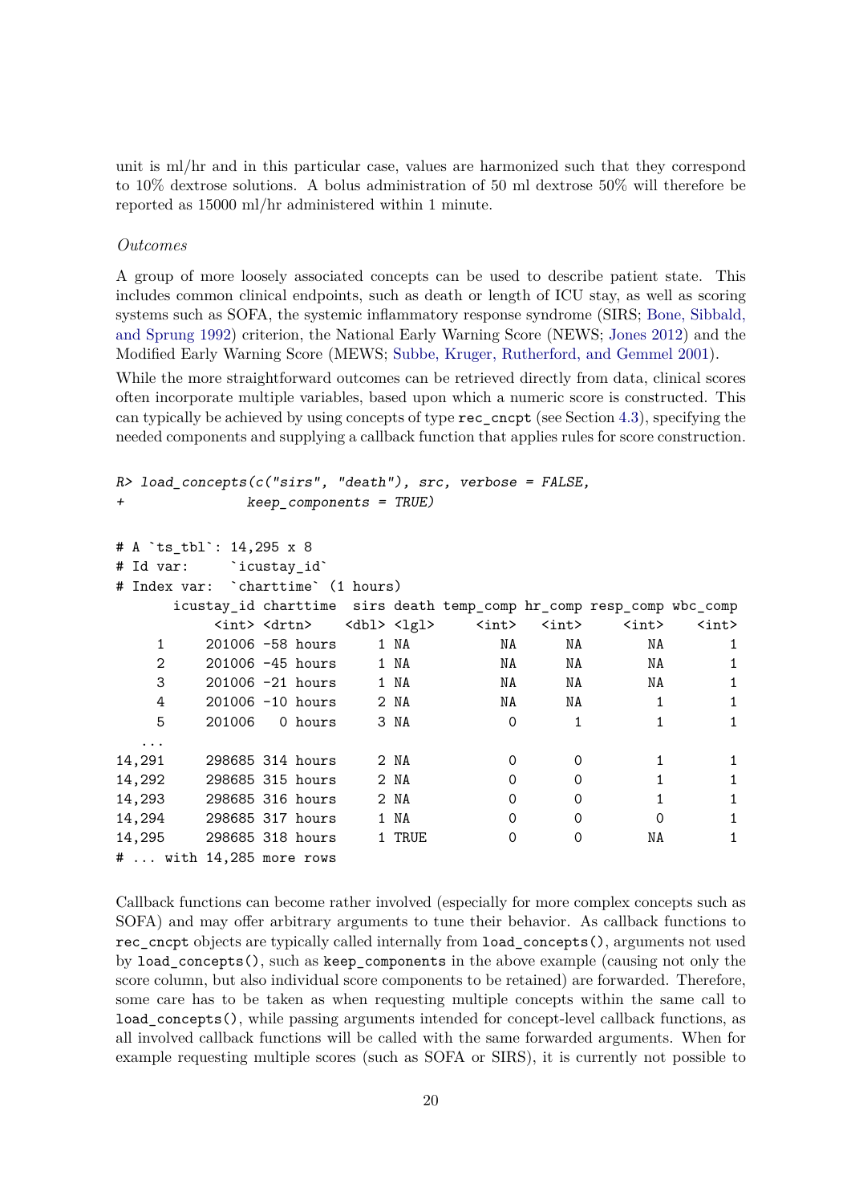unit is ml/hr and in this particular case, values are harmonized such that they correspond to 10% dextrose solutions. A bolus administration of 50 ml dextrose 50% will therefore be reported as 15000 ml/hr administered within 1 minute.

*Outcomes*

A group of more loosely associated concepts can be used to describe patient state. This includes common clinical endpoints, such as death or length of ICU stay, as well as scoring systems such as SOFA, the systemic inflammatory response syndrome (SIRS; Bone, Sibbald, and Sprung 1992) criterion, the National Early Warning Score (NEWS; Jones 2012) and the Modified Early Warning Score (MEWS; Subbe, Kruger, Rutherford, and Gemmel 2001).

While the more straightforward outcomes can be retrieved directly from data, clinical scores often incorporate multiple variables, based upon which a numeric score is constructed. This can typically be achieved by using concepts of type `rec_cncpt` (see Section 4.3), specifying the needed components and supplying a callback function that applies rules for score construction.

```
R> load_concepts(c("sirs", "death"), src, verbose = FALSE,
+               keep_components = TRUE)

# A `ts_tbl`: 14,295 x 8
# Id var:     `icustay_id`
# Index var:  `charttime` (1 hours)
       icustay_id charttime  sirs death temp_comp hr_comp resp_comp wbc_comp
            <int> <drtn>    <dbl> <lgl>     <int>   <int>     <int>    <int>
     1     201006 -58 hours     1 NA           NA      NA        NA        1
     2     201006 -45 hours     1 NA           NA      NA        NA        1
     3     201006 -21 hours     1 NA           NA      NA        NA        1
     4     201006 -10 hours     2 NA           NA      NA         1        1
     5     201006   0 hours     3 NA            0       1         1        1
   ...
14,291     298685 314 hours     2 NA            0       0         1        1
14,292     298685 315 hours     2 NA            0       0         1        1
14,293     298685 316 hours     2 NA            0       0         1        1
14,294     298685 317 hours     1 NA            0       0         0        1
14,295     298685 318 hours     1 TRUE          0       0        NA        1
# ... with 14,285 more rows
```

Callback functions can become rather involved (especially for more complex concepts such as SOFA) and may offer arbitrary arguments to tune their behavior. As callback functions to `rec_cncpt` objects are typically called internally from `load_concepts()`, arguments not used by `load_concepts()`, such as `keep_components` in the above example (causing not only the score column, but also individual score components to be retained) are forwarded. Therefore, some care has to be taken as when requesting multiple concepts within the same call to `load_concepts()`, while passing arguments intended for concept-level callback functions, as all involved callback functions will be called with the same forwarded arguments. When for example requesting multiple scores (such as SOFA or SIRS), it is currently not possible to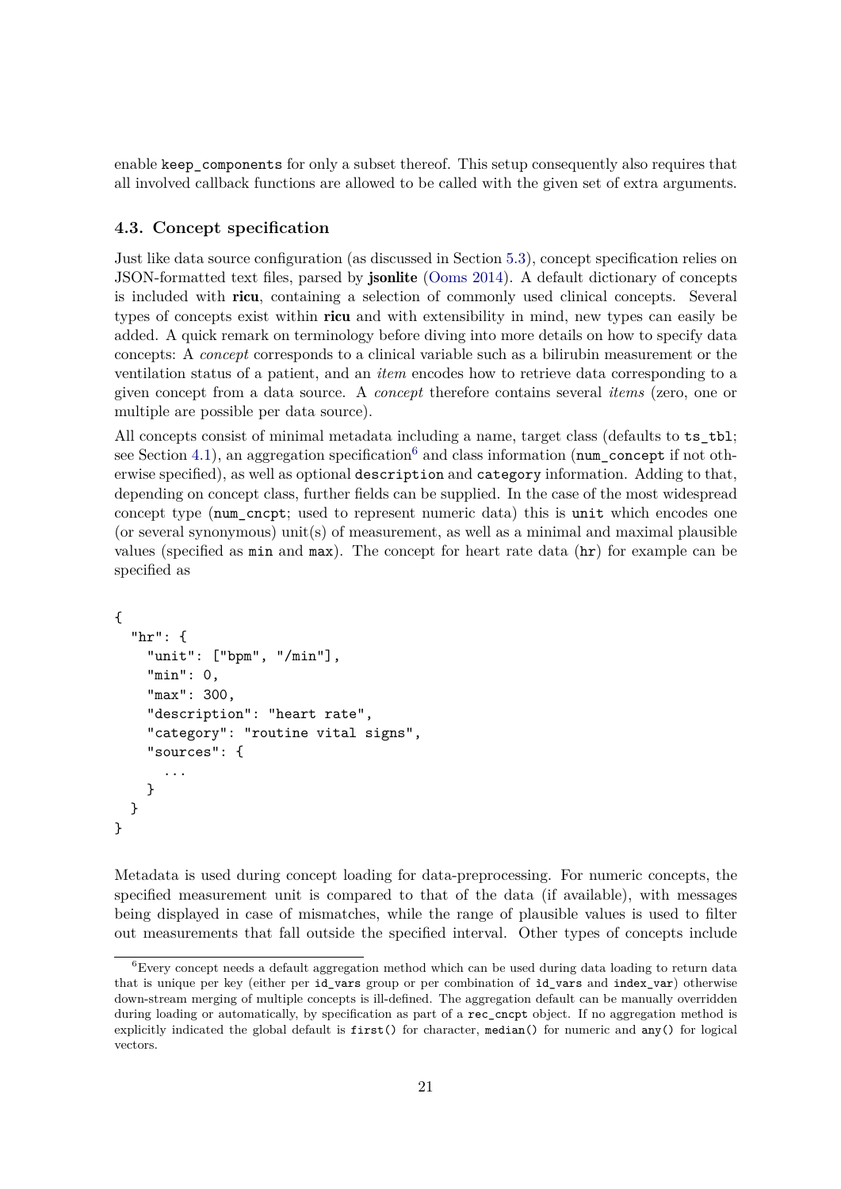enable `keep_components` for only a subset thereof. This setup consequently also requires that all involved callback functions are allowed to be called with the given set of extra arguments.

### 4.3. Concept specification

Just like data source configuration (as discussed in Section 5.3), concept specification relies on JSON-formatted text files, parsed by **jsonlite** (Ooms 2014). A default dictionary of concepts is included with **ricu**, containing a selection of commonly used clinical concepts. Several types of concepts exist within **ricu** and with extensibility in mind, new types can easily be added. A quick remark on terminology before diving into more details on how to specify data concepts: A *concept* corresponds to a clinical variable such as a bilirubin measurement or the ventilation status of a patient, and an *item* encodes how to retrieve data corresponding to a given concept from a data source. A *concept* therefore contains several *items* (zero, one or multiple are possible per data source).

All concepts consist of minimal metadata including a name, target class (defaults to `ts_tbl`; see Section 4.1), an aggregation specification[6] and class information (`num_concept` if not otherwise specified), as well as optional `description` and `category` information. Adding to that, depending on concept class, further fields can be supplied. In the case of the most widespread concept type (`num_cncpt`; used to represent numeric data) this is `unit` which encodes one (or several synonymous) unit(s) of measurement, as well as a minimal and maximal plausible values (specified as `min` and `max`). The concept for heart rate data (`hr`) for example can be specified as

```
{
  "hr": {
    "unit": ["bpm", "/min"],
    "min": 0,
    "max": 300,
    "description": "heart rate",
    "category": "routine vital signs",
    "sources": {
      ...
    }
  }
}
```

Metadata is used during concept loading for data-preprocessing. For numeric concepts, the specified measurement unit is compared to that of the data (if available), with messages being displayed in case of mismatches, while the range of plausible values is used to filter out measurements that fall outside the specified interval. Other types of concepts include

[6] Every concept needs a default aggregation method which can be used during data loading to return data that is unique per key (either per `id_vars` group or per combination of `id_vars` and `index_var`) otherwise down-stream merging of multiple concepts is ill-defined. The aggregation default can be manually overridden during loading or automatically, by specification as part of a `rec_cncpt` object. If no aggregation method is explicitly indicated the global default is `first()` for character, `median()` for numeric and `any()` for logical vectors.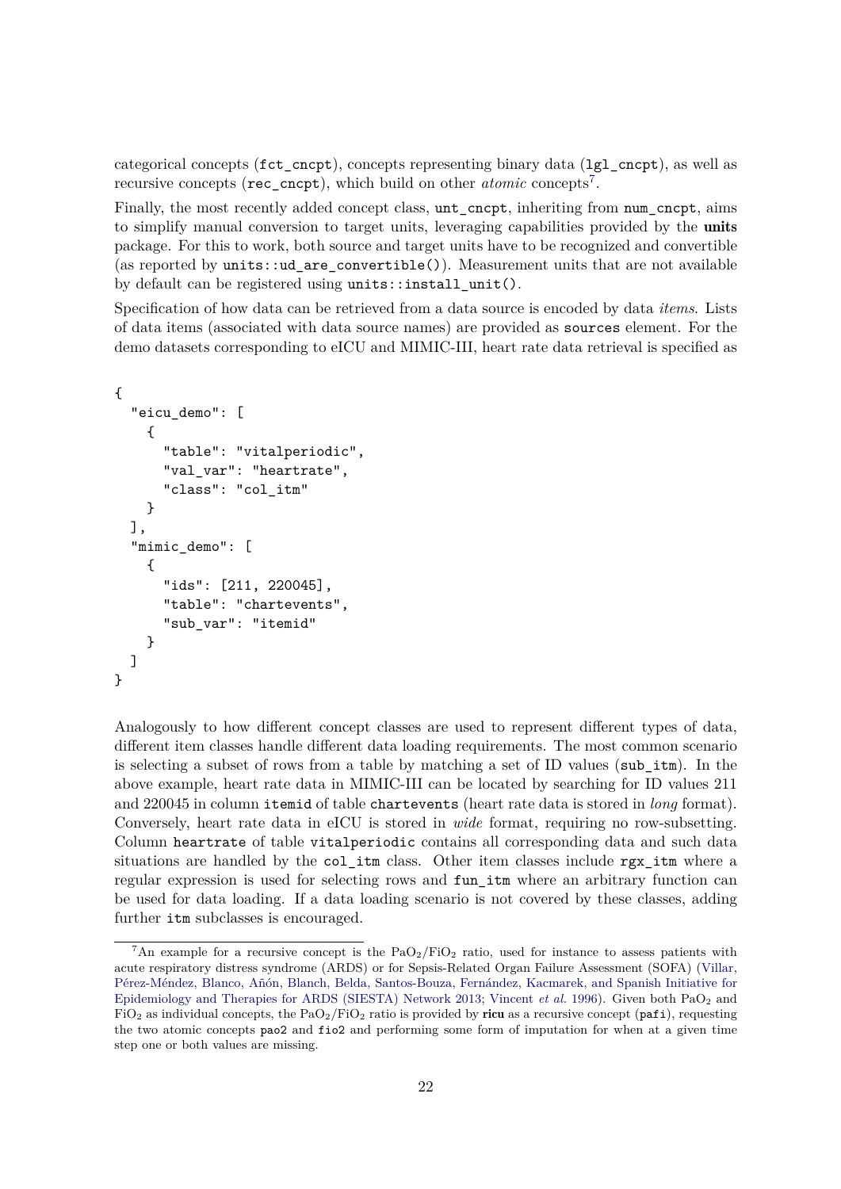categorical concepts (`fct_cncpt`), concepts representing binary data (`lgl_cncpt`), as well as recursive concepts (`rec_cncpt`), which build on other *atomic* concepts[7].

Finally, the most recently added concept class, `unt_cncpt`, inheriting from `num_cncpt`, aims to simplify manual conversion to target units, leveraging capabilities provided by the **units** package. For this to work, both source and target units have to be recognized and convertible (as reported by `units::ud_are_convertible()`). Measurement units that are not available by default can be registered using `units::install_unit()`.

Specification of how data can be retrieved from a data source is encoded by data *items*. Lists of data items (associated with data source names) are provided as `sources` element. For the demo datasets corresponding to eICU and MIMIC-III, heart rate data retrieval is specified as

```
{
  "eicu_demo": [
    {
      "table": "vitalperiodic",
      "val_var": "heartrate",
      "class": "col_itm"
    }
  ],
  "mimic_demo": [
    {
      "ids": [211, 220045],
      "table": "chartevents",
      "sub_var": "itemid"
    }
  ]
}
```

Analogously to how different concept classes are used to represent different types of data, different item classes handle different data loading requirements. The most common scenario is selecting a subset of rows from a table by matching a set of ID values (`sub_itm`). In the above example, heart rate data in MIMIC-III can be located by searching for ID values 211 and 220045 in column `itemid` of table `chartevents` (heart rate data is stored in *long* format). Conversely, heart rate data in eICU is stored in *wide* format, requiring no row-subsetting. Column `heartrate` of table `vitalperiodic` contains all corresponding data and such data situations are handled by the `col_itm` class. Other item classes include `rgx_itm` where a regular expression is used for selecting rows and `fun_itm` where an arbitrary function can be used for data loading. If a data loading scenario is not covered by these classes, adding further `itm` subclasses is encouraged.

[7] An example for a recursive concept is the $PaO_2/FiO_2$ ratio, used for instance to assess patients with acute respiratory distress syndrome (ARDS) or for Sepsis-Related Organ Failure Assessment (SOFA) (Villar, Pérez-Méndez, Blanco, Añón, Blanch, Belda, Santos-Bouza, Fernández, Kacmarek, and Spanish Initiative for Epidemiology and Therapies for ARDS (SIESTA) Network 2013; Vincent *et al.* 1996). Given both $PaO_2$ and $FiO_2$ as individual concepts, the $PaO_2/FiO_2$ ratio is provided by **ricu** as a recursive concept (`pafi`), requesting the two atomic concepts `pao2` and `fio2` and performing some form of imputation for when at a given time step one or both values are missing.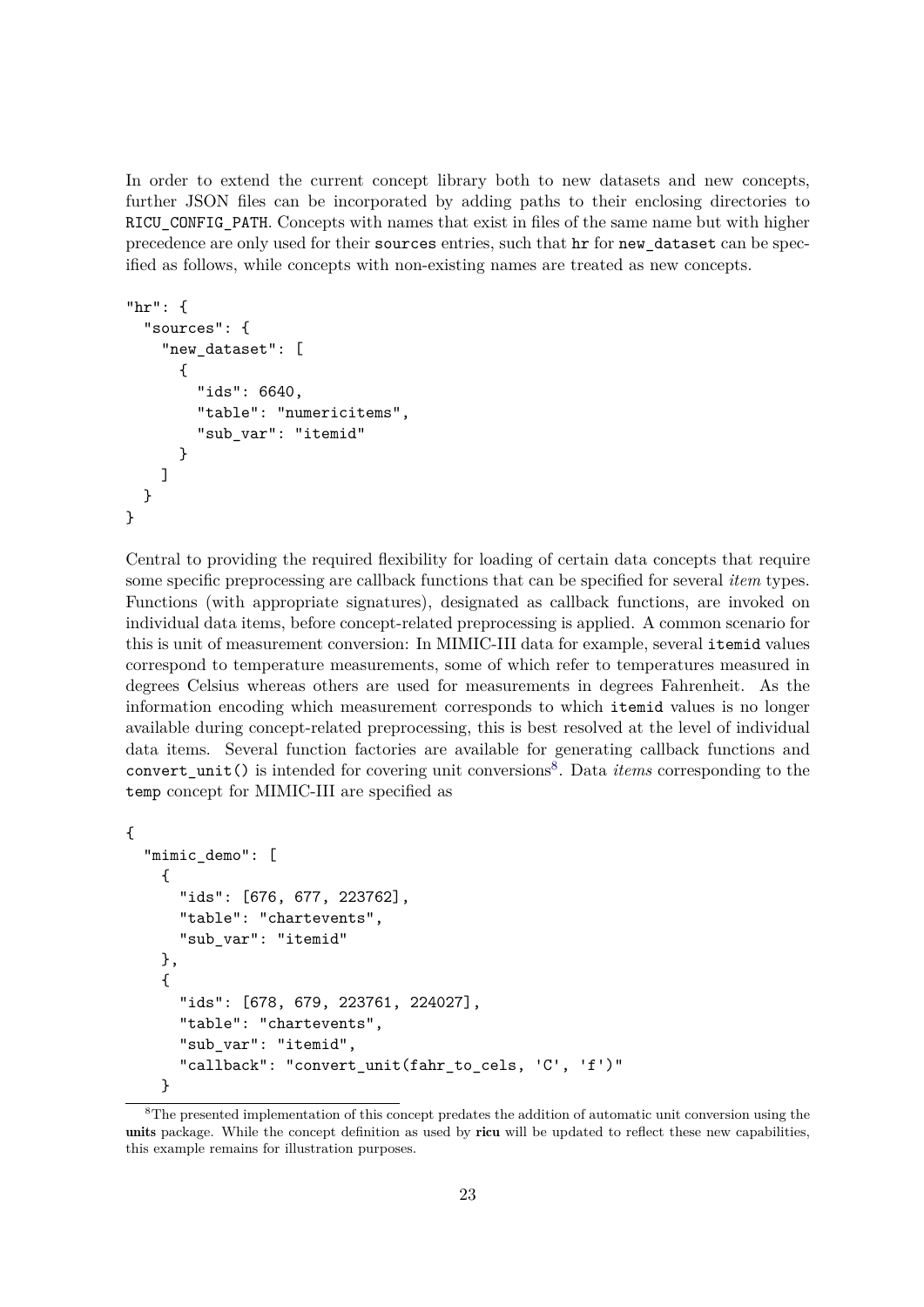In order to extend the current concept library both to new datasets and new concepts, further JSON files can be incorporated by adding paths to their enclosing directories to `RICU_CONFIG_PATH`. Concepts with names that exist in files of the same name but with higher precedence are only used for their `sources` entries, such that `hr` for `new_dataset` can be specified as follows, while concepts with non-existing names are treated as new concepts.

```
"hr": {
  "sources": {
    "new_dataset": [
      {
        "ids": 6640,
        "table": "numericitems",
        "sub_var": "itemid"
      }
    ]
  }
}
```

Central to providing the required flexibility for loading of certain data concepts that require some specific preprocessing are callback functions that can be specified for several *item* types. Functions (with appropriate signatures), designated as callback functions, are invoked on individual data items, before concept-related preprocessing is applied. A common scenario for this is unit of measurement conversion: In MIMIC-III data for example, several `itemid` values correspond to temperature measurements, some of which refer to temperatures measured in degrees Celsius whereas others are used for measurements in degrees Fahrenheit. As the information encoding which measurement corresponds to which `itemid` values is no longer available during concept-related preprocessing, this is best resolved at the level of individual data items. Several function factories are available for generating callback functions and `convert_unit()` is intended for covering unit conversions[8]. Data *items* corresponding to the `temp` concept for MIMIC-III are specified as

```
{
  "mimic_demo": [
    {
      "ids": [676, 677, 223762],
      "table": "chartevents",
      "sub_var": "itemid"
    },
    {
      "ids": [678, 679, 223761, 224027],
      "table": "chartevents",
      "sub_var": "itemid",
      "callback": "convert_unit(fahr_to_cels, 'C', 'f')"
    }
```

[8] The presented implementation of this concept predates the addition of automatic unit conversion using the **units** package. While the concept definition as used by **ricu** will be updated to reflect these new capabilities, this example remains for illustration purposes.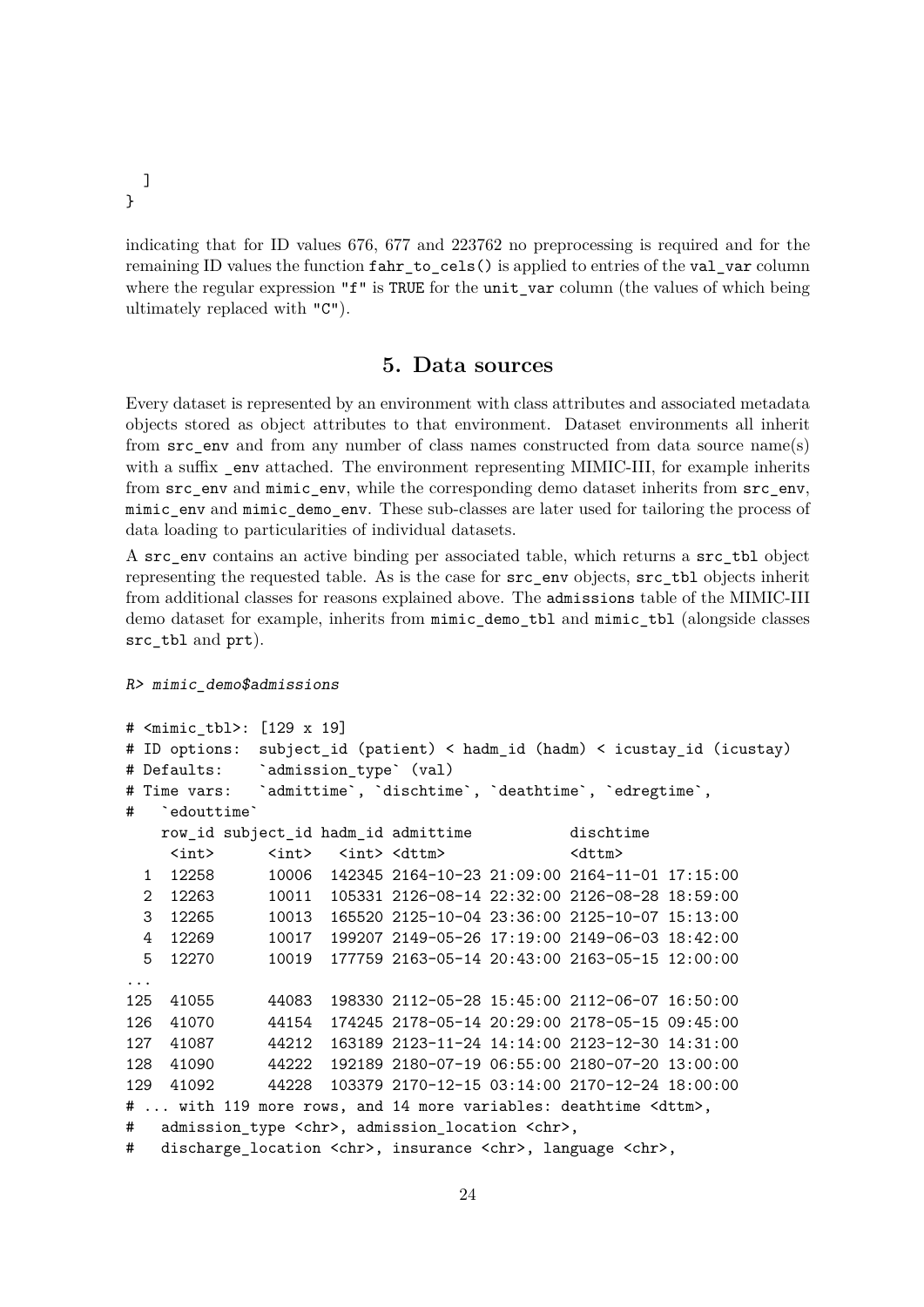```
  ]
}
```

indicating that for ID values 676, 677 and 223762 no preprocessing is required and for the remaining ID values the function `fahr_to_cels()` is applied to entries of the `val_var` column where the regular expression `"f"` is `TRUE` for the `unit_var` column (the values of which being ultimately replaced with `"C"`).

# 5. Data sources

Every dataset is represented by an environment with class attributes and associated metadata objects stored as object attributes to that environment. Dataset environments all inherit from `src_env` and from any number of class names constructed from data source name(s) with a suffix `_env` attached. The environment representing MIMIC-III, for example inherits from `src_env` and `mimic_env`, while the corresponding demo dataset inherits from `src_env`, `mimic_env` and `mimic_demo_env`. These sub-classes are later used for tailoring the process of data loading to particularities of individual datasets.

A `src_env` contains an active binding per associated table, which returns a `src_tbl` object representing the requested table. As is the case for `src_env` objects, `src_tbl` objects inherit from additional classes for reasons explained above. The `admissions` table of the MIMIC-III demo dataset for example, inherits from `mimic_demo_tbl` and `mimic_tbl` (alongside classes `src_tbl` and `prt`).

```
R> mimic_demo$admissions

# <mimic_tbl>: [129 x 19]
# ID options:  subject_id (patient) < hadm_id (hadm) < icustay_id (icustay)
# Defaults:    `admission_type` (val)
# Time vars:   `admittime`, `dischtime`, `deathtime`, `edregtime`,
#   `edouttime`
    row_id subject_id hadm_id admittime           dischtime
     <int>      <int>   <int> <dttm>              <dttm>
  1  12258      10006  142345 2164-10-23 21:09:00 2164-11-01 17:15:00
  2  12263      10011  105331 2126-08-14 22:32:00 2126-08-28 18:59:00
  3  12265      10013  165520 2125-10-04 23:36:00 2125-10-07 15:13:00
  4  12269      10017  199207 2149-05-26 17:19:00 2149-06-03 18:42:00
  5  12270      10019  177759 2163-05-14 20:43:00 2163-05-15 12:00:00
...
125  41055      44083  198330 2112-05-28 15:45:00 2112-06-07 16:50:00
126  41070      44154  174245 2178-05-14 20:29:00 2178-05-15 09:45:00
127  41087      44212  163189 2123-11-24 14:14:00 2123-12-30 14:31:00
128  41090      44222  192189 2180-07-19 06:55:00 2180-07-20 13:00:00
129  41092      44228  103379 2170-12-15 03:14:00 2170-12-24 18:00:00
# ... with 119 more rows, and 14 more variables: deathtime <dttm>,
#   admission_type <chr>, admission_location <chr>,
#   discharge_location <chr>, insurance <chr>, language <chr>,
```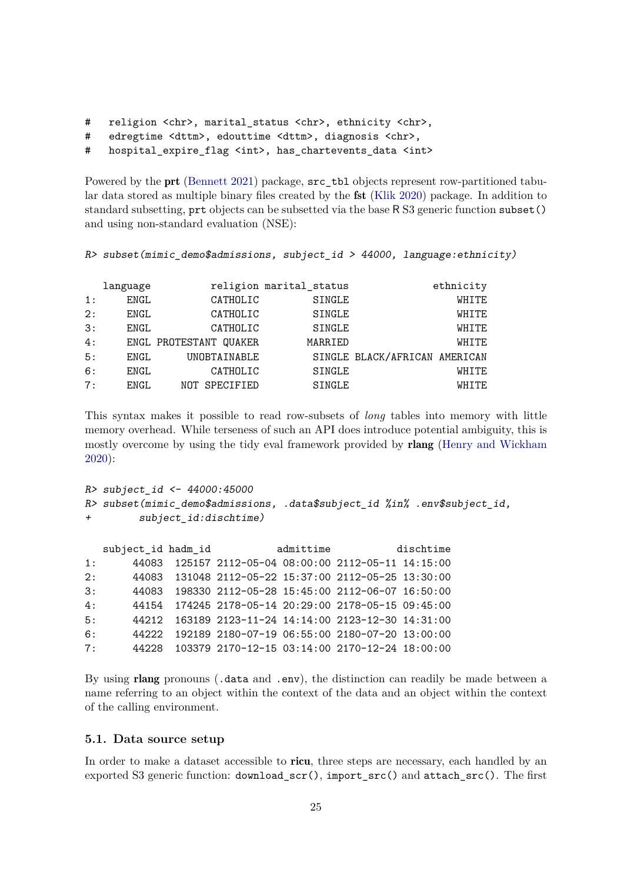```
#   religion <chr>, marital_status <chr>, ethnicity <chr>,
#   edregtime <dttm>, edouttime <dttm>, diagnosis <chr>,
#   hospital_expire_flag <int>, has_chartevents_data <int>
```

Powered by the **prt** (Bennett 2021) package, `src_tbl` objects represent row-partitioned tabular data stored as multiple binary files created by the **fst** (Klik 2020) package. In addition to standard subsetting, `prt` objects can be subsetted via the base R S3 generic function `subset()` and using non-standard evaluation (NSE):

```
R> subset(mimic_demo$admissions, subject_id > 44000, language:ethnicity)

   language          religion marital_status              ethnicity
1:     ENGL          CATHOLIC         SINGLE                  WHITE
2:     ENGL          CATHOLIC         SINGLE                  WHITE
3:     ENGL          CATHOLIC         SINGLE                  WHITE
4:     ENGL PROTESTANT QUAKER        MARRIED                  WHITE
5:     ENGL      UNOBTAINABLE         SINGLE BLACK/AFRICAN AMERICAN
6:     ENGL          CATHOLIC         SINGLE                  WHITE
7:     ENGL     NOT SPECIFIED         SINGLE                  WHITE
```

This syntax makes it possible to read row-subsets of *long* tables into memory with little memory overhead. While terseness of such an API does introduce potential ambiguity, this is mostly overcome by using the tidy eval framework provided by **rlang** (Henry and Wickham 2020):

```
R> subject_id <- 44000:45000
R> subset(mimic_demo$admissions, .data$subject_id %in% .env$subject_id,
+        subject_id:dischtime)

   subject_id hadm_id           admittime           dischtime
1:      44083  125157 2112-05-04 08:00:00 2112-05-11 14:15:00
2:      44083  131048 2112-05-22 15:37:00 2112-05-25 13:30:00
3:      44083  198330 2112-05-28 15:45:00 2112-06-07 16:50:00
4:      44154  174245 2178-05-14 20:29:00 2178-05-15 09:45:00
5:      44212  163189 2123-11-24 14:14:00 2123-12-30 14:31:00
6:      44222  192189 2180-07-19 06:55:00 2180-07-20 13:00:00
7:      44228  103379 2170-12-15 03:14:00 2170-12-24 18:00:00
```

By using **rlang** pronouns (`.data` and `.env`), the distinction can readily be made between a name referring to an object within the context of the data and an object within the context of the calling environment.

### 5.1. Data source setup

In order to make a dataset accessible to **ricu**, three steps are necessary, each handled by an exported S3 generic function: `download_scr()`, `import_src()` and `attach_src()`. The first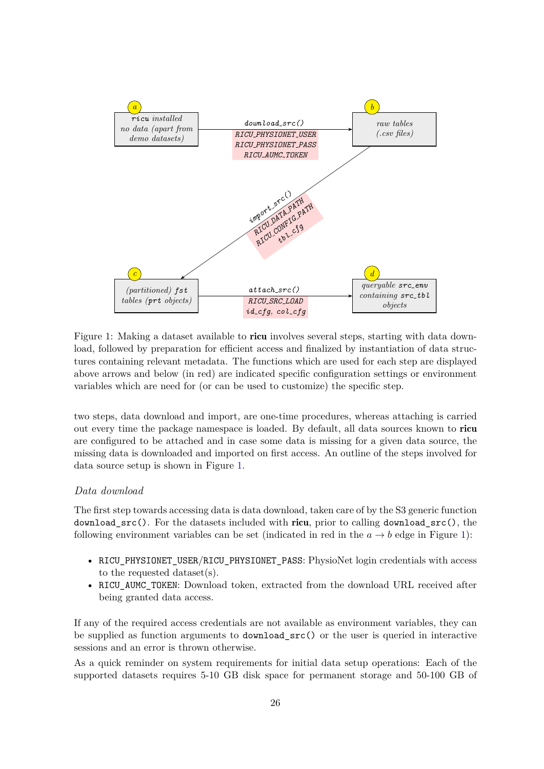Figure 1: Making a dataset available to **ricu** involves several steps, starting with data download, followed by preparation for efficient access and finalized by instantiation of data structures containing relevant metadata. The functions which are used for each step are displayed above arrows and below (in red) are indicated specific configuration settings or environment variables which are need for (or can be used to customize) the specific step.

two steps, data download and import, are one-time procedures, whereas attaching is carried out every time the package namespace is loaded. By default, all data sources known to **ricu** are configured to be attached and in case some data is missing for a given data source, the missing data is downloaded and imported on first access. An outline of the steps involved for data source setup is shown in Figure 1.

### *Data download*

The first step towards accessing data is data download, taken care of by the S3 generic function `download_src()`. For the datasets included with **ricu**, prior to calling `download_src()`, the following environment variables can be set (indicated in red in the $a \to b$ edge in Figure 1):

- `RICU_PHYSIONET_USER`/`RICU_PHYSIONET_PASS`: PhysioNet login credentials with access to the requested dataset(s).
- `RICU_AUMC_TOKEN`: Download token, extracted from the download URL received after being granted data access.

If any of the required access credentials are not available as environment variables, they can be supplied as function arguments to `download_src()` or the user is queried in interactive sessions and an error is thrown otherwise.

As a quick reminder on system requirements for initial data setup operations: Each of the supported datasets requires 5-10 GB disk space for permanent storage and 50-100 GB of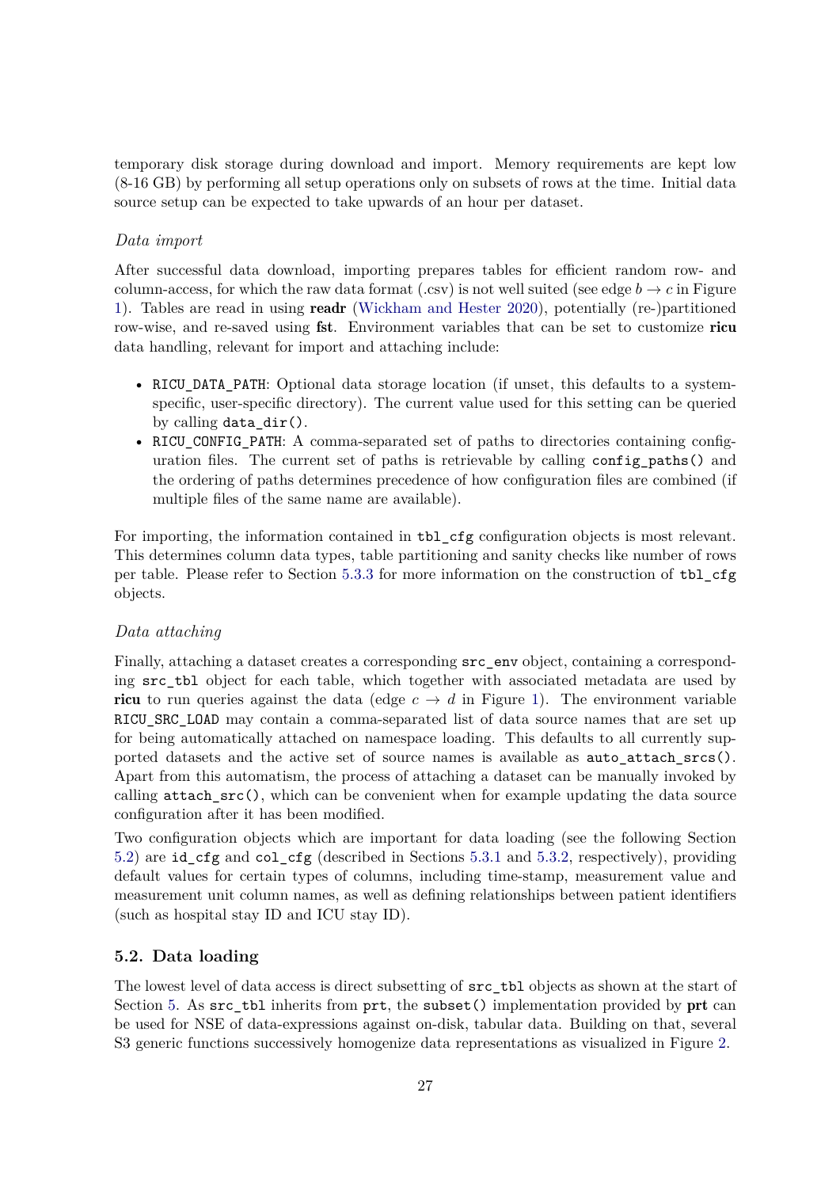temporary disk storage during download and import. Memory requirements are kept low (8-16 GB) by performing all setup operations only on subsets of rows at the time. Initial data source setup can be expected to take upwards of an hour per dataset.

*Data import*

After successful data download, importing prepares tables for efficient random row- and column-access, for which the raw data format (.csv) is not well suited (see edge $b \to c$ in Figure 1). Tables are read in using **readr** (Wickham and Hester 2020), potentially (re-)partitioned row-wise, and re-saved using **fst**. Environment variables that can be set to customize **ricu** data handling, relevant for import and attaching include:

- `RICU_DATA_PATH`: Optional data storage location (if unset, this defaults to a system-specific, user-specific directory). The current value used for this setting can be queried by calling `data_dir()`.
- `RICU_CONFIG_PATH`: A comma-separated set of paths to directories containing configuration files. The current set of paths is retrievable by calling `config_paths()` and the ordering of paths determines precedence of how configuration files are combined (if multiple files of the same name are available).

For importing, the information contained in `tbl_cfg` configuration objects is most relevant. This determines column data types, table partitioning and sanity checks like number of rows per table. Please refer to Section 5.3.3 for more information on the construction of `tbl_cfg` objects.

*Data attaching*

Finally, attaching a dataset creates a corresponding `src_env` object, containing a corresponding `src_tbl` object for each table, which together with associated metadata are used by **ricu** to run queries against the data (edge $c \to d$ in Figure 1). The environment variable `RICU_SRC_LOAD` may contain a comma-separated list of data source names that are set up for being automatically attached on namespace loading. This defaults to all currently supported datasets and the active set of source names is available as `auto_attach_srcs()`. Apart from this automatism, the process of attaching a dataset can be manually invoked by calling `attach_src()`, which can be convenient when for example updating the data source configuration after it has been modified.

Two configuration objects which are important for data loading (see the following Section 5.2) are `id_cfg` and `col_cfg` (described in Sections 5.3.1 and 5.3.2, respectively), providing default values for certain types of columns, including time-stamp, measurement value and measurement unit column names, as well as defining relationships between patient identifiers (such as hospital stay ID and ICU stay ID).

## 5.2. Data loading

The lowest level of data access is direct subsetting of `src_tbl` objects as shown at the start of Section 5. As `src_tbl` inherits from `prt`, the `subset()` implementation provided by **prt** can be used for NSE of data-expressions against on-disk, tabular data. Building on that, several S3 generic functions successively homogenize data representations as visualized in Figure 2.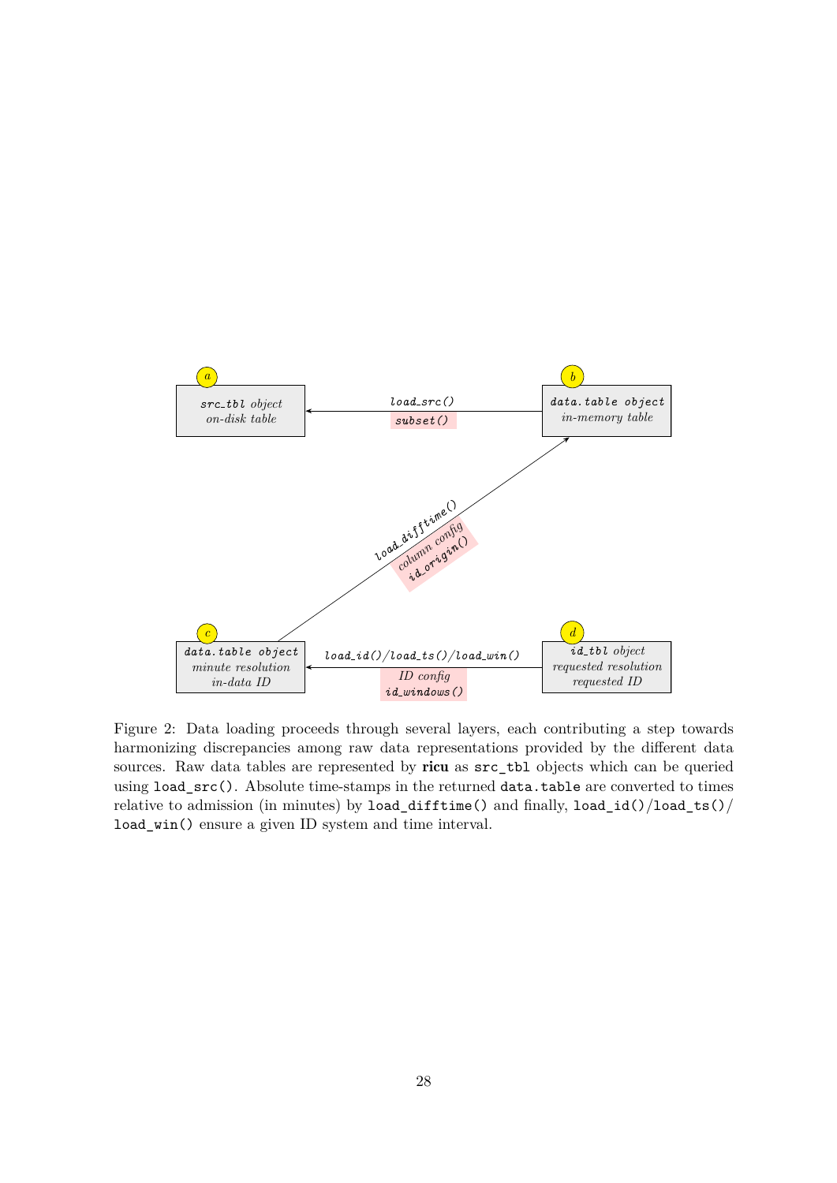Figure 2: Data loading proceeds through several layers, each contributing a step towards harmonizing discrepancies among raw data representations provided by the different data sources. Raw data tables are represented by **ricu** as `src_tbl` objects which can be queried using `load_src()`. Absolute time-stamps in the returned `data.table` are converted to times relative to admission (in minutes) by `load_difftime()` and finally, `load_id()`/`load_ts()`/`load_win()` ensure a given ID system and time interval.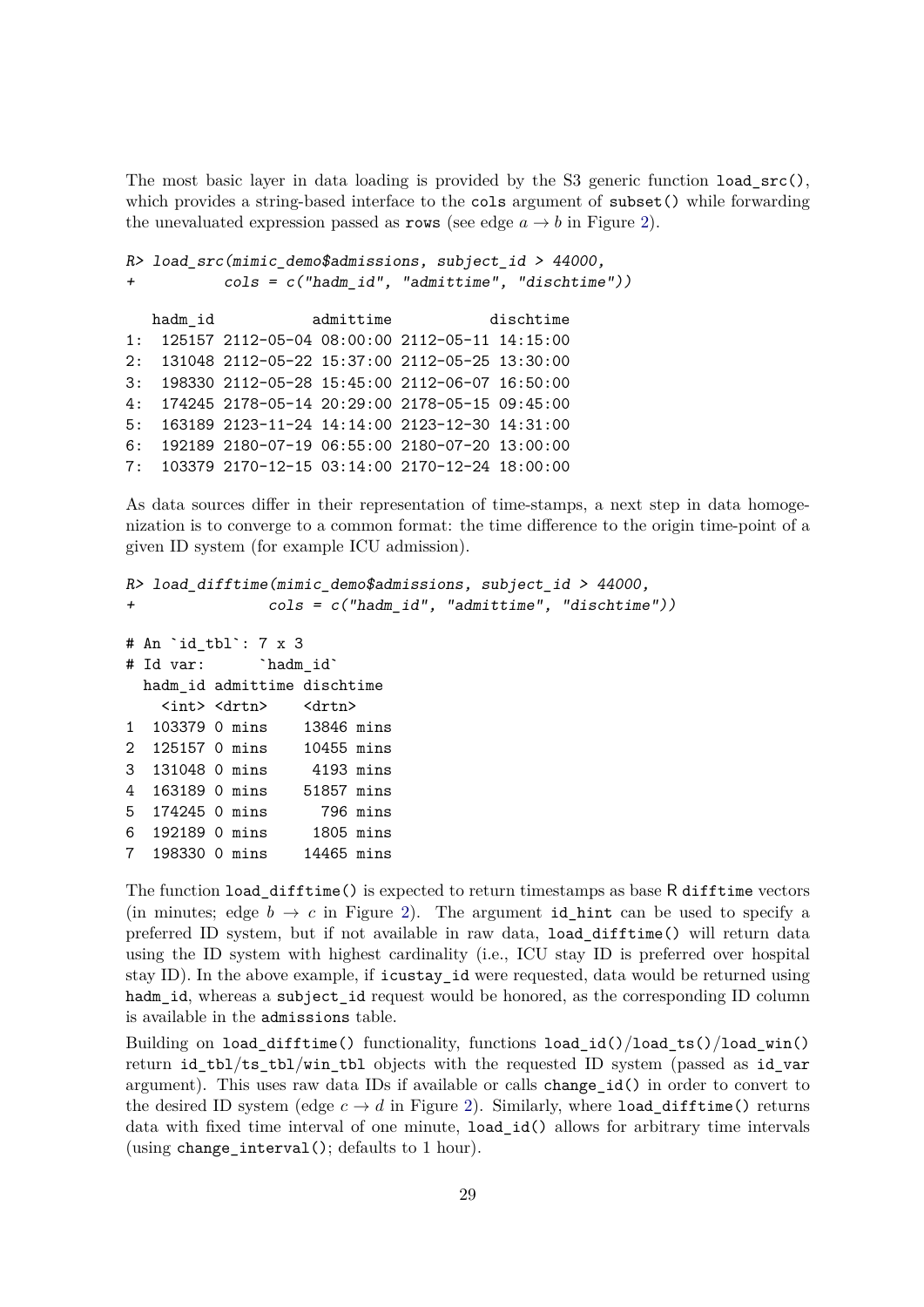The most basic layer in data loading is provided by the S3 generic function `load_src()`, which provides a string-based interface to the `cols` argument of `subset()` while forwarding the unevaluated expression passed as `rows` (see edge $a \to b$ in Figure 2).

```
R> load_src(mimic_demo$admissions, subject_id > 44000,
+          cols = c("hadm_id", "admittime", "dischtime"))

   hadm_id           admittime           dischtime
1:  125157 2112-05-04 08:00:00 2112-05-11 14:15:00
2:  131048 2112-05-22 15:37:00 2112-05-25 13:30:00
3:  198330 2112-05-28 15:45:00 2112-06-07 16:50:00
4:  174245 2178-05-14 20:29:00 2178-05-15 09:45:00
5:  163189 2123-11-24 14:14:00 2123-12-30 14:31:00
6:  192189 2180-07-19 06:55:00 2180-07-20 13:00:00
7:  103379 2170-12-15 03:14:00 2170-12-24 18:00:00
```

As data sources differ in their representation of time-stamps, a next step in data homogenization is to converge to a common format: the time difference to the origin time-point of a given ID system (for example ICU admission).

```
R> load_difftime(mimic_demo$admissions, subject_id > 44000,
+               cols = c("hadm_id", "admittime", "dischtime"))

# An `id_tbl`: 7 x 3
# Id var:      `hadm_id`
  hadm_id admittime dischtime
    <int> <drtn>    <drtn>
1  103379 0 mins    13846 mins
2  125157 0 mins    10455 mins
3  131048 0 mins     4193 mins
4  163189 0 mins    51857 mins
5  174245 0 mins      796 mins
6  192189 0 mins     1805 mins
7  198330 0 mins    14465 mins
```

The function `load_difftime()` is expected to return timestamps as base R `difftime` vectors (in minutes; edge $b \to c$ in Figure 2). The argument `id_hint` can be used to specify a preferred ID system, but if not available in raw data, `load_difftime()` will return data using the ID system with highest cardinality (i.e., ICU stay ID is preferred over hospital stay ID). In the above example, if `icustay_id` were requested, data would be returned using `hadm_id`, whereas a `subject_id` request would be honored, as the corresponding ID column is available in the `admissions` table.

Building on `load_difftime()` functionality, functions `load_id()`/`load_ts()`/`load_win()` return `id_tbl`/`ts_tbl`/`win_tbl` objects with the requested ID system (passed as `id_var` argument). This uses raw data IDs if available or calls `change_id()` in order to convert to the desired ID system (edge $c \to d$ in Figure 2). Similarly, where `load_difftime()` returns data with fixed time interval of one minute, `load_id()` allows for arbitrary time intervals (using `change_interval()`; defaults to 1 hour).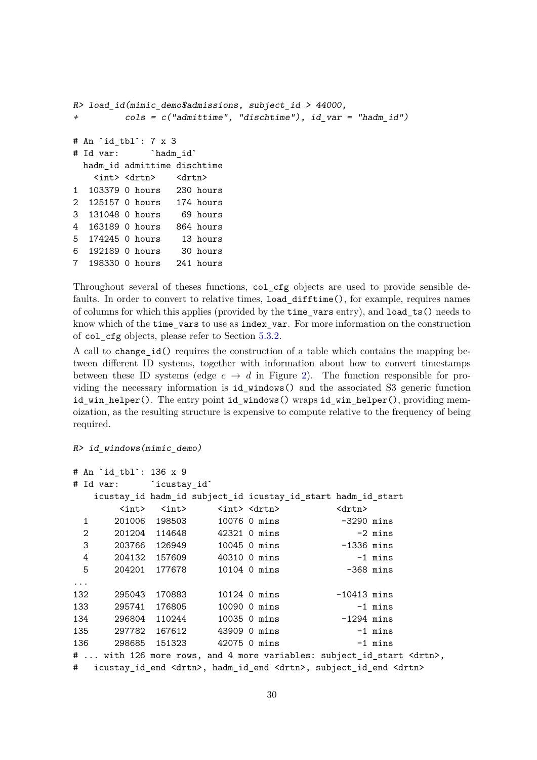```
R> load_id(mimic_demo$admissions, subject_id > 44000,
+          cols = c("admittime", "dischtime"), id_var = "hadm_id")

# An `id_tbl`: 7 x 3
# Id var:      `hadm_id`
  hadm_id admittime dischtime
    <int> <drtn>    <drtn>
1  103379 0 hours   230 hours
2  125157 0 hours   174 hours
3  131048 0 hours    69 hours
4  163189 0 hours   864 hours
5  174245 0 hours    13 hours
6  192189 0 hours    30 hours
7  198330 0 hours   241 hours
```

Throughout several of theses functions, `col_cfg` objects are used to provide sensible defaults. In order to convert to relative times, `load_difftime()`, for example, requires names of columns for which this applies (provided by the `time_vars` entry), and `load_ts()` needs to know which of the `time_vars` to use as `index_var`. For more information on the construction of `col_cfg` objects, please refer to Section 5.3.2.

A call to `change_id()` requires the construction of a table which contains the mapping between different ID systems, together with information about how to convert timestamps between these ID systems (edge $c \rightarrow d$ in Figure 2). The function responsible for providing the necessary information is `id_windows()` and the associated S3 generic function `id_win_helper()`. The entry point `id_windows()` wraps `id_win_helper()`, providing memoization, as the resulting structure is expensive to compute relative to the frequency of being required.

```
R> id_windows(mimic_demo)

# An `id_tbl`: 136 x 9
# Id var:      `icustay_id`
    icustay_id hadm_id subject_id icustay_id_start hadm_id_start
         <int>   <int>      <int> <drtn>           <drtn>
  1     201006  198503      10076 0 mins            -3290 mins
  2     201204  114648      42321 0 mins               -2 mins
  3     203766  126949      10045 0 mins            -1336 mins
  4     204132  157609      40310 0 mins               -1 mins
  5     204201  177678      10104 0 mins             -368 mins
...
132     295043  170883      10124 0 mins           -10413 mins
133     295741  176805      10090 0 mins               -1 mins
134     296804  110244      10035 0 mins            -1294 mins
135     297782  167612      43909 0 mins               -1 mins
136     298685  151323      42075 0 mins               -1 mins
# ... with 126 more rows, and 4 more variables: subject_id_start <drtn>,
#   icustay_id_end <drtn>, hadm_id_end <drtn>, subject_id_end <drtn>
```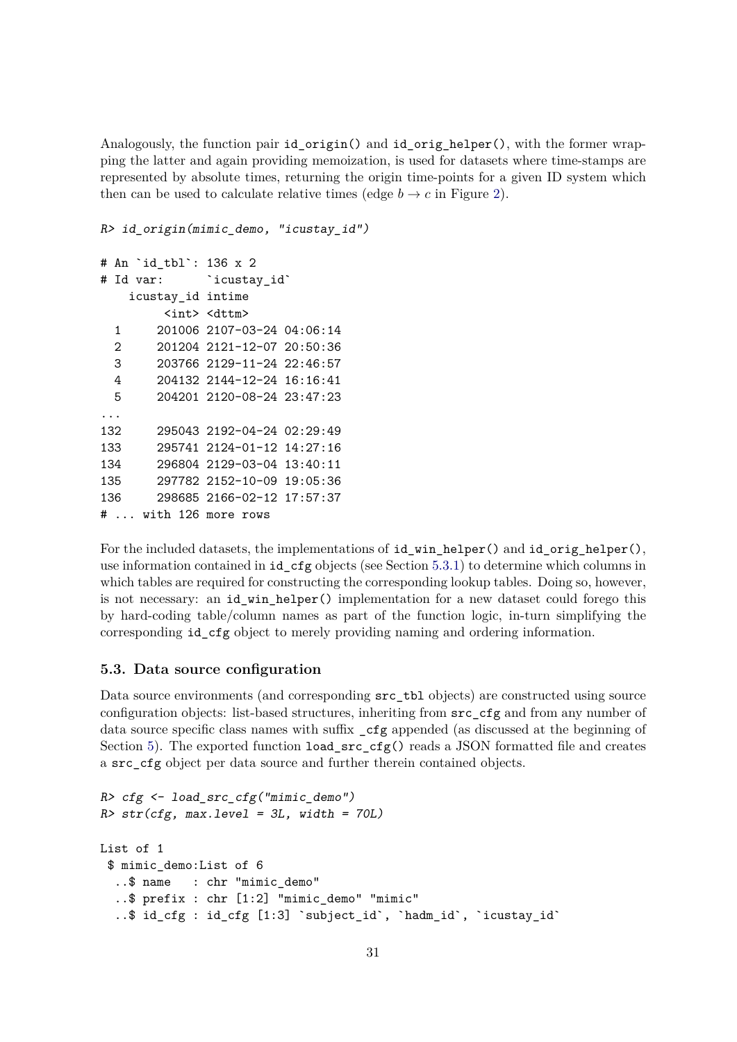Analogously, the function pair `id_origin()` and `id_orig_helper()`, with the former wrapping the latter and again providing memoization, is used for datasets where time-stamps are represented by absolute times, returning the origin time-points for a given ID system which then can be used to calculate relative times (edge $b \to c$ in Figure 2).

```
R> id_origin(mimic_demo, "icustay_id")

# An `id_tbl`: 136 x 2
# Id var:      `icustay_id`
    icustay_id intime
         <int> <dttm>
  1     201006 2107-03-24 04:06:14
  2     201204 2121-12-07 20:50:36
  3     203766 2129-11-24 22:46:57
  4     204132 2144-12-24 16:16:41
  5     204201 2120-08-24 23:47:23
...
132     295043 2192-04-24 02:29:49
133     295741 2124-01-12 14:27:16
134     296804 2129-03-04 13:40:11
135     297782 2152-10-09 19:05:36
136     298685 2166-02-12 17:57:37
# ... with 126 more rows
```

For the included datasets, the implementations of `id_win_helper()` and `id_orig_helper()`, use information contained in `id_cfg` objects (see Section 5.3.1) to determine which columns in which tables are required for constructing the corresponding lookup tables. Doing so, however, is not necessary: an `id_win_helper()` implementation for a new dataset could forego this by hard-coding table/column names as part of the function logic, in-turn simplifying the corresponding `id_cfg` object to merely providing naming and ordering information.

### 5.3. Data source configuration

Data source environments (and corresponding `src_tbl` objects) are constructed using source configuration objects: list-based structures, inheriting from `src_cfg` and from any number of data source specific class names with suffix `_cfg` appended (as discussed at the beginning of Section 5). The exported function `load_src_cfg()` reads a JSON formatted file and creates a `src_cfg` object per data source and further therein contained objects.

```
R> cfg <- load_src_cfg("mimic_demo")
R> str(cfg, max.level = 3L, width = 70L)

List of 1
 $ mimic_demo:List of 6
  ..$ name   : chr "mimic_demo"
  ..$ prefix : chr [1:2] "mimic_demo" "mimic"
  ..$ id_cfg : id_cfg [1:3] `subject_id`, `hadm_id`, `icustay_id`
```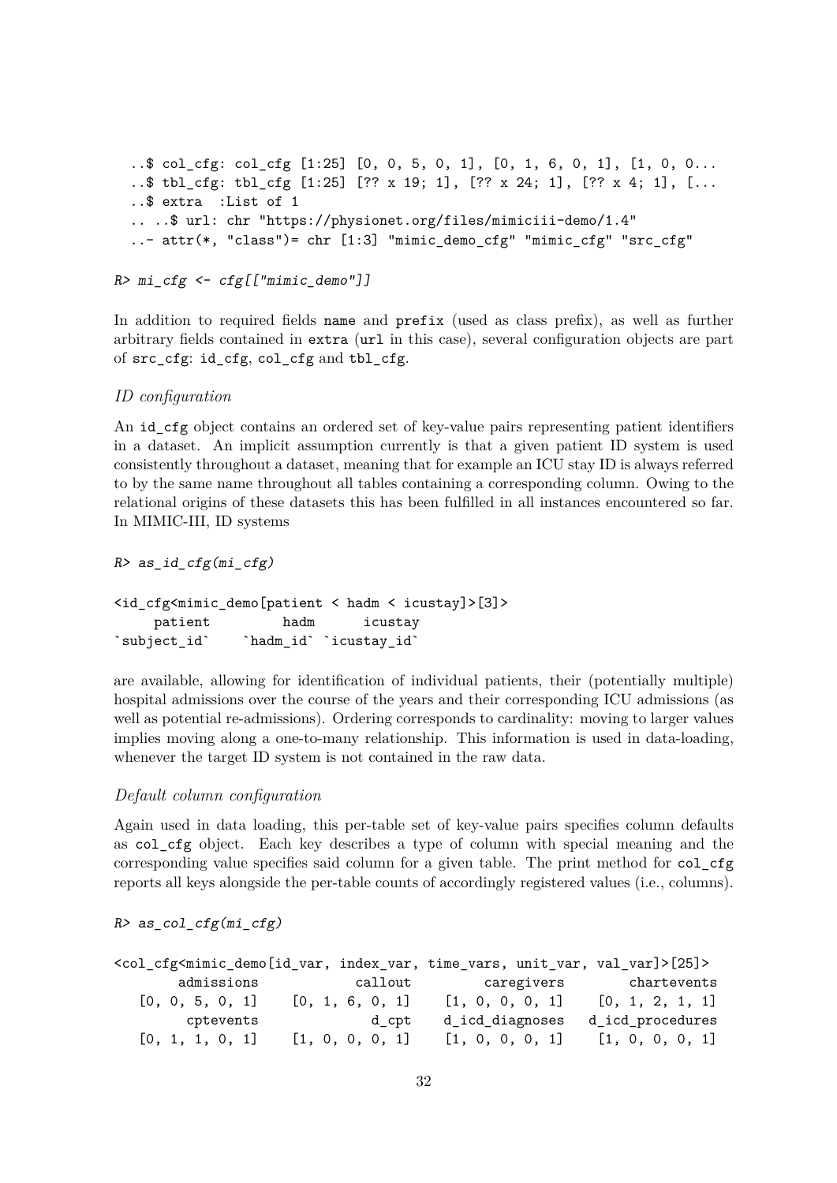```
  ..$ col_cfg: col_cfg [1:25] [0, 0, 5, 0, 1], [0, 1, 6, 0, 1], [1, 0, 0...
  ..$ tbl_cfg: tbl_cfg [1:25] [?? x 19; 1], [?? x 24; 1], [?? x 4; 1], [...
  ..$ extra  :List of 1
  .. ..$ url: chr "https://physionet.org/files/mimiciii-demo/1.4"
  ..- attr(*, "class")= chr [1:3] "mimic_demo_cfg" "mimic_cfg" "src_cfg"
```

```
R> mi_cfg <- cfg[["mimic_demo"]]
```

In addition to required fields `name` and `prefix` (used as class prefix), as well as further arbitrary fields contained in `extra` (`url` in this case), several configuration objects are part of `src_cfg`: `id_cfg`, `col_cfg` and `tbl_cfg`.

*ID configuration*

An `id_cfg` object contains an ordered set of key-value pairs representing patient identifiers in a dataset. An implicit assumption currently is that a given patient ID system is used consistently throughout a dataset, meaning that for example an ICU stay ID is always referred to by the same name throughout all tables containing a corresponding column. Owing to the relational origins of these datasets this has been fulfilled in all instances encountered so far. In MIMIC-III, ID systems

```
R> as_id_cfg(mi_cfg)

<id_cfg<mimic_demo[patient < hadm < icustay]>[3]>
     patient         hadm      icustay
`subject_id`    `hadm_id` `icustay_id`
```

are available, allowing for identification of individual patients, their (potentially multiple) hospital admissions over the course of the years and their corresponding ICU admissions (as well as potential re-admissions). Ordering corresponds to cardinality: moving to larger values implies moving along a one-to-many relationship. This information is used in data-loading, whenever the target ID system is not contained in the raw data.

*Default column configuration*

Again used in data loading, this per-table set of key-value pairs specifies column defaults as `col_cfg` object. Each key describes a type of column with special meaning and the corresponding value specifies said column for a given table. The print method for `col_cfg` reports all keys alongside the per-table counts of accordingly registered values (i.e., columns).

```
R> as_col_cfg(mi_cfg)

<col_cfg<mimic_demo[id_var, index_var, time_vars, unit_var, val_var]>[25]>
       admissions           callout         caregivers        chartevents
   [0, 0, 5, 0, 1]   [0, 1, 6, 0, 1]    [1, 0, 0, 0, 1]    [0, 1, 2, 1, 1]
        cptevents             d_cpt     d_icd_diagnoses   d_icd_procedures
   [0, 1, 1, 0, 1]   [1, 0, 0, 0, 1]    [1, 0, 0, 0, 1]    [1, 0, 0, 0, 1]
```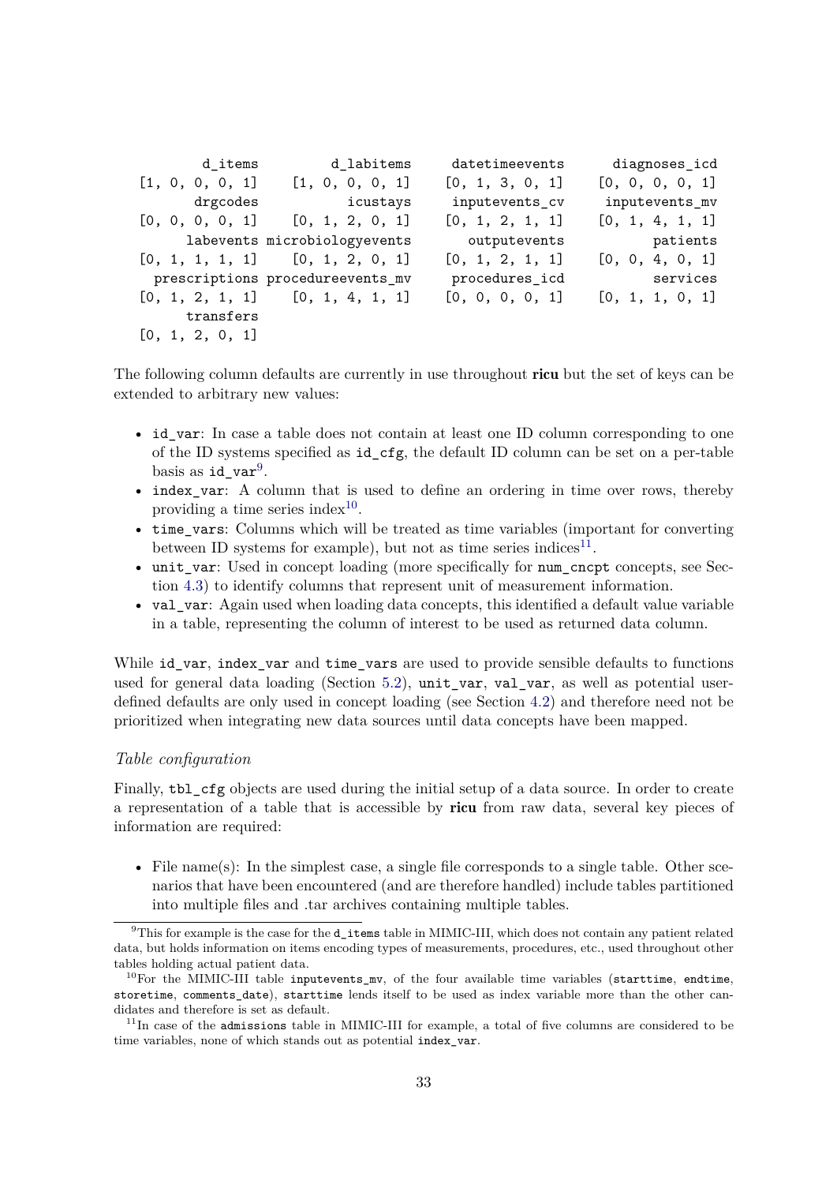```
         d_items          d_labitems      datetimeevents       diagnoses_icd
 [1, 0, 0, 0, 1]     [1, 0, 0, 0, 1]     [0, 1, 3, 0, 1]     [0, 0, 0, 0, 1]
        drgcodes            icustays      inputevents_cv      inputevents_mv
 [0, 0, 0, 0, 1]     [0, 1, 2, 0, 1]     [0, 1, 2, 1, 1]     [0, 1, 4, 1, 1]
       labevents microbiologyevents       outputevents            patients
 [0, 1, 1, 1, 1]     [0, 1, 2, 0, 1]     [0, 1, 2, 1, 1]     [0, 0, 4, 0, 1]
   prescriptions procedureevents_mv      procedures_icd            services
 [0, 1, 2, 1, 1]     [0, 1, 4, 1, 1]     [0, 0, 0, 0, 1]     [0, 1, 1, 0, 1]
       transfers
 [0, 1, 2, 0, 1]
```

The following column defaults are currently in use throughout **ricu** but the set of keys can be extended to arbitrary new values:

- id_var: In case a table does not contain at least one ID column corresponding to one of the ID systems specified as id_cfg, the default ID column can be set on a per-table basis as id_var[9].
- index_var: A column that is used to define an ordering in time over rows, thereby providing a time series index[10].
- time_vars: Columns which will be treated as time variables (important for converting between ID systems for example), but not as time series indices[11].
- unit_var: Used in concept loading (more specifically for num_cncpt concepts, see Section 4.3) to identify columns that represent unit of measurement information.
- val_var: Again used when loading data concepts, this identified a default value variable in a table, representing the column of interest to be used as returned data column.

While id_var, index_var and time_vars are used to provide sensible defaults to functions used for general data loading (Section 5.2), unit_var, val_var, as well as potential user-defined defaults are only used in concept loading (see Section 4.2) and therefore need not be prioritized when integrating new data sources until data concepts have been mapped.

*Table configuration*

Finally, tbl_cfg objects are used during the initial setup of a data source. In order to create a representation of a table that is accessible by **ricu** from raw data, several key pieces of information are required:

- File name(s): In the simplest case, a single file corresponds to a single table. Other scenarios that have been encountered (and are therefore handled) include tables partitioned into multiple files and .tar archives containing multiple tables.

[9] This for example is the case for the d_items table in MIMIC-III, which does not contain any patient related data, but holds information on items encoding types of measurements, procedures, etc., used throughout other tables holding actual patient data.

[10] For the MIMIC-III table inputevents_mv, of the four available time variables (starttime, endtime, storetime, comments_date), starttime lends itself to be used as index variable more than the other candidates and therefore is set as default.

[11] In case of the admissions table in MIMIC-III for example, a total of five columns are considered to be time variables, none of which stands out as potential index_var.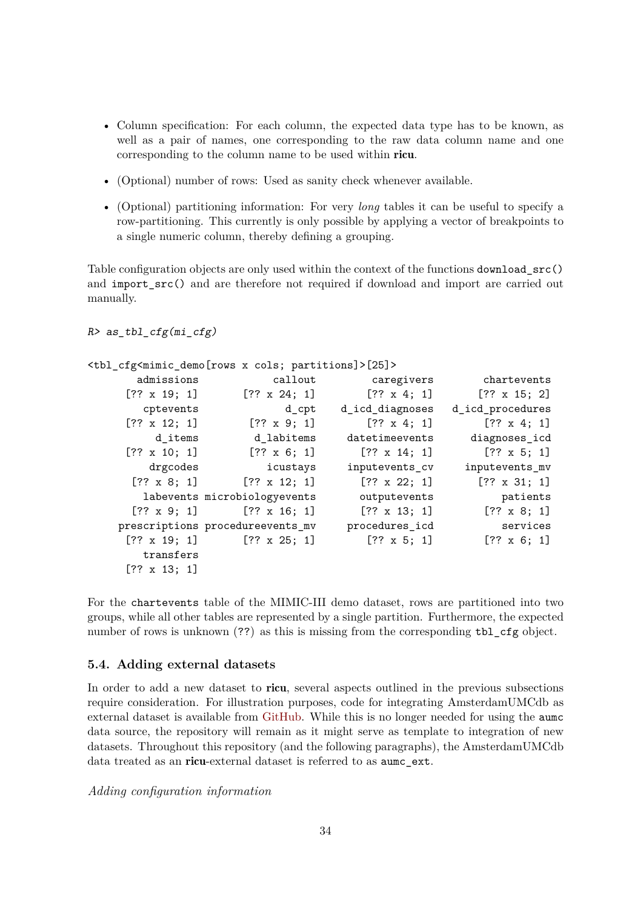- Column specification: For each column, the expected data type has to be known, as well as a pair of names, one corresponding to the raw data column name and one corresponding to the column name to be used within **ricu**.
- (Optional) number of rows: Used as sanity check whenever available.
- (Optional) partitioning information: For very *long* tables it can be useful to specify a row-partitioning. This currently is only possible by applying a vector of breakpoints to a single numeric column, thereby defining a grouping.

Table configuration objects are only used within the context of the functions `download_src()` and `import_src()` and are therefore not required if download and import are carried out manually.

```
R> as_tbl_cfg(mi_cfg)

<tbl_cfg<mimic_demo[rows x cols; partitions]>[25]>
       admissions            callout         caregivers        chartevents
     [?? x 19; 1]       [?? x 24; 1]        [?? x 4; 1]       [?? x 15; 2]
        cptevents              d_cpt      d_icd_diagnoses  d_icd_procedures
     [?? x 12; 1]        [?? x 9; 1]        [?? x 4; 1]        [?? x 4; 1]
          d_items         d_labitems     datetimeevents      diagnoses_icd
     [?? x 10; 1]        [?? x 6; 1]       [?? x 14; 1]        [?? x 5; 1]
         drgcodes           icustays     inputevents_cv     inputevents_mv
      [?? x 8; 1]       [?? x 12; 1]       [?? x 22; 1]       [?? x 31; 1]
        labevents microbiologyevents        outputevents           patients
      [?? x 9; 1]       [?? x 16; 1]       [?? x 13; 1]        [?? x 8; 1]
    prescriptions procedureevents_mv     procedures_icd           services
     [?? x 19; 1]       [?? x 25; 1]        [?? x 5; 1]        [?? x 6; 1]
        transfers
     [?? x 13; 1]
```

For the `chartevents` table of the MIMIC-III demo dataset, rows are partitioned into two groups, while all other tables are represented by a single partition. Furthermore, the expected number of rows is unknown (`??`) as this is missing from the corresponding `tbl_cfg` object.

### 5.4. Adding external datasets

In order to add a new dataset to **ricu**, several aspects outlined in the previous subsections require consideration. For illustration purposes, code for integrating AmsterdamUMCdb as external dataset is available from GitHub. While this is no longer needed for using the `aumc` data source, the repository will remain as it might serve as template to integration of new datasets. Throughout this repository (and the following paragraphs), the AmsterdamUMCdb data treated as an **ricu**-external dataset is referred to as `aumc_ext`.

*Adding configuration information*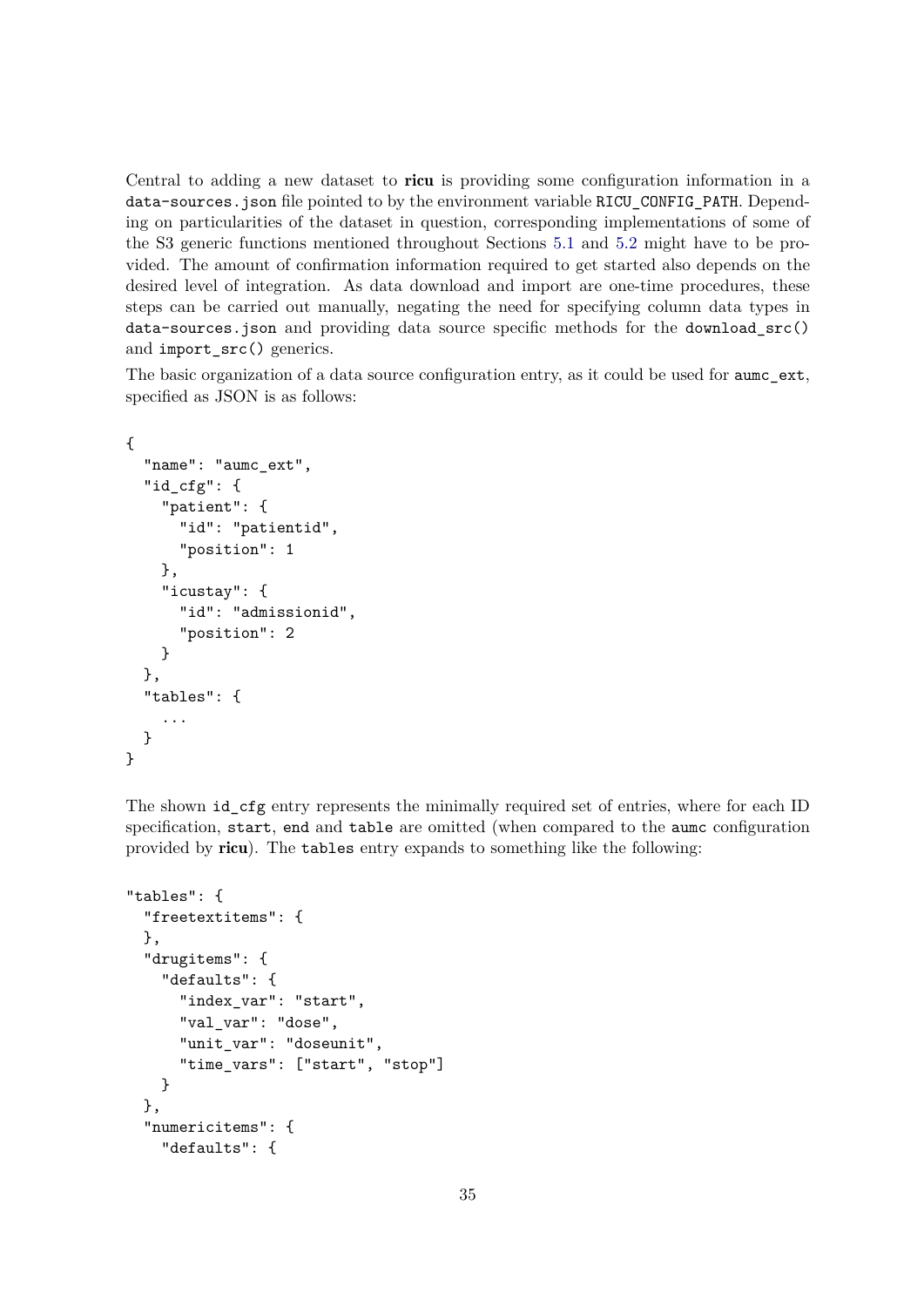Central to adding a new dataset to **ricu** is providing some configuration information in a `data-sources.json` file pointed to by the environment variable `RICU_CONFIG_PATH`. Depending on particularities of the dataset in question, corresponding implementations of some of the S3 generic functions mentioned throughout Sections 5.1 and 5.2 might have to be provided. The amount of confirmation information required to get started also depends on the desired level of integration. As data download and import are one-time procedures, these steps can be carried out manually, negating the need for specifying column data types in `data-sources.json` and providing data source specific methods for the `download_src()` and `import_src()` generics.

The basic organization of a data source configuration entry, as it could be used for `aumc_ext`, specified as JSON is as follows:

```
{
  "name": "aumc_ext",
  "id_cfg": {
    "patient": {
      "id": "patientid",
      "position": 1
    },
    "icustay": {
      "id": "admissionid",
      "position": 2
    }
  },
  "tables": {
    ...
  }
}
```

The shown `id_cfg` entry represents the minimally required set of entries, where for each ID specification, `start`, `end` and `table` are omitted (when compared to the `aumc` configuration provided by **ricu**). The `tables` entry expands to something like the following:

```
"tables": {
  "freetextitems": {
  },
  "drugitems": {
    "defaults": {
      "index_var": "start",
      "val_var": "dose",
      "unit_var": "doseunit",
      "time_vars": ["start", "stop"]
    }
  },
  "numericitems": {
    "defaults": {
```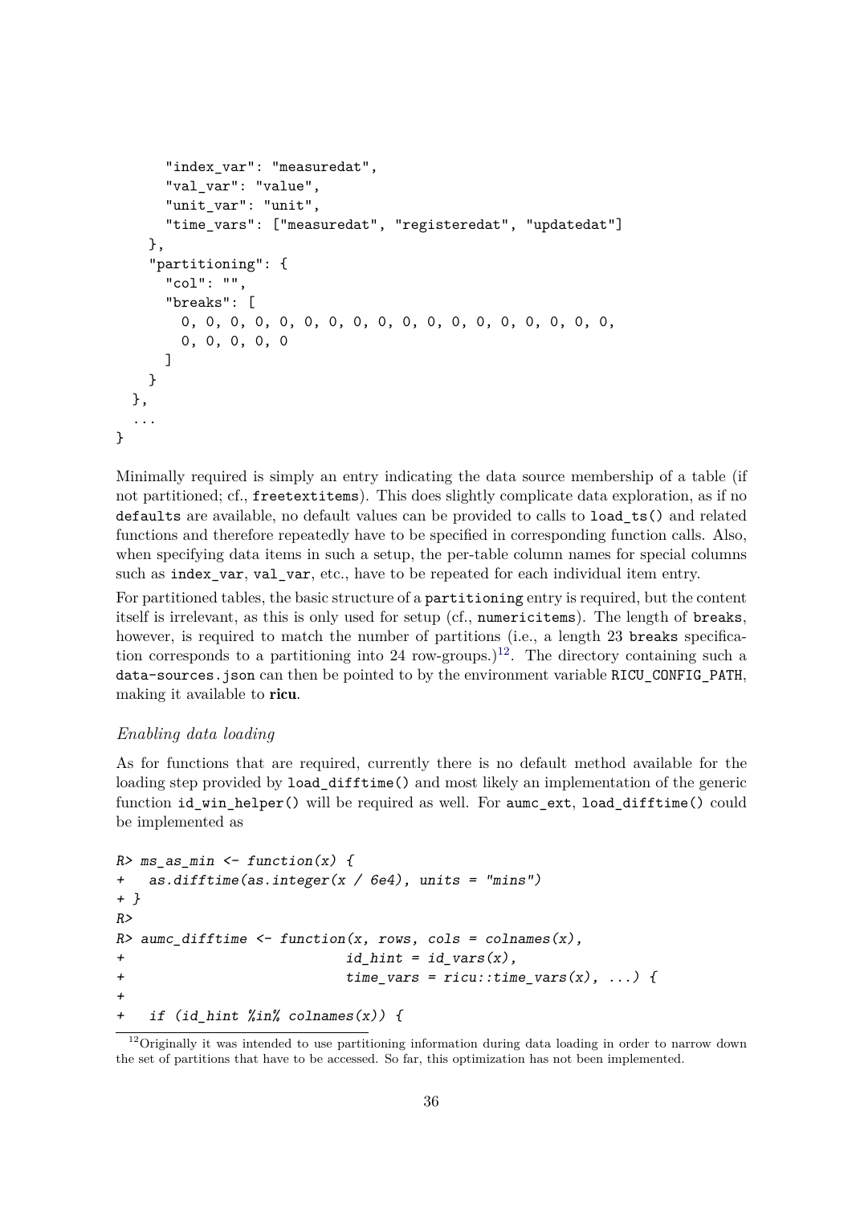```
      "index_var": "measuredat",
      "val_var": "value",
      "unit_var": "unit",
      "time_vars": ["measuredat", "registeredat", "updatedat"]
    },
    "partitioning": {
      "col": "",
      "breaks": [
        0, 0, 0, 0, 0, 0, 0, 0, 0, 0, 0, 0, 0, 0, 0, 0, 0, 0,
        0, 0, 0, 0, 0
      ]
    }
  },
  ...
}
```

Minimally required is simply an entry indicating the data source membership of a table (if not partitioned; cf., `freetextitems`). This does slightly complicate data exploration, as if no `defaults` are available, no default values can be provided to calls to `load_ts()` and related functions and therefore repeatedly have to be specified in corresponding function calls. Also, when specifying data items in such a setup, the per-table column names for special columns such as `index_var`, `val_var`, etc., have to be repeated for each individual item entry.

For partitioned tables, the basic structure of a `partitioning` entry is required, but the content itself is irrelevant, as this is only used for setup (cf., `numericitems`). The length of `breaks`, however, is required to match the number of partitions (i.e., a length 23 `breaks` specification corresponds to a partitioning into 24 row-groups.)[12]. The directory containing such a `data-sources.json` can then be pointed to by the environment variable `RICU_CONFIG_PATH`, making it available to **ricu**.

*Enabling data loading*

As for functions that are required, currently there is no default method available for the loading step provided by `load_difftime()` and most likely an implementation of the generic function `id_win_helper()` will be required as well. For `aumc_ext`, `load_difftime()` could be implemented as

```
R> ms_as_min <- function(x) {
+   as.difftime(as.integer(x / 6e4), units = "mins")
+ }
R>
R> aumc_difftime <- function(x, rows, cols = colnames(x),
+                            id_hint = id_vars(x),
+                            time_vars = ricu::time_vars(x), ...) {
+
+   if (id_hint %in% colnames(x)) {
```

[12] Originally it was intended to use partitioning information during data loading in order to narrow down the set of partitions that have to be accessed. So far, this optimization has not been implemented.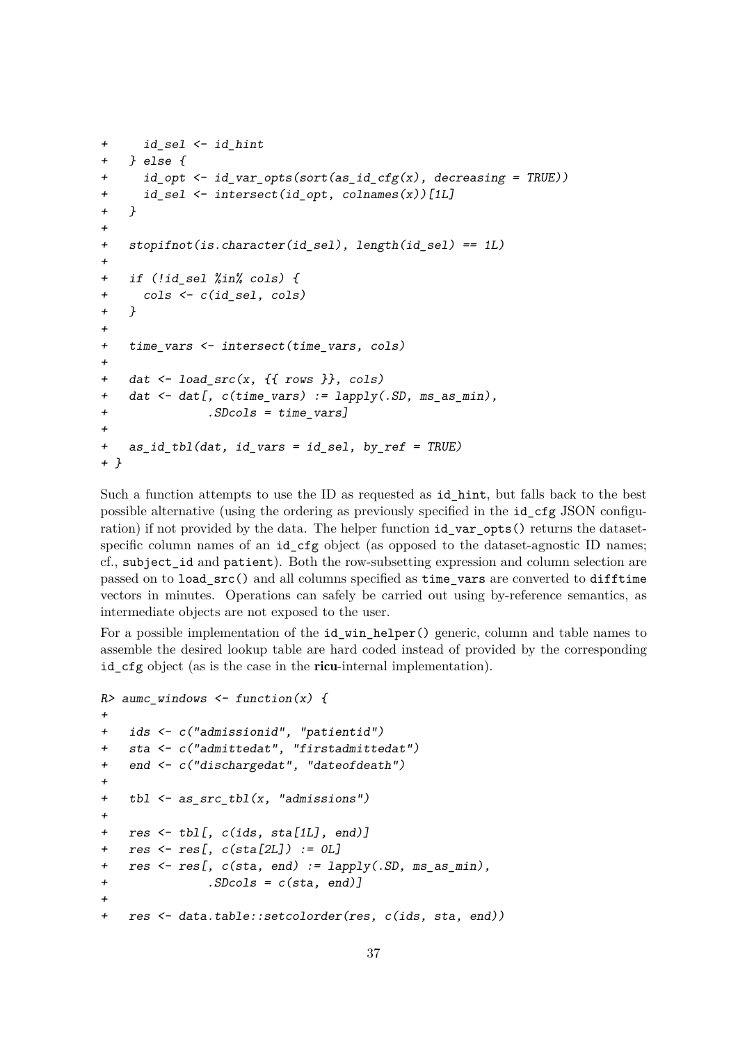```
+     id_sel <- id_hint
+   } else {
+     id_opt <- id_var_opts(sort(as_id_cfg(x), decreasing = TRUE))
+     id_sel <- intersect(id_opt, colnames(x))[1L]
+   }
+
+   stopifnot(is.character(id_sel), length(id_sel) == 1L)
+
+   if (!id_sel %in% cols) {
+     cols <- c(id_sel, cols)
+   }
+
+   time_vars <- intersect(time_vars, cols)
+
+   dat <- load_src(x, {{ rows }}, cols)
+   dat <- dat[, c(time_vars) := lapply(.SD, ms_as_min),
+              .SDcols = time_vars]
+
+   as_id_tbl(dat, id_vars = id_sel, by_ref = TRUE)
+ }
```

Such a function attempts to use the ID as requested as `id_hint`, but falls back to the best possible alternative (using the ordering as previously specified in the `id_cfg` JSON configuration) if not provided by the data. The helper function `id_var_opts()` returns the dataset-specific column names of an `id_cfg` object (as opposed to the dataset-agnostic ID names; cf., `subject_id` and `patient`). Both the row-subsetting expression and column selection are passed on to `load_src()` and all columns specified as `time_vars` are converted to `difftime` vectors in minutes. Operations can safely be carried out using by-reference semantics, as intermediate objects are not exposed to the user.

For a possible implementation of the `id_win_helper()` generic, column and table names to assemble the desired lookup table are hard coded instead of provided by the corresponding `id_cfg` object (as is the case in the **ricu**-internal implementation).

```
R> aumc_windows <- function(x) {
+
+   ids <- c("admissionid", "patientid")
+   sta <- c("admittedat", "firstadmittedat")
+   end <- c("dischargedat", "dateofdeath")
+
+   tbl <- as_src_tbl(x, "admissions")
+
+   res <- tbl[, c(ids, sta[1L], end)]
+   res <- res[, c(sta[2L]) := 0L]
+   res <- res[, c(sta, end) := lapply(.SD, ms_as_min),
+              .SDcols = c(sta, end)]
+
+   res <- data.table::setcolorder(res, c(ids, sta, end))
```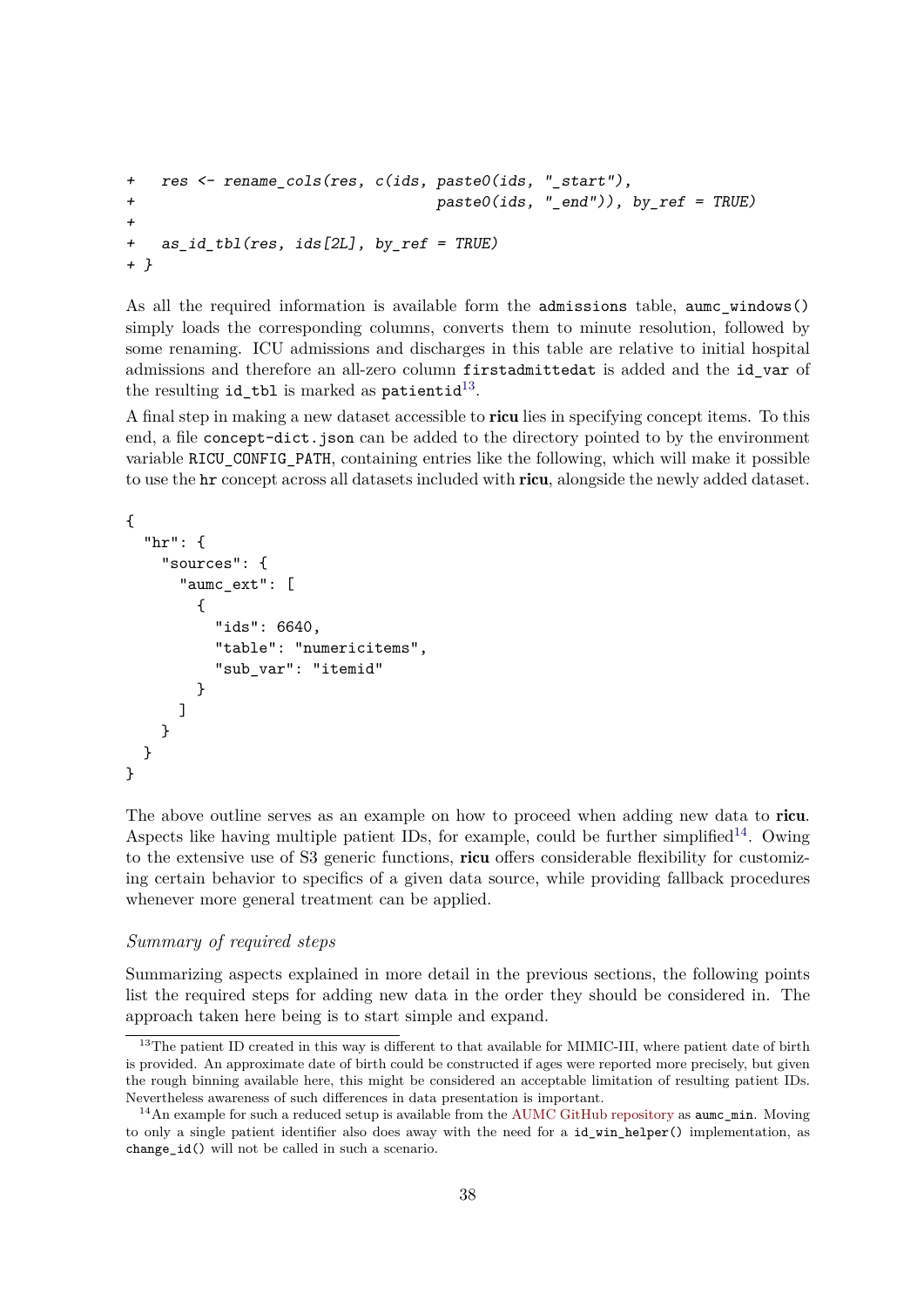```
+   res <- rename_cols(res, c(ids, paste0(ids, "_start"),
+                                  paste0(ids, "_end")), by_ref = TRUE)
+
+   as_id_tbl(res, ids[2L], by_ref = TRUE)
+ }
```

As all the required information is available form the `admissions` table, `aumc_windows()` simply loads the corresponding columns, converts them to minute resolution, followed by some renaming. ICU admissions and discharges in this table are relative to initial hospital admissions and therefore an all-zero column `firstadmittedat` is added and the `id_var` of the resulting `id_tbl` is marked as `patientid`[13].

A final step in making a new dataset accessible to **ricu** lies in specifying concept items. To this end, a file `concept-dict.json` can be added to the directory pointed to by the environment variable `RICU_CONFIG_PATH`, containing entries like the following, which will make it possible to use the `hr` concept across all datasets included with **ricu**, alongside the newly added dataset.

```
{
  "hr": {
    "sources": {
      "aumc_ext": [
        {
          "ids": 6640,
          "table": "numericitems",
          "sub_var": "itemid"
        }
      ]
    }
  }
}
```

The above outline serves as an example on how to proceed when adding new data to **ricu**. Aspects like having multiple patient IDs, for example, could be further simplified[14]. Owing to the extensive use of S3 generic functions, **ricu** offers considerable flexibility for customizing certain behavior to specifics of a given data source, while providing fallback procedures whenever more general treatment can be applied.

*Summary of required steps*

Summarizing aspects explained in more detail in the previous sections, the following points list the required steps for adding new data in the order they should be considered in. The approach taken here being is to start simple and expand.

[13] The patient ID created in this way is different to that available for MIMIC-III, where patient date of birth is provided. An approximate date of birth could be constructed if ages were reported more precisely, but given the rough binning available here, this might be considered an acceptable limitation of resulting patient IDs. Nevertheless awareness of such differences in data presentation is important.

[14] An example for such a reduced setup is available from the AUMC GitHub repository as `aumc_min`. Moving to only a single patient identifier also does away with the need for a `id_win_helper()` implementation, as `change_id()` will not be called in such a scenario.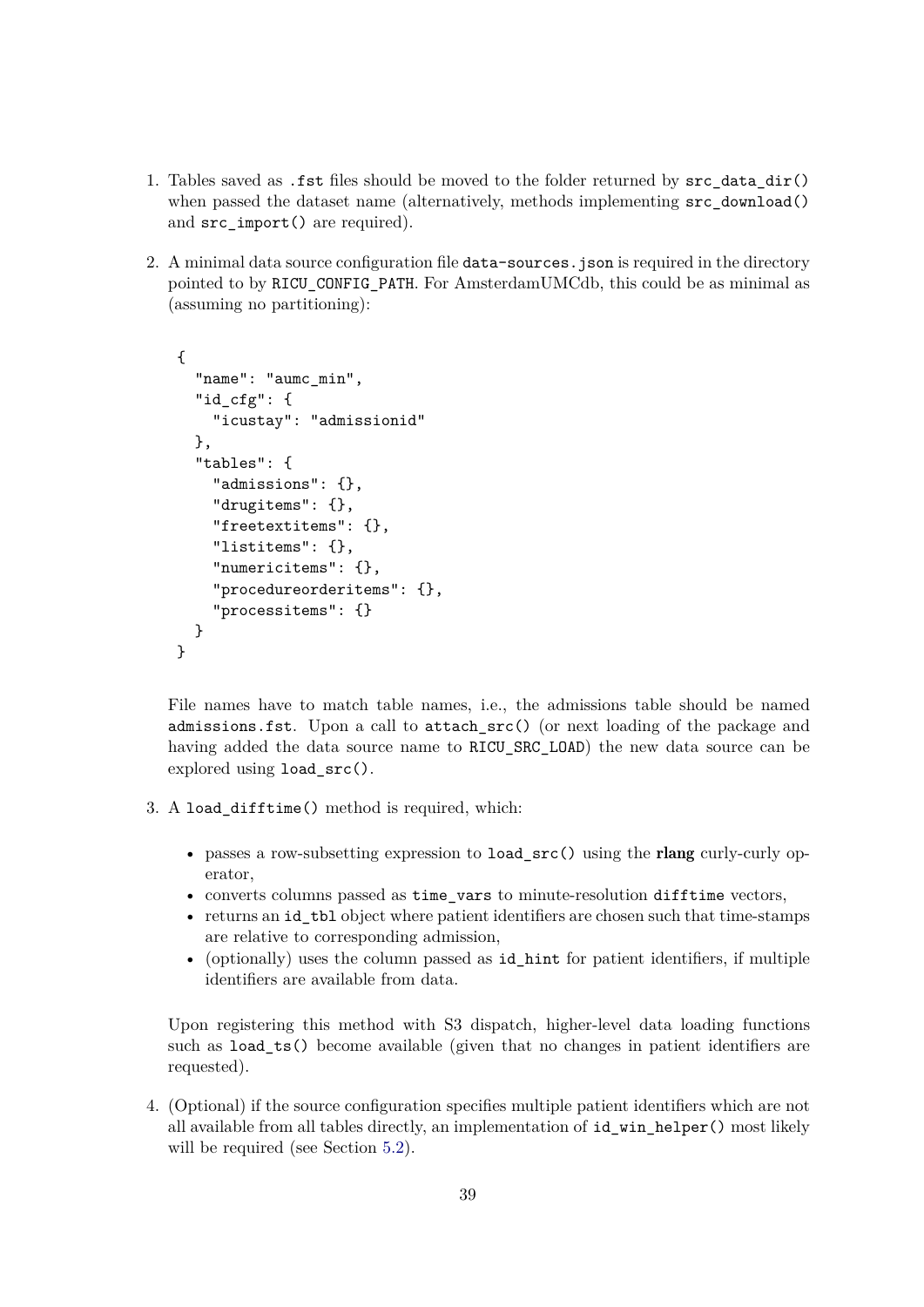1. Tables saved as `.fst` files should be moved to the folder returned by `src_data_dir()` when passed the dataset name (alternatively, methods implementing `src_download()` and `src_import()` are required).

2. A minimal data source configuration file `data-sources.json` is required in the directory pointed to by `RICU_CONFIG_PATH`. For AmsterdamUMCdb, this could be as minimal as (assuming no partitioning):

   ```
   {
     "name": "aumc_min",
     "id_cfg": {
       "icustay": "admissionid"
     },
     "tables": {
       "admissions": {},
       "drugitems": {},
       "freetextitems": {},
       "listitems": {},
       "numericitems": {},
       "procedureorderitems": {},
       "processitems": {}
     }
   }
   ```

   File names have to match table names, i.e., the admissions table should be named `admissions.fst`. Upon a call to `attach_src()` (or next loading of the package and having added the data source name to `RICU_SRC_LOAD`) the new data source can be explored using `load_src()`.

3. A `load_difftime()` method is required, which:

   - passes a row-subsetting expression to `load_src()` using the **rlang** curly-curly operator,
   - converts columns passed as `time_vars` to minute-resolution `difftime` vectors,
   - returns an `id_tbl` object where patient identifiers are chosen such that time-stamps are relative to corresponding admission,
   - (optionally) uses the column passed as `id_hint` for patient identifiers, if multiple identifiers are available from data.

   Upon registering this method with S3 dispatch, higher-level data loading functions such as `load_ts()` become available (given that no changes in patient identifiers are requested).

4. (Optional) if the source configuration specifies multiple patient identifiers which are not all available from all tables directly, an implementation of `id_win_helper()` most likely will be required (see Section 5.2).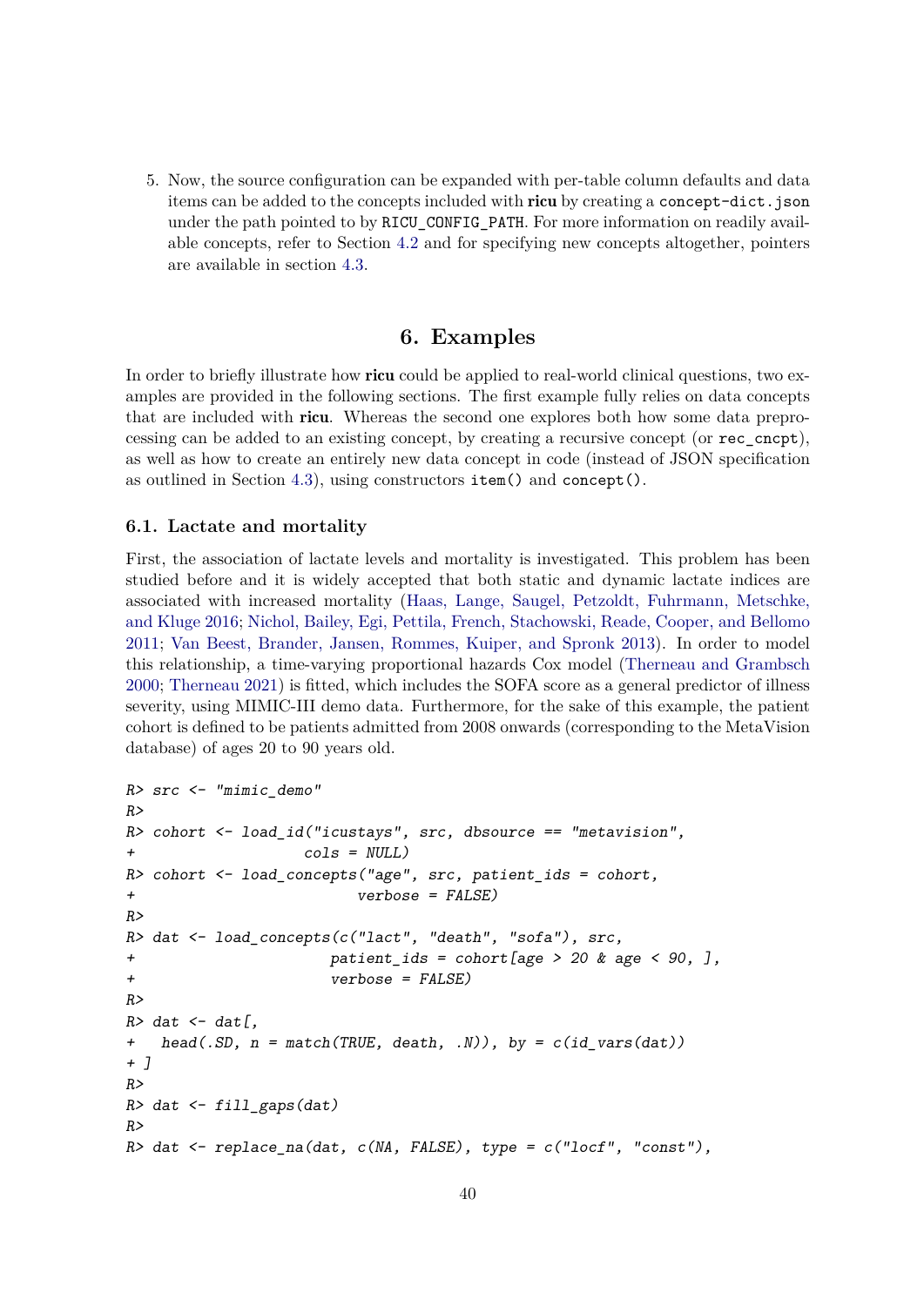5. Now, the source configuration can be expanded with per-table column defaults and data items can be added to the concepts included with **ricu** by creating a `concept-dict.json` under the path pointed to by `RICU_CONFIG_PATH`. For more information on readily available concepts, refer to Section 4.2 and for specifying new concepts altogether, pointers are available in section 4.3.

# 6. Examples

In order to briefly illustrate how **ricu** could be applied to real-world clinical questions, two examples are provided in the following sections. The first example fully relies on data concepts that are included with **ricu**. Whereas the second one explores both how some data preprocessing can be added to an existing concept, by creating a recursive concept (or `rec_cncpt`), as well as how to create an entirely new data concept in code (instead of JSON specification as outlined in Section 4.3), using constructors `item()` and `concept()`.

## 6.1. Lactate and mortality

First, the association of lactate levels and mortality is investigated. This problem has been studied before and it is widely accepted that both static and dynamic lactate indices are associated with increased mortality (Haas, Lange, Saugel, Petzoldt, Fuhrmann, Metschke, and Kluge 2016; Nichol, Bailey, Egi, Pettila, French, Stachowski, Reade, Cooper, and Bellomo 2011; Van Beest, Brander, Jansen, Rommes, Kuiper, and Spronk 2013). In order to model this relationship, a time-varying proportional hazards Cox model (Therneau and Grambsch 2000; Therneau 2021) is fitted, which includes the SOFA score as a general predictor of illness severity, using MIMIC-III demo data. Furthermore, for the sake of this example, the patient cohort is defined to be patients admitted from 2008 onwards (corresponding to the MetaVision database) of ages 20 to 90 years old.

```
R> src <- "mimic_demo"
R>
R> cohort <- load_id("icustays", src, dbsource == "metavision",
+                   cols = NULL)
R> cohort <- load_concepts("age", src, patient_ids = cohort,
+                          verbose = FALSE)
R>
R> dat <- load_concepts(c("lact", "death", "sofa"), src,
+                       patient_ids = cohort[age > 20 & age < 90, ],
+                       verbose = FALSE)
R>
R> dat <- dat[,
+   head(.SD, n = match(TRUE, death, .N)), by = c(id_vars(dat))
+ ]
R>
R> dat <- fill_gaps(dat)
R>
R> dat <- replace_na(dat, c(NA, FALSE), type = c("locf", "const"),
```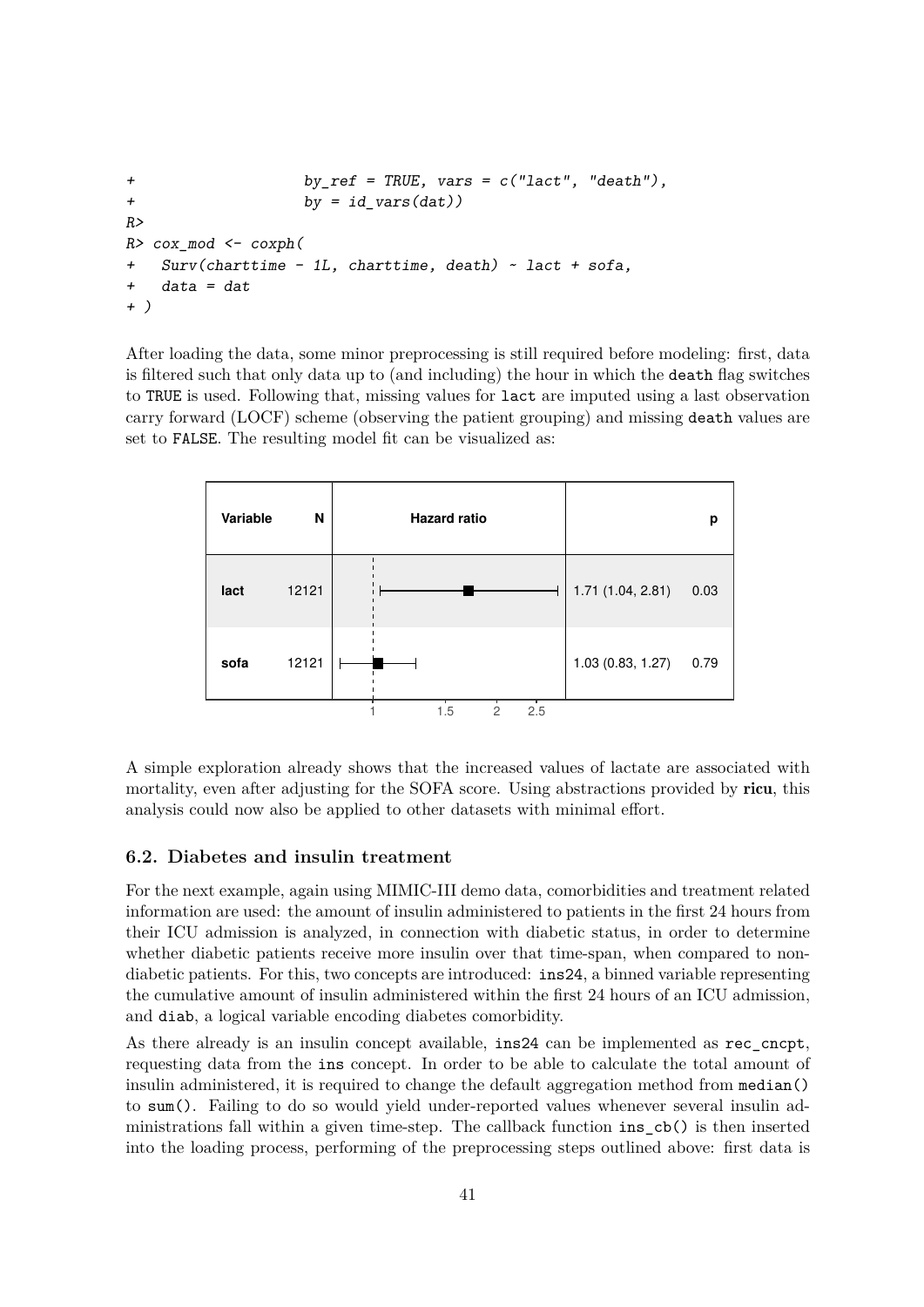```
+                    by_ref = TRUE, vars = c("lact", "death"),
+                    by = id_vars(dat))
R>
R> cox_mod <- coxph(
+   Surv(charttime - 1L, charttime, death) ~ lact + sofa,
+   data = dat
+ )
```

After loading the data, some minor preprocessing is still required before modeling: first, data is filtered such that only data up to (and including) the hour in which the death flag switches to TRUE is used. Following that, missing values for lact are imputed using a last observation carry forward (LOCF) scheme (observing the patient grouping) and missing death values are set to FALSE. The resulting model fit can be visualized as:

| Variable | N | Hazard ratio | | p |
|---|---|---|---|---|
| lact | 12121 | | 1.71 (1.04, 2.81) | 0.03 |
| sofa | 12121 | | 1.03 (0.83, 1.27) | 0.79 |

A simple exploration already shows that the increased values of lactate are associated with mortality, even after adjusting for the SOFA score. Using abstractions provided by **ricu**, this analysis could now also be applied to other datasets with minimal effort.

### 6.2. Diabetes and insulin treatment

For the next example, again using MIMIC-III demo data, comorbidities and treatment related information are used: the amount of insulin administered to patients in the first 24 hours from their ICU admission is analyzed, in connection with diabetic status, in order to determine whether diabetic patients receive more insulin over that time-span, when compared to non-diabetic patients. For this, two concepts are introduced: ins24, a binned variable representing the cumulative amount of insulin administered within the first 24 hours of an ICU admission, and diab, a logical variable encoding diabetes comorbidity.

As there already is an insulin concept available, ins24 can be implemented as rec_cncpt, requesting data from the ins concept. In order to be able to calculate the total amount of insulin administered, it is required to change the default aggregation method from median() to sum(). Failing to do so would yield under-reported values whenever several insulin administrations fall within a given time-step. The callback function ins_cb() is then inserted into the loading process, performing of the preprocessing steps outlined above: first data is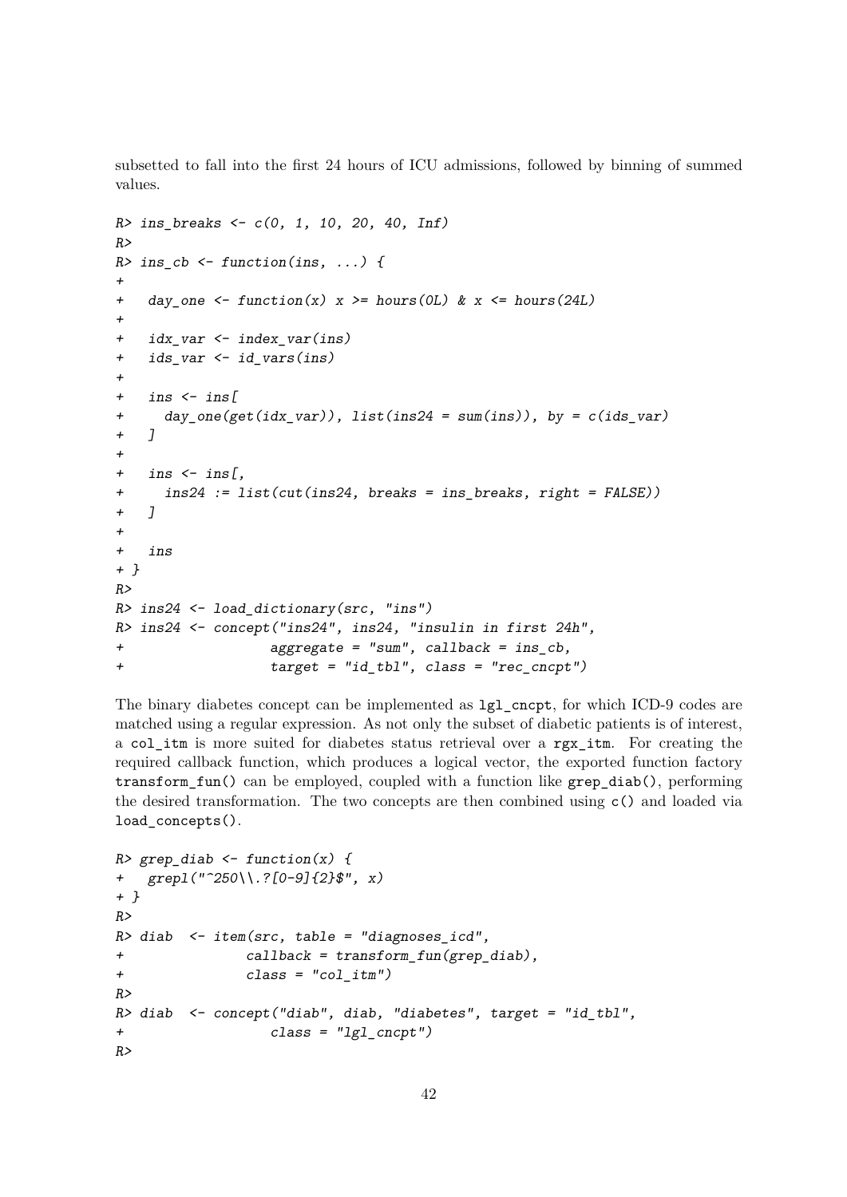subsetted to fall into the first 24 hours of ICU admissions, followed by binning of summed values.

```
R> ins_breaks <- c(0, 1, 10, 20, 40, Inf)
R>
R> ins_cb <- function(ins, ...) {
+
+   day_one <- function(x) x >= hours(0L) & x <= hours(24L)
+
+   idx_var <- index_var(ins)
+   ids_var <- id_vars(ins)
+
+   ins <- ins[
+     day_one(get(idx_var)), list(ins24 = sum(ins)), by = c(ids_var)
+   ]
+
+   ins <- ins[,
+     ins24 := list(cut(ins24, breaks = ins_breaks, right = FALSE))
+   ]
+
+   ins
+ }
R>
R> ins24 <- load_dictionary(src, "ins")
R> ins24 <- concept("ins24", ins24, "insulin in first 24h",
+                  aggregate = "sum", callback = ins_cb,
+                  target = "id_tbl", class = "rec_cncpt")
```

The binary diabetes concept can be implemented as `lgl_cncpt`, for which ICD-9 codes are matched using a regular expression. As not only the subset of diabetic patients is of interest, a `col_itm` is more suited for diabetes status retrieval over a `rgx_itm`. For creating the required callback function, which produces a logical vector, the exported function factory `transform_fun()` can be employed, coupled with a function like `grep_diab()`, performing the desired transformation. The two concepts are then combined using `c()` and loaded via `load_concepts()`.

```
R> grep_diab <- function(x) {
+   grepl("^250\\.?[0-9]{2}$", x)
+ }
R>
R> diab  <- item(src, table = "diagnoses_icd",
+               callback = transform_fun(grep_diab),
+               class = "col_itm")
R>
R> diab  <- concept("diab", diab, "diabetes", target = "id_tbl",
+                  class = "lgl_cncpt")
R>
```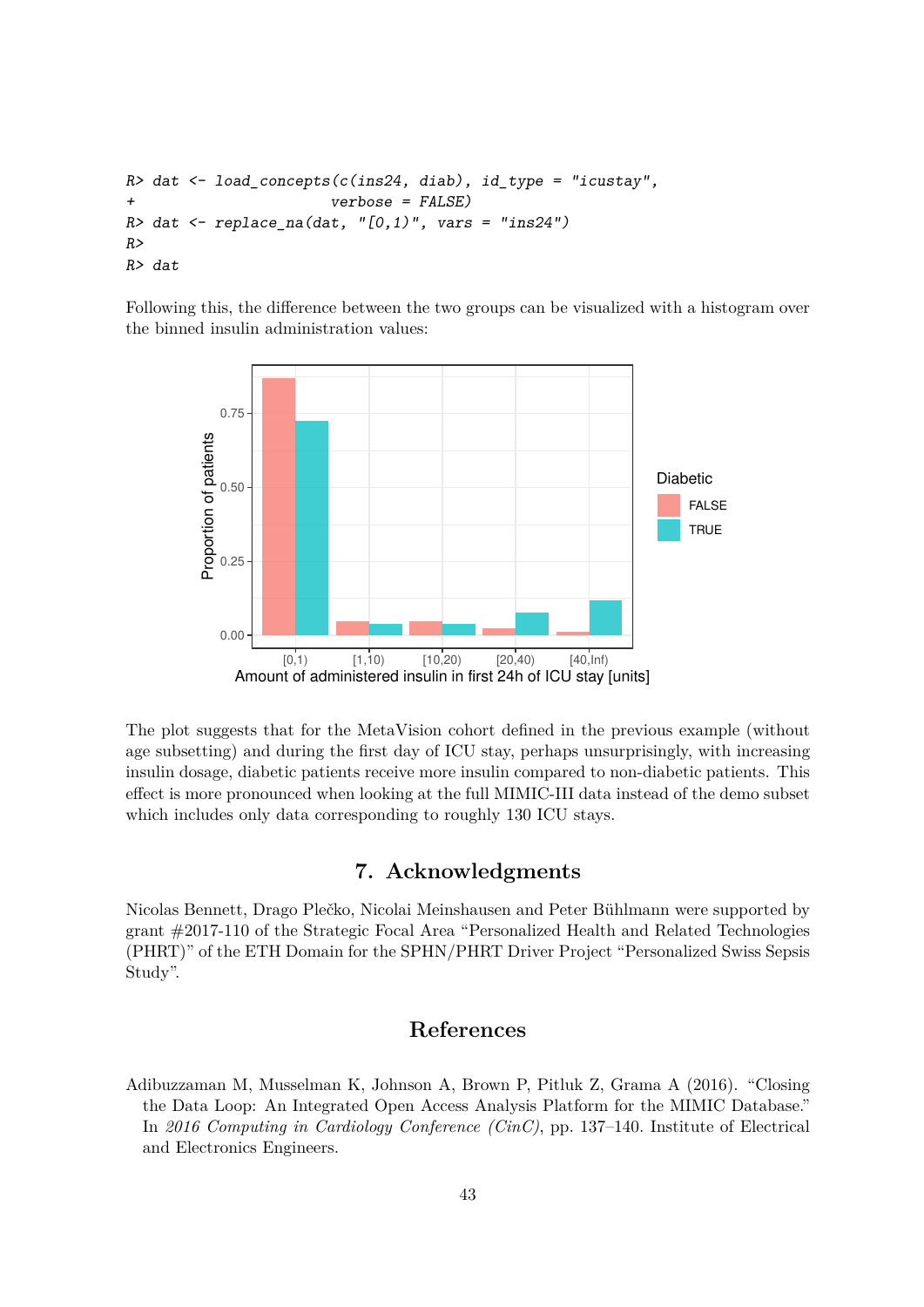```
R> dat <- load_concepts(c(ins24, diab), id_type = "icustay",
+                       verbose = FALSE)
R> dat <- replace_na(dat, "[0,1)", vars = "ins24")
R>
R> dat
```

Following this, the difference between the two groups can be visualized with a histogram over the binned insulin administration values:

The plot suggests that for the MetaVision cohort defined in the previous example (without age subsetting) and during the first day of ICU stay, perhaps unsurprisingly, with increasing insulin dosage, diabetic patients receive more insulin compared to non-diabetic patients. This effect is more pronounced when looking at the full MIMIC-III data instead of the demo subset which includes only data corresponding to roughly 130 ICU stays.

## 7. Acknowledgments

Nicolas Bennett, Drago Plečko, Nicolai Meinshausen and Peter Bühlmann were supported by grant #2017-110 of the Strategic Focal Area "Personalized Health and Related Technologies (PHRT)" of the ETH Domain for the SPHN/PHRT Driver Project "Personalized Swiss Sepsis Study".

## References

Adibuzzaman M, Musselman K, Johnson A, Brown P, Pitluk Z, Grama A (2016). "Closing the Data Loop: An Integrated Open Access Analysis Platform for the MIMIC Database." In *2016 Computing in Cardiology Conference (CinC)*, pp. 137–140. Institute of Electrical and Electronics Engineers.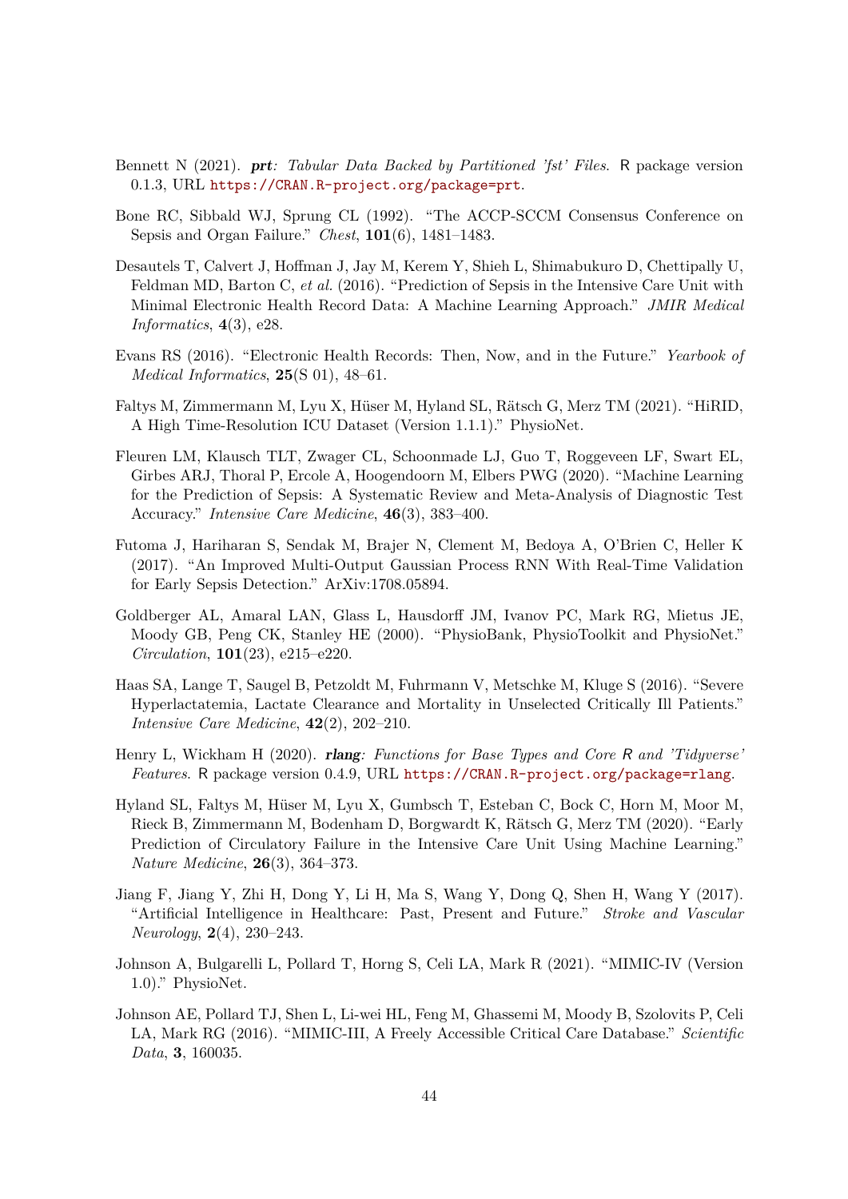Bennett N (2021). ***prt**: Tabular Data Backed by Partitioned 'fst' Files*. R package version 0.1.3, URL https://CRAN.R-project.org/package=prt.

Bone RC, Sibbald WJ, Sprung CL (1992). "The ACCP-SCCM Consensus Conference on Sepsis and Organ Failure." *Chest*, **101**(6), 1481–1483.

Desautels T, Calvert J, Hoffman J, Jay M, Kerem Y, Shieh L, Shimabukuro D, Chettipally U, Feldman MD, Barton C, *et al.* (2016). "Prediction of Sepsis in the Intensive Care Unit with Minimal Electronic Health Record Data: A Machine Learning Approach." *JMIR Medical Informatics*, **4**(3), e28.

Evans RS (2016). "Electronic Health Records: Then, Now, and in the Future." *Yearbook of Medical Informatics*, **25**(S 01), 48–61.

Faltys M, Zimmermann M, Lyu X, Hüser M, Hyland SL, Rätsch G, Merz TM (2021). "HiRID, A High Time-Resolution ICU Dataset (Version 1.1.1)." PhysioNet.

Fleuren LM, Klausch TLT, Zwager CL, Schoonmade LJ, Guo T, Roggeveen LF, Swart EL, Girbes ARJ, Thoral P, Ercole A, Hoogendoorn M, Elbers PWG (2020). "Machine Learning for the Prediction of Sepsis: A Systematic Review and Meta-Analysis of Diagnostic Test Accuracy." *Intensive Care Medicine*, **46**(3), 383–400.

Futoma J, Hariharan S, Sendak M, Brajer N, Clement M, Bedoya A, O'Brien C, Heller K (2017). "An Improved Multi-Output Gaussian Process RNN With Real-Time Validation for Early Sepsis Detection." ArXiv:1708.05894.

Goldberger AL, Amaral LAN, Glass L, Hausdorff JM, Ivanov PC, Mark RG, Mietus JE, Moody GB, Peng CK, Stanley HE (2000). "PhysioBank, PhysioToolkit and PhysioNet." *Circulation*, **101**(23), e215–e220.

Haas SA, Lange T, Saugel B, Petzoldt M, Fuhrmann V, Metschke M, Kluge S (2016). "Severe Hyperlactatemia, Lactate Clearance and Mortality in Unselected Critically Ill Patients." *Intensive Care Medicine*, **42**(2), 202–210.

Henry L, Wickham H (2020). ***rlang**: Functions for Base Types and Core R and 'Tidyverse' Features*. R package version 0.4.9, URL https://CRAN.R-project.org/package=rlang.

Hyland SL, Faltys M, Hüser M, Lyu X, Gumbsch T, Esteban C, Bock C, Horn M, Moor M, Rieck B, Zimmermann M, Bodenham D, Borgwardt K, Rätsch G, Merz TM (2020). "Early Prediction of Circulatory Failure in the Intensive Care Unit Using Machine Learning." *Nature Medicine*, **26**(3), 364–373.

Jiang F, Jiang Y, Zhi H, Dong Y, Li H, Ma S, Wang Y, Dong Q, Shen H, Wang Y (2017). "Artificial Intelligence in Healthcare: Past, Present and Future." *Stroke and Vascular Neurology*, **2**(4), 230–243.

Johnson A, Bulgarelli L, Pollard T, Horng S, Celi LA, Mark R (2021). "MIMIC-IV (Version 1.0)." PhysioNet.

Johnson AE, Pollard TJ, Shen L, Li-wei HL, Feng M, Ghassemi M, Moody B, Szolovits P, Celi LA, Mark RG (2016). "MIMIC-III, A Freely Accessible Critical Care Database." *Scientific Data*, **3**, 160035.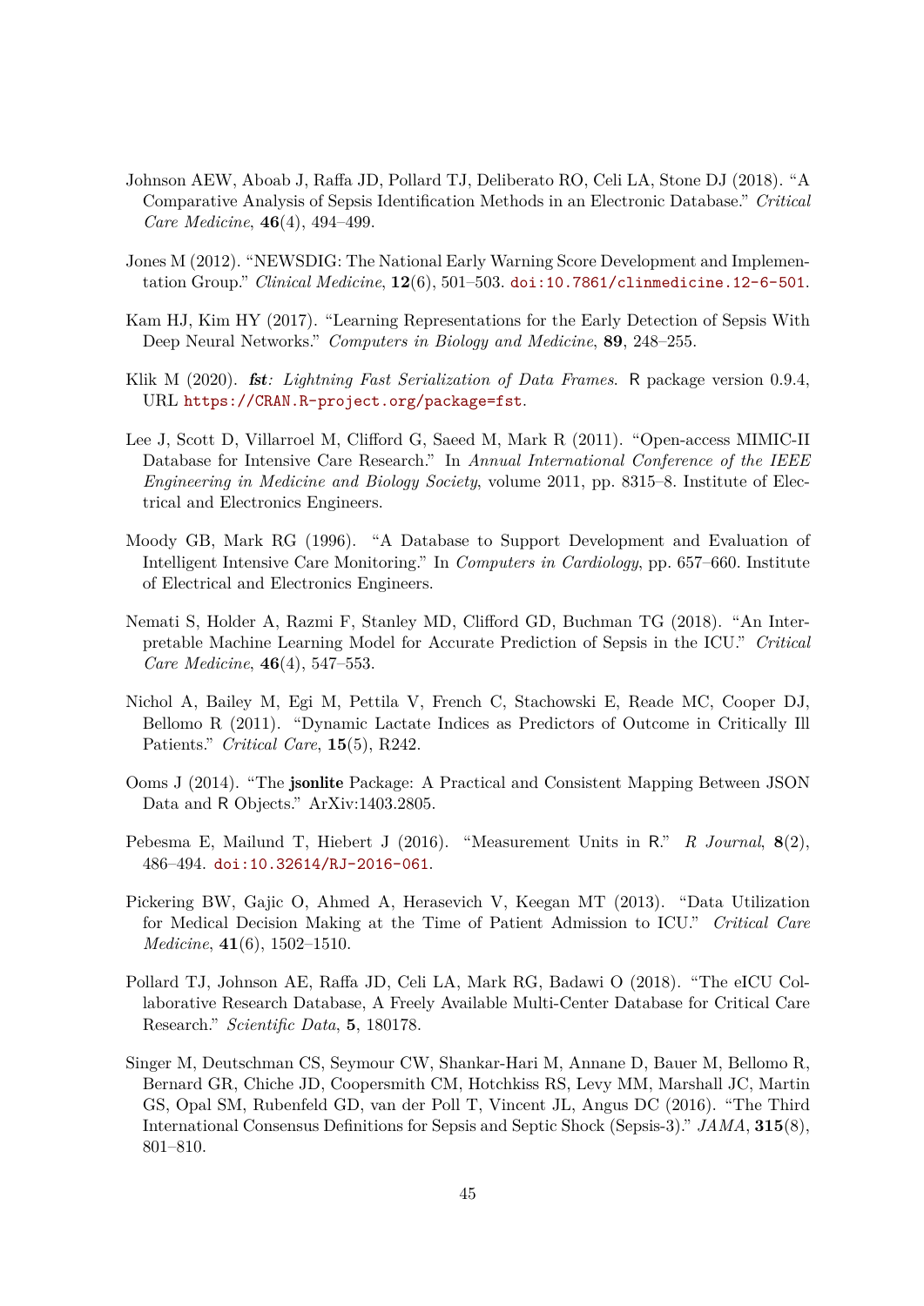Johnson AEW, Aboab J, Raffa JD, Pollard TJ, Deliberato RO, Celi LA, Stone DJ (2018). "A Comparative Analysis of Sepsis Identification Methods in an Electronic Database." *Critical Care Medicine*, **46**(4), 494–499.

Jones M (2012). "NEWSDIG: The National Early Warning Score Development and Implementation Group." *Clinical Medicine*, **12**(6), 501–503. doi:10.7861/clinmedicine.12-6-501.

Kam HJ, Kim HY (2017). "Learning Representations for the Early Detection of Sepsis With Deep Neural Networks." *Computers in Biology and Medicine*, **89**, 248–255.

Klik M (2020). ***fst**: Lightning Fast Serialization of Data Frames*. R package version 0.9.4, URL https://CRAN.R-project.org/package=fst.

Lee J, Scott D, Villarroel M, Clifford G, Saeed M, Mark R (2011). "Open-access MIMIC-II Database for Intensive Care Research." In *Annual International Conference of the IEEE Engineering in Medicine and Biology Society*, volume 2011, pp. 8315–8. Institute of Electrical and Electronics Engineers.

Moody GB, Mark RG (1996). "A Database to Support Development and Evaluation of Intelligent Intensive Care Monitoring." In *Computers in Cardiology*, pp. 657–660. Institute of Electrical and Electronics Engineers.

Nemati S, Holder A, Razmi F, Stanley MD, Clifford GD, Buchman TG (2018). "An Interpretable Machine Learning Model for Accurate Prediction of Sepsis in the ICU." *Critical Care Medicine*, **46**(4), 547–553.

Nichol A, Bailey M, Egi M, Pettila V, French C, Stachowski E, Reade MC, Cooper DJ, Bellomo R (2011). "Dynamic Lactate Indices as Predictors of Outcome in Critically Ill Patients." *Critical Care*, **15**(5), R242.

Ooms J (2014). "The **jsonlite** Package: A Practical and Consistent Mapping Between JSON Data and R Objects." ArXiv:1403.2805.

Pebesma E, Mailund T, Hiebert J (2016). "Measurement Units in R." *R Journal*, **8**(2), 486–494. doi:10.32614/RJ-2016-061.

Pickering BW, Gajic O, Ahmed A, Herasevich V, Keegan MT (2013). "Data Utilization for Medical Decision Making at the Time of Patient Admission to ICU." *Critical Care Medicine*, **41**(6), 1502–1510.

Pollard TJ, Johnson AE, Raffa JD, Celi LA, Mark RG, Badawi O (2018). "The eICU Collaborative Research Database, A Freely Available Multi-Center Database for Critical Care Research." *Scientific Data*, **5**, 180178.

Singer M, Deutschman CS, Seymour CW, Shankar-Hari M, Annane D, Bauer M, Bellomo R, Bernard GR, Chiche JD, Coopersmith CM, Hotchkiss RS, Levy MM, Marshall JC, Martin GS, Opal SM, Rubenfeld GD, van der Poll T, Vincent JL, Angus DC (2016). "The Third International Consensus Definitions for Sepsis and Septic Shock (Sepsis-3)." *JAMA*, **315**(8), 801–810.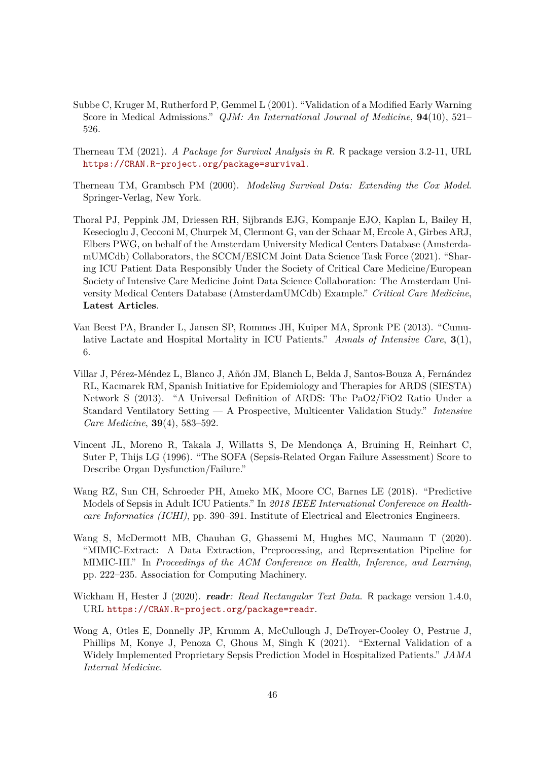Subbe C, Kruger M, Rutherford P, Gemmel L (2001). "Validation of a Modified Early Warning Score in Medical Admissions." *QJM: An International Journal of Medicine*, **94**(10), 521–526.

Therneau TM (2021). *A Package for Survival Analysis in R*. R package version 3.2-11, URL https://CRAN.R-project.org/package=survival.

Therneau TM, Grambsch PM (2000). *Modeling Survival Data: Extending the Cox Model*. Springer-Verlag, New York.

Thoral PJ, Peppink JM, Driessen RH, Sijbrands EJG, Kompanje EJO, Kaplan L, Bailey H, Kesecioglu J, Cecconi M, Churpek M, Clermont G, van der Schaar M, Ercole A, Girbes ARJ, Elbers PWG, on behalf of the Amsterdam University Medical Centers Database (AmsterdamUMCdb) Collaborators, the SCCM/ESICM Joint Data Science Task Force (2021). "Sharing ICU Patient Data Responsibly Under the Society of Critical Care Medicine/European Society of Intensive Care Medicine Joint Data Science Collaboration: The Amsterdam University Medical Centers Database (AmsterdamUMCdb) Example." *Critical Care Medicine*, **Latest Articles**.

Van Beest PA, Brander L, Jansen SP, Rommes JH, Kuiper MA, Spronk PE (2013). "Cumulative Lactate and Hospital Mortality in ICU Patients." *Annals of Intensive Care*, **3**(1), 6.

Villar J, Pérez-Méndez L, Blanco J, Añón JM, Blanch L, Belda J, Santos-Bouza A, Fernández RL, Kacmarek RM, Spanish Initiative for Epidemiology and Therapies for ARDS (SIESTA) Network S (2013). "A Universal Definition of ARDS: The PaO2/FiO2 Ratio Under a Standard Ventilatory Setting — A Prospective, Multicenter Validation Study." *Intensive Care Medicine*, **39**(4), 583–592.

Vincent JL, Moreno R, Takala J, Willatts S, De Mendonça A, Bruining H, Reinhart C, Suter P, Thijs LG (1996). "The SOFA (Sepsis-Related Organ Failure Assessment) Score to Describe Organ Dysfunction/Failure."

Wang RZ, Sun CH, Schroeder PH, Ameko MK, Moore CC, Barnes LE (2018). "Predictive Models of Sepsis in Adult ICU Patients." In *2018 IEEE International Conference on Healthcare Informatics (ICHI)*, pp. 390–391. Institute of Electrical and Electronics Engineers.

Wang S, McDermott MB, Chauhan G, Ghassemi M, Hughes MC, Naumann T (2020). "MIMIC-Extract: A Data Extraction, Preprocessing, and Representation Pipeline for MIMIC-III." In *Proceedings of the ACM Conference on Health, Inference, and Learning*, pp. 222–235. Association for Computing Machinery.

Wickham H, Hester J (2020). ***readr**: Read Rectangular Text Data*. R package version 1.4.0, URL https://CRAN.R-project.org/package=readr.

Wong A, Otles E, Donnelly JP, Krumm A, McCullough J, DeTroyer-Cooley O, Pestrue J, Phillips M, Konye J, Penoza C, Ghous M, Singh K (2021). "External Validation of a Widely Implemented Proprietary Sepsis Prediction Model in Hospitalized Patients." *JAMA Internal Medicine*.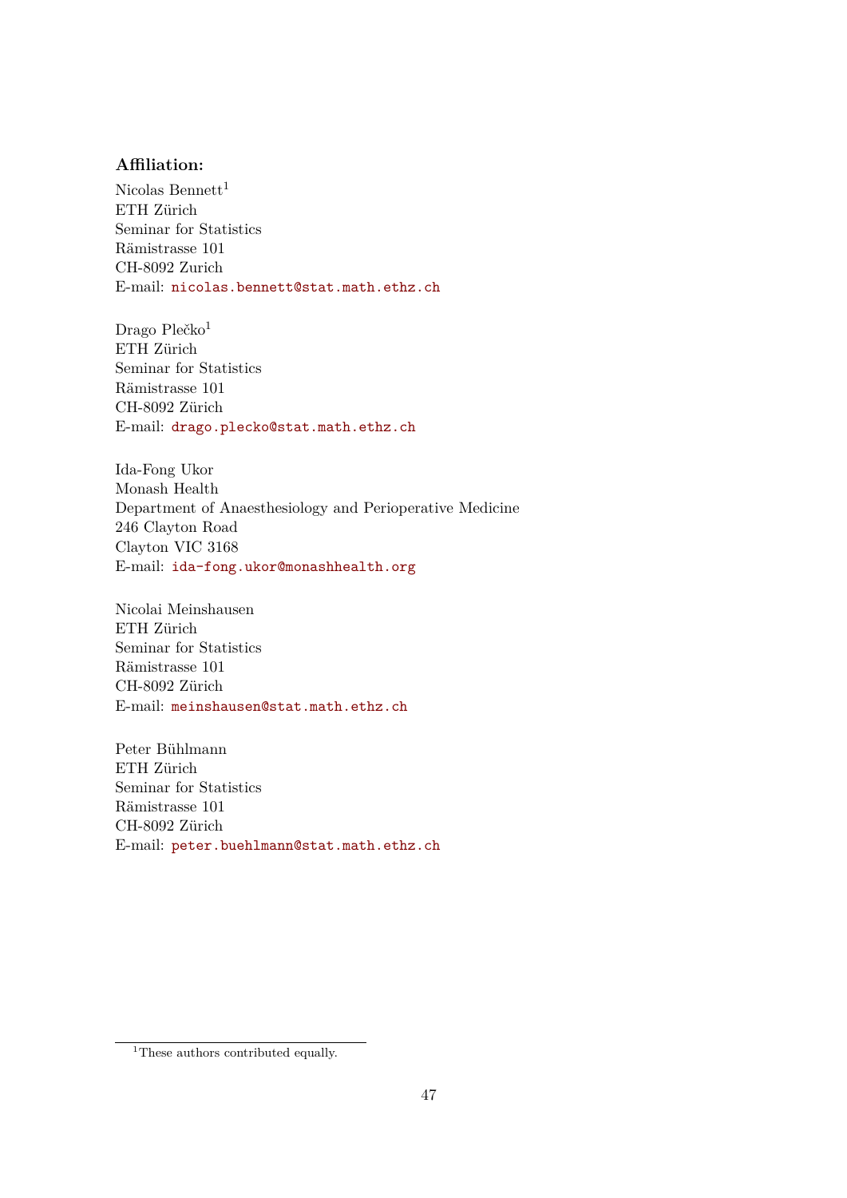**Affiliation:**

Nicolas Bennett[1]
ETH Zürich
Seminar for Statistics
Rämistrasse 101
CH-8092 Zurich
E-mail: nicolas.bennett@stat.math.ethz.ch

Drago Plečko[1]
ETH Zürich
Seminar for Statistics
Rämistrasse 101
CH-8092 Zürich
E-mail: drago.plecko@stat.math.ethz.ch

Ida-Fong Ukor
Monash Health
Department of Anaesthesiology and Perioperative Medicine
246 Clayton Road
Clayton VIC 3168
E-mail: ida-fong.ukor@monashhealth.org

Nicolai Meinshausen
ETH Zürich
Seminar for Statistics
Rämistrasse 101
CH-8092 Zürich
E-mail: meinshausen@stat.math.ethz.ch

Peter Bühlmann
ETH Zürich
Seminar for Statistics
Rämistrasse 101
CH-8092 Zürich
E-mail: peter.buehlmann@stat.math.ethz.ch

[1]These authors contributed equally.